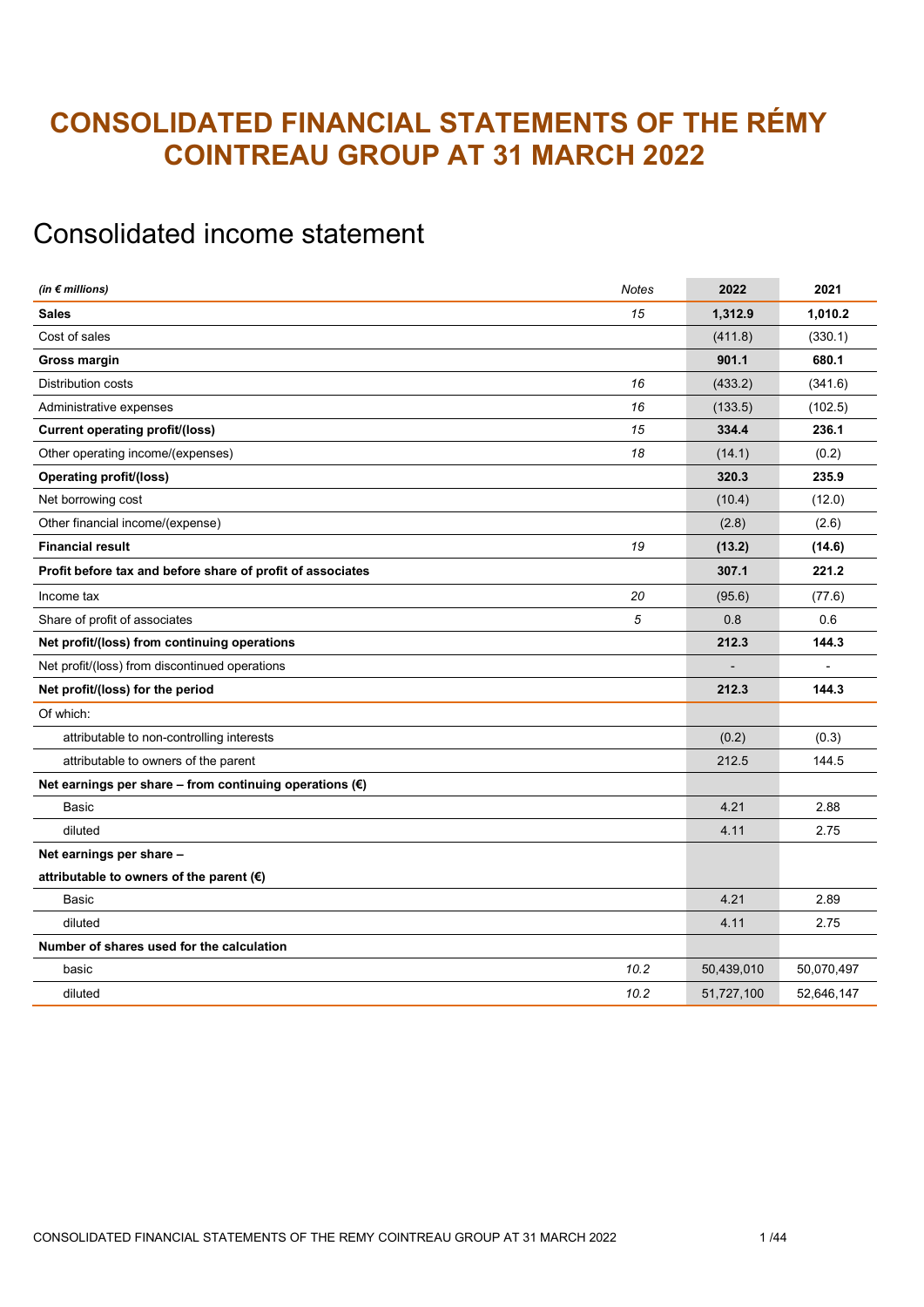# CONSOLIDATED FINANCIAL STATEMENTS OF THE RÉMY COINTREAU GROUP AT 31 MARCH 2022

## Consolidated income statement

| *(in € millions)* | *Notes* | 2022 | 2021 |
|---|---|---|---|
| **Sales** | *15* | **1,312.9** | **1,010.2** |
| Cost of sales | | (411.8) | (330.1) |
| **Gross margin** | | **901.1** | **680.1** |
| Distribution costs | *16* | (433.2) | (341.6) |
| Administrative expenses | *16* | (133.5) | (102.5) |
| **Current operating profit/(loss)** | *15* | **334.4** | **236.1** |
| Other operating income/(expenses) | *18* | (14.1) | (0.2) |
| **Operating profit/(loss)** | | **320.3** | **235.9** |
| Net borrowing cost | | (10.4) | (12.0) |
| Other financial income/(expense) | | (2.8) | (2.6) |
| **Financial result** | *19* | **(13.2)** | **(14.6)** |
| **Profit before tax and before share of profit of associates** | | **307.1** | **221.2** |
| Income tax | *20* | (95.6) | (77.6) |
| Share of profit of associates | *5* | 0.8 | 0.6 |
| **Net profit/(loss) from continuing operations** | | **212.3** | **144.3** |
| Net profit/(loss) from discontinued operations | | - | - |
| **Net profit/(loss) for the period** | | **212.3** | **144.3** |
| Of which: | | | |
| attributable to non-controlling interests | | (0.2) | (0.3) |
| attributable to owners of the parent | | 212.5 | 144.5 |
| **Net earnings per share – from continuing operations (€)** | | | |
| Basic | | 4.21 | 2.88 |
| diluted | | 4.11 | 2.75 |
| **Net earnings per share – attributable to owners of the parent (€)** | | | |
| Basic | | 4.21 | 2.89 |
| diluted | | 4.11 | 2.75 |
| **Number of shares used for the calculation** | | | |
| basic | *10.2* | 50,439,010 | 50,070,497 |
| diluted | *10.2* | 51,727,100 | 52,646,147 |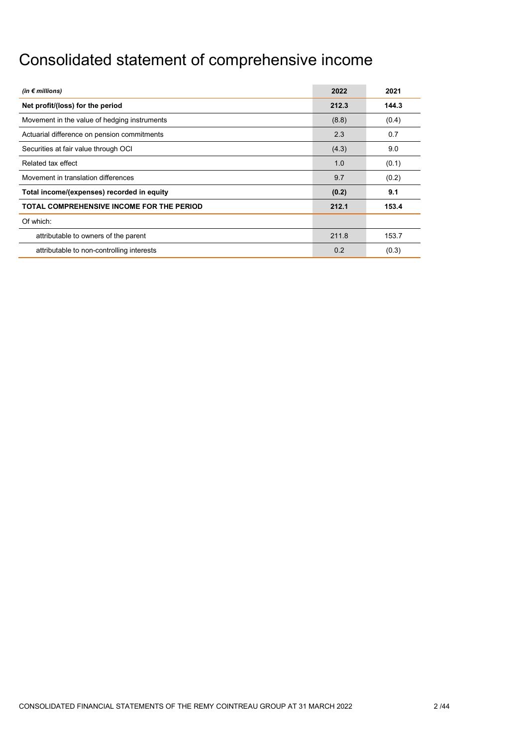# Consolidated statement of comprehensive income

| *(in € millions)* | 2022 | 2021 |
|---|---|---|
| **Net profit/(loss) for the period** | **212.3** | **144.3** |
| Movement in the value of hedging instruments | (8.8) | (0.4) |
| Actuarial difference on pension commitments | 2.3 | 0.7 |
| Securities at fair value through OCI | (4.3) | 9.0 |
| Related tax effect | 1.0 | (0.1) |
| Movement in translation differences | 9.7 | (0.2) |
| **Total income/(expenses) recorded in equity** | **(0.2)** | **9.1** |
| **TOTAL COMPREHENSIVE INCOME FOR THE PERIOD** | **212.1** | **153.4** |
| Of which: | | |
| attributable to owners of the parent | 211.8 | 153.7 |
| attributable to non-controlling interests | 0.2 | (0.3) |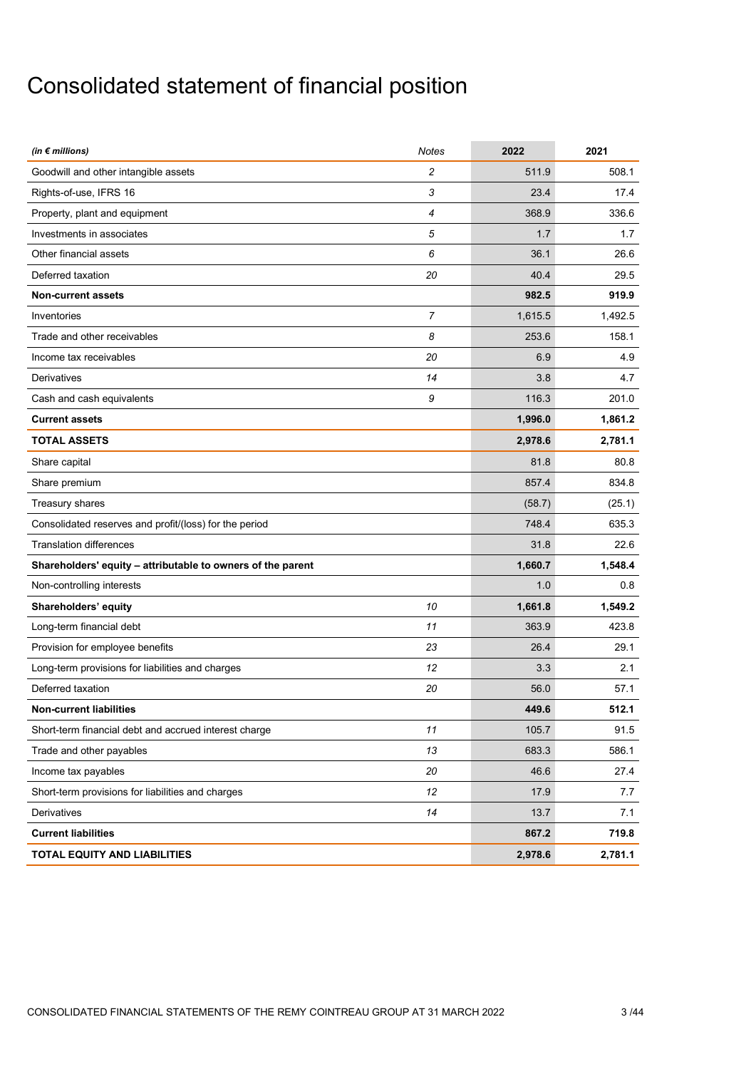# Consolidated statement of financial position

| *(in € millions)* | *Notes* | **2022** | **2021** |
|---|---|---|---|
| Goodwill and other intangible assets | *2* | 511.9 | 508.1 |
| Rights-of-use, IFRS 16 | *3* | 23.4 | 17.4 |
| Property, plant and equipment | *4* | 368.9 | 336.6 |
| Investments in associates | *5* | 1.7 | 1.7 |
| Other financial assets | *6* | 36.1 | 26.6 |
| Deferred taxation | *20* | 40.4 | 29.5 |
| **Non-current assets** | | **982.5** | **919.9** |
| Inventories | *7* | 1,615.5 | 1,492.5 |
| Trade and other receivables | *8* | 253.6 | 158.1 |
| Income tax receivables | *20* | 6.9 | 4.9 |
| Derivatives | *14* | 3.8 | 4.7 |
| Cash and cash equivalents | *9* | 116.3 | 201.0 |
| **Current assets** | | **1,996.0** | **1,861.2** |
| **TOTAL ASSETS** | | **2,978.6** | **2,781.1** |
| Share capital | | 81.8 | 80.8 |
| Share premium | | 857.4 | 834.8 |
| Treasury shares | | (58.7) | (25.1) |
| Consolidated reserves and profit/(loss) for the period | | 748.4 | 635.3 |
| Translation differences | | 31.8 | 22.6 |
| **Shareholders' equity – attributable to owners of the parent** | | **1,660.7** | **1,548.4** |
| Non-controlling interests | | 1.0 | 0.8 |
| **Shareholders' equity** | *10* | **1,661.8** | **1,549.2** |
| Long-term financial debt | *11* | 363.9 | 423.8 |
| Provision for employee benefits | *23* | 26.4 | 29.1 |
| Long-term provisions for liabilities and charges | *12* | 3.3 | 2.1 |
| Deferred taxation | *20* | 56.0 | 57.1 |
| **Non-current liabilities** | | **449.6** | **512.1** |
| Short-term financial debt and accrued interest charge | *11* | 105.7 | 91.5 |
| Trade and other payables | *13* | 683.3 | 586.1 |
| Income tax payables | *20* | 46.6 | 27.4 |
| Short-term provisions for liabilities and charges | *12* | 17.9 | 7.7 |
| Derivatives | *14* | 13.7 | 7.1 |
| **Current liabilities** | | **867.2** | **719.8** |
| **TOTAL EQUITY AND LIABILITIES** | | **2,978.6** | **2,781.1** |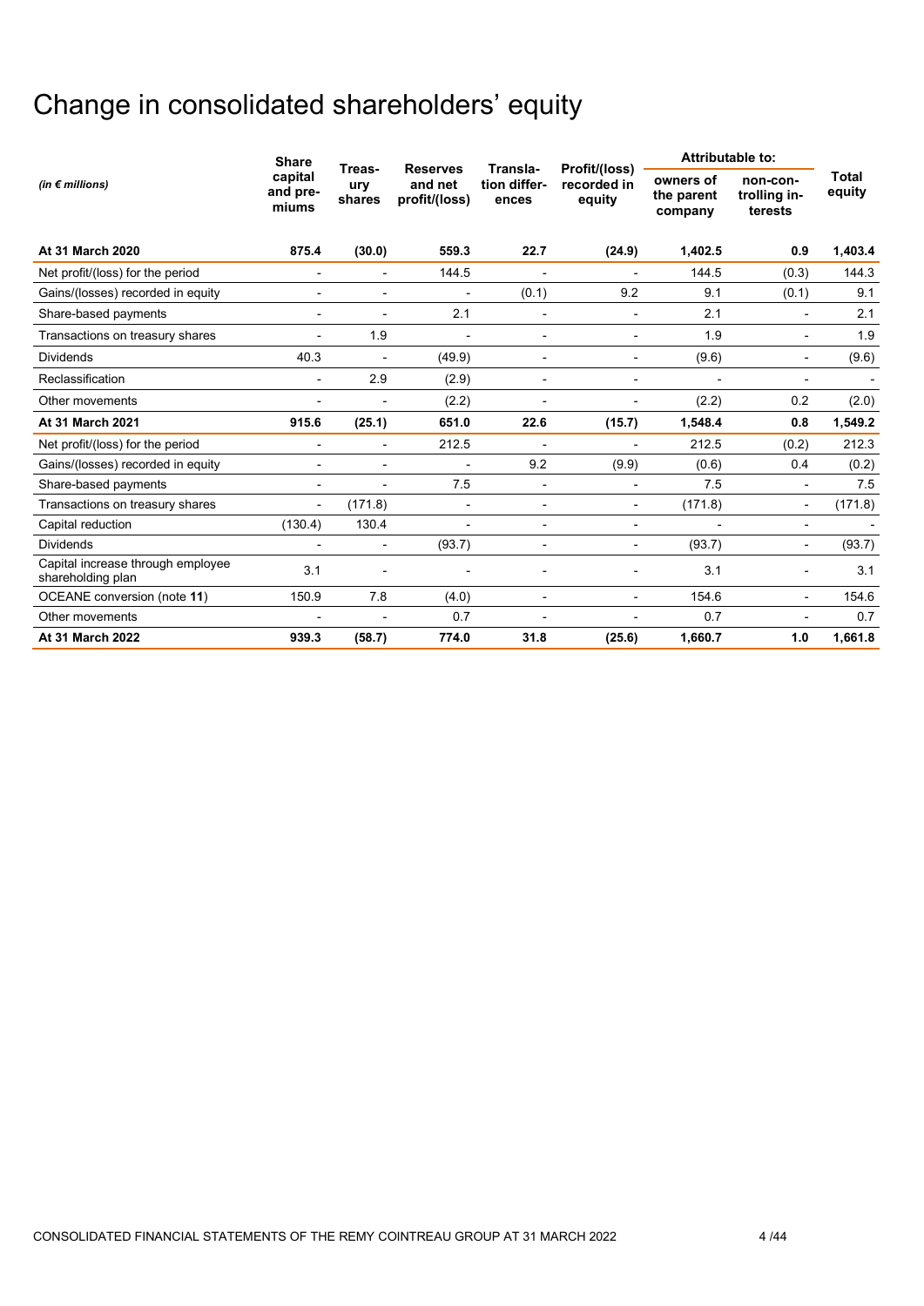# Change in consolidated shareholders' equity

| *(in € millions)* | Share capital and premiums | Treasury shares | Reserves and net profit/(loss) | Translation differences | Profit/(loss) recorded in equity | Attributable to: owners of the parent company | Attributable to: non-controlling interests | Total equity |
|---|---|---|---|---|---|---|---|---|
| **At 31 March 2020** | **875.4** | **(30.0)** | **559.3** | **22.7** | **(24.9)** | **1,402.5** | **0.9** | **1,403.4** |
| Net profit/(loss) for the period | - | - | 144.5 | - | - | 144.5 | (0.3) | 144.3 |
| Gains/(losses) recorded in equity | - | - | - | (0.1) | 9.2 | 9.1 | (0.1) | 9.1 |
| Share-based payments | - | - | 2.1 | - | - | 2.1 | - | 2.1 |
| Transactions on treasury shares | - | 1.9 | - | - | - | 1.9 | - | 1.9 |
| Dividends | 40.3 | - | (49.9) | - | - | (9.6) | - | (9.6) |
| Reclassification | - | 2.9 | (2.9) | - | - | - | - | - |
| Other movements | - | - | (2.2) | - | - | (2.2) | 0.2 | (2.0) |
| **At 31 March 2021** | **915.6** | **(25.1)** | **651.0** | **22.6** | **(15.7)** | **1,548.4** | **0.8** | **1,549.2** |
| Net profit/(loss) for the period | - | - | 212.5 | - | - | 212.5 | (0.2) | 212.3 |
| Gains/(losses) recorded in equity | - | - | - | 9.2 | (9.9) | (0.6) | 0.4 | (0.2) |
| Share-based payments | - | - | 7.5 | - | - | 7.5 | - | 7.5 |
| Transactions on treasury shares | - | (171.8) | - | - | - | (171.8) | - | (171.8) |
| Capital reduction | (130.4) | 130.4 | - | - | - | - | - | - |
| Dividends | - | - | (93.7) | - | - | (93.7) | - | (93.7) |
| Capital increase through employee shareholding plan | 3.1 | - | - | - | - | 3.1 | - | 3.1 |
| OCEANE conversion (note **11**) | 150.9 | 7.8 | (4.0) | - | - | 154.6 | - | 154.6 |
| Other movements | - | - | 0.7 | - | - | 0.7 | - | 0.7 |
| **At 31 March 2022** | **939.3** | **(58.7)** | **774.0** | **31.8** | **(25.6)** | **1,660.7** | **1.0** | **1,661.8** |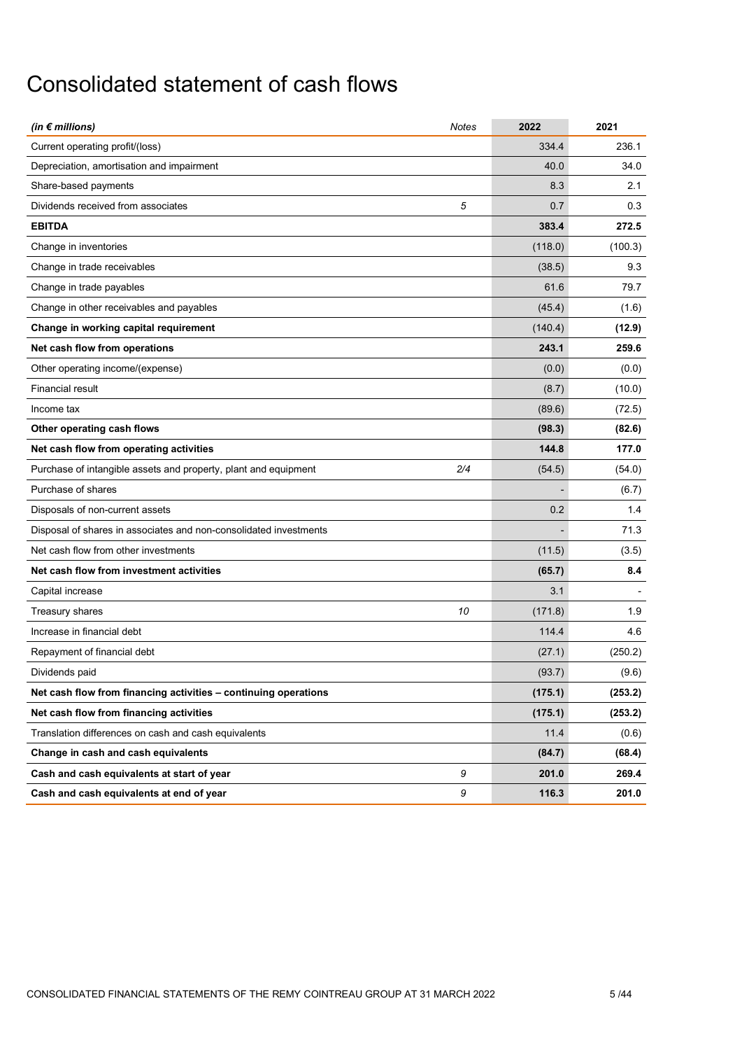# Consolidated statement of cash flows

| *(in € millions)* | *Notes* | 2022 | 2021 |
|---|---|---|---|
| Current operating profit/(loss) | | 334.4 | 236.1 |
| Depreciation, amortisation and impairment | | 40.0 | 34.0 |
| Share-based payments | | 8.3 | 2.1 |
| Dividends received from associates | 5 | 0.7 | 0.3 |
| **EBITDA** | | **383.4** | **272.5** |
| Change in inventories | | (118.0) | (100.3) |
| Change in trade receivables | | (38.5) | 9.3 |
| Change in trade payables | | 61.6 | 79.7 |
| Change in other receivables and payables | | (45.4) | (1.6) |
| **Change in working capital requirement** | | (140.4) | **(12.9)** |
| **Net cash flow from operations** | | **243.1** | **259.6** |
| Other operating income/(expense) | | (0.0) | (0.0) |
| Financial result | | (8.7) | (10.0) |
| Income tax | | (89.6) | (72.5) |
| **Other operating cash flows** | | **(98.3)** | **(82.6)** |
| **Net cash flow from operating activities** | | **144.8** | **177.0** |
| Purchase of intangible assets and property, plant and equipment | 2/4 | (54.5) | (54.0) |
| Purchase of shares | | - | (6.7) |
| Disposals of non-current assets | | 0.2 | 1.4 |
| Disposal of shares in associates and non-consolidated investments | | - | 71.3 |
| Net cash flow from other investments | | (11.5) | (3.5) |
| **Net cash flow from investment activities** | | **(65.7)** | **8.4** |
| Capital increase | | 3.1 | - |
| Treasury shares | 10 | (171.8) | 1.9 |
| Increase in financial debt | | 114.4 | 4.6 |
| Repayment of financial debt | | (27.1) | (250.2) |
| Dividends paid | | (93.7) | (9.6) |
| **Net cash flow from financing activities – continuing operations** | | **(175.1)** | **(253.2)** |
| **Net cash flow from financing activities** | | **(175.1)** | **(253.2)** |
| Translation differences on cash and cash equivalents | | 11.4 | (0.6) |
| **Change in cash and cash equivalents** | | **(84.7)** | **(68.4)** |
| **Cash and cash equivalents at start of year** | 9 | **201.0** | **269.4** |
| **Cash and cash equivalents at end of year** | 9 | **116.3** | **201.0** |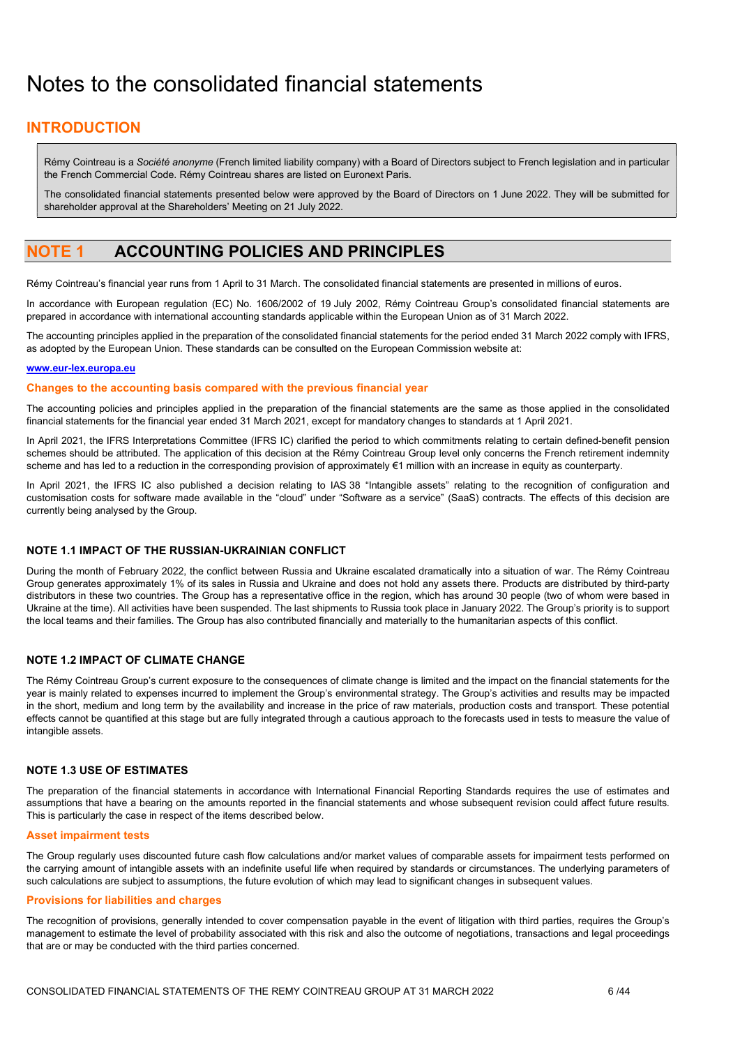# Notes to the consolidated financial statements

## INTRODUCTION

Rémy Cointreau is a *Société anonyme* (French limited liability company) with a Board of Directors subject to French legislation and in particular the French Commercial Code. Rémy Cointreau shares are listed on Euronext Paris.

The consolidated financial statements presented below were approved by the Board of Directors on 1 June 2022. They will be submitted for shareholder approval at the Shareholders' Meeting on 21 July 2022.

## NOTE 1 ACCOUNTING POLICIES AND PRINCIPLES

Rémy Cointreau's financial year runs from 1 April to 31 March. The consolidated financial statements are presented in millions of euros.

In accordance with European regulation (EC) No. 1606/2002 of 19 July 2002, Rémy Cointreau Group's consolidated financial statements are prepared in accordance with international accounting standards applicable within the European Union as of 31 March 2022.

The accounting principles applied in the preparation of the consolidated financial statements for the period ended 31 March 2022 comply with IFRS, as adopted by the European Union. These standards can be consulted on the European Commission website at:

**www.eur-lex.europa.eu**

#### Changes to the accounting basis compared with the previous financial year

The accounting policies and principles applied in the preparation of the financial statements are the same as those applied in the consolidated financial statements for the financial year ended 31 March 2021, except for mandatory changes to standards at 1 April 2021.

In April 2021, the IFRS Interpretations Committee (IFRS IC) clarified the period to which commitments relating to certain defined-benefit pension schemes should be attributed. The application of this decision at the Rémy Cointreau Group level only concerns the French retirement indemnity scheme and has led to a reduction in the corresponding provision of approximately €1 million with an increase in equity as counterparty.

In April 2021, the IFRS IC also published a decision relating to IAS 38 "Intangible assets" relating to the recognition of configuration and customisation costs for software made available in the "cloud" under "Software as a service" (SaaS) contracts. The effects of this decision are currently being analysed by the Group.

### NOTE 1.1 IMPACT OF THE RUSSIAN-UKRAINIAN CONFLICT

During the month of February 2022, the conflict between Russia and Ukraine escalated dramatically into a situation of war. The Rémy Cointreau Group generates approximately 1% of its sales in Russia and Ukraine and does not hold any assets there. Products are distributed by third-party distributors in these two countries. The Group has a representative office in the region, which has around 30 people (two of whom were based in Ukraine at the time). All activities have been suspended. The last shipments to Russia took place in January 2022. The Group's priority is to support the local teams and their families. The Group has also contributed financially and materially to the humanitarian aspects of this conflict.

### NOTE 1.2 IMPACT OF CLIMATE CHANGE

The Rémy Cointreau Group's current exposure to the consequences of climate change is limited and the impact on the financial statements for the year is mainly related to expenses incurred to implement the Group's environmental strategy. The Group's activities and results may be impacted in the short, medium and long term by the availability and increase in the price of raw materials, production costs and transport. These potential effects cannot be quantified at this stage but are fully integrated through a cautious approach to the forecasts used in tests to measure the value of intangible assets.

### NOTE 1.3 USE OF ESTIMATES

The preparation of the financial statements in accordance with International Financial Reporting Standards requires the use of estimates and assumptions that have a bearing on the amounts reported in the financial statements and whose subsequent revision could affect future results. This is particularly the case in respect of the items described below.

#### Asset impairment tests

The Group regularly uses discounted future cash flow calculations and/or market values of comparable assets for impairment tests performed on the carrying amount of intangible assets with an indefinite useful life when required by standards or circumstances. The underlying parameters of such calculations are subject to assumptions, the future evolution of which may lead to significant changes in subsequent values.

#### Provisions for liabilities and charges

The recognition of provisions, generally intended to cover compensation payable in the event of litigation with third parties, requires the Group's management to estimate the level of probability associated with this risk and also the outcome of negotiations, transactions and legal proceedings that are or may be conducted with the third parties concerned.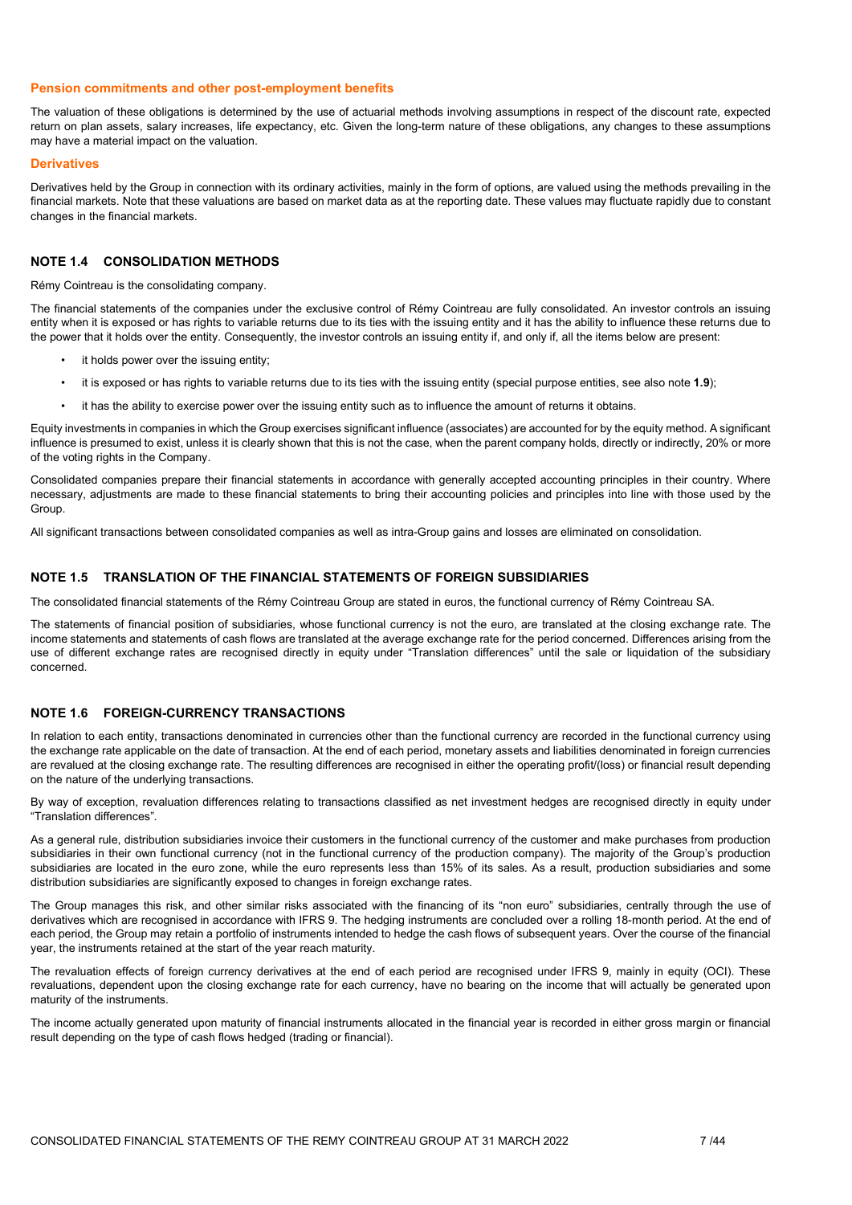### Pension commitments and other post-employment benefits

The valuation of these obligations is determined by the use of actuarial methods involving assumptions in respect of the discount rate, expected return on plan assets, salary increases, life expectancy, etc. Given the long-term nature of these obligations, any changes to these assumptions may have a material impact on the valuation.

### Derivatives

Derivatives held by the Group in connection with its ordinary activities, mainly in the form of options, are valued using the methods prevailing in the financial markets. Note that these valuations are based on market data as at the reporting date. These values may fluctuate rapidly due to constant changes in the financial markets.

## NOTE 1.4 CONSOLIDATION METHODS

Rémy Cointreau is the consolidating company.

The financial statements of the companies under the exclusive control of Rémy Cointreau are fully consolidated. An investor controls an issuing entity when it is exposed or has rights to variable returns due to its ties with the issuing entity and it has the ability to influence these returns due to the power that it holds over the entity. Consequently, the investor controls an issuing entity if, and only if, all the items below are present:

- it holds power over the issuing entity;
- it is exposed or has rights to variable returns due to its ties with the issuing entity (special purpose entities, see also note **1.9**);
- it has the ability to exercise power over the issuing entity such as to influence the amount of returns it obtains.

Equity investments in companies in which the Group exercises significant influence (associates) are accounted for by the equity method. A significant influence is presumed to exist, unless it is clearly shown that this is not the case, when the parent company holds, directly or indirectly, 20% or more of the voting rights in the Company.

Consolidated companies prepare their financial statements in accordance with generally accepted accounting principles in their country. Where necessary, adjustments are made to these financial statements to bring their accounting policies and principles into line with those used by the Group.

All significant transactions between consolidated companies as well as intra-Group gains and losses are eliminated on consolidation.

## NOTE 1.5 TRANSLATION OF THE FINANCIAL STATEMENTS OF FOREIGN SUBSIDIARIES

The consolidated financial statements of the Rémy Cointreau Group are stated in euros, the functional currency of Rémy Cointreau SA.

The statements of financial position of subsidiaries, whose functional currency is not the euro, are translated at the closing exchange rate. The income statements and statements of cash flows are translated at the average exchange rate for the period concerned. Differences arising from the use of different exchange rates are recognised directly in equity under "Translation differences" until the sale or liquidation of the subsidiary concerned.

## NOTE 1.6 FOREIGN-CURRENCY TRANSACTIONS

In relation to each entity, transactions denominated in currencies other than the functional currency are recorded in the functional currency using the exchange rate applicable on the date of transaction. At the end of each period, monetary assets and liabilities denominated in foreign currencies are revalued at the closing exchange rate. The resulting differences are recognised in either the operating profit/(loss) or financial result depending on the nature of the underlying transactions.

By way of exception, revaluation differences relating to transactions classified as net investment hedges are recognised directly in equity under "Translation differences".

As a general rule, distribution subsidiaries invoice their customers in the functional currency of the customer and make purchases from production subsidiaries in their own functional currency (not in the functional currency of the production company). The majority of the Group's production subsidiaries are located in the euro zone, while the euro represents less than 15% of its sales. As a result, production subsidiaries and some distribution subsidiaries are significantly exposed to changes in foreign exchange rates.

The Group manages this risk, and other similar risks associated with the financing of its "non euro" subsidiaries, centrally through the use of derivatives which are recognised in accordance with IFRS 9. The hedging instruments are concluded over a rolling 18-month period. At the end of each period, the Group may retain a portfolio of instruments intended to hedge the cash flows of subsequent years. Over the course of the financial year, the instruments retained at the start of the year reach maturity.

The revaluation effects of foreign currency derivatives at the end of each period are recognised under IFRS 9, mainly in equity (OCI). These revaluations, dependent upon the closing exchange rate for each currency, have no bearing on the income that will actually be generated upon maturity of the instruments.

The income actually generated upon maturity of financial instruments allocated in the financial year is recorded in either gross margin or financial result depending on the type of cash flows hedged (trading or financial).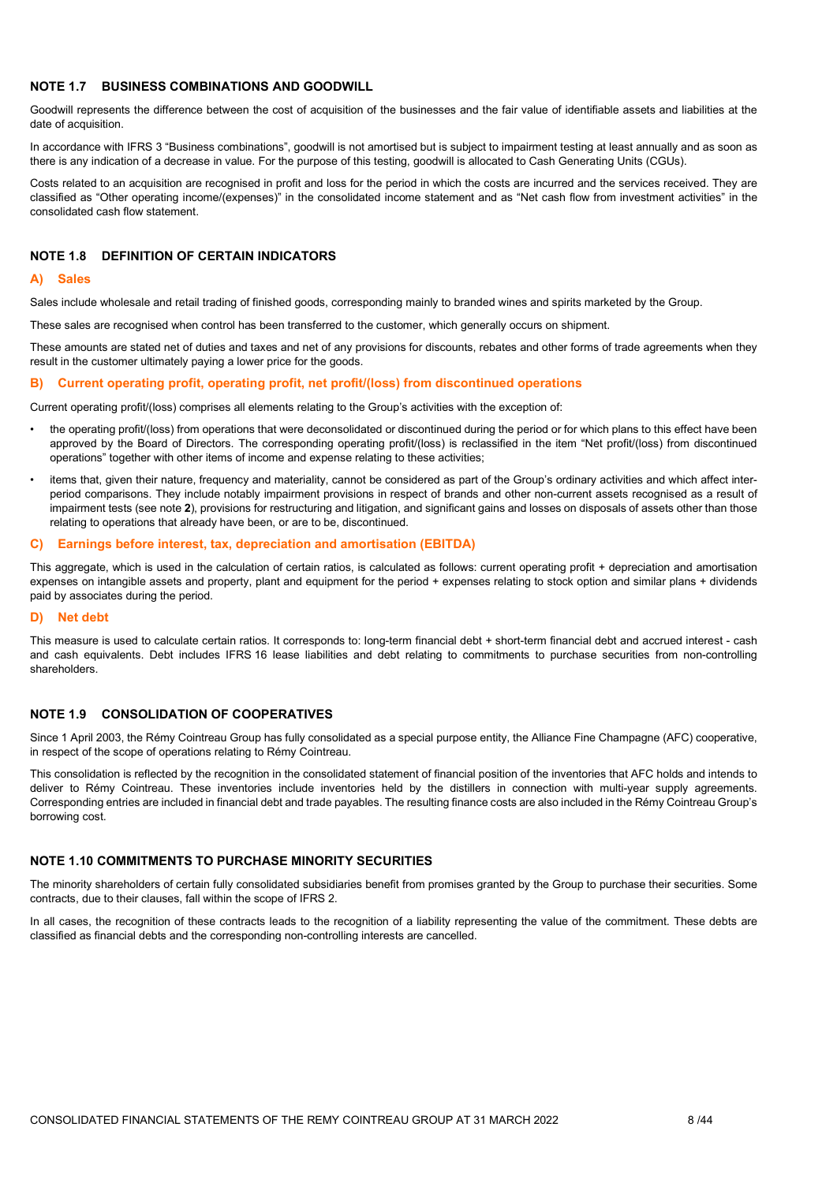## NOTE 1.7 BUSINESS COMBINATIONS AND GOODWILL

Goodwill represents the difference between the cost of acquisition of the businesses and the fair value of identifiable assets and liabilities at the date of acquisition.

In accordance with IFRS 3 "Business combinations", goodwill is not amortised but is subject to impairment testing at least annually and as soon as there is any indication of a decrease in value. For the purpose of this testing, goodwill is allocated to Cash Generating Units (CGUs).

Costs related to an acquisition are recognised in profit and loss for the period in which the costs are incurred and the services received. They are classified as "Other operating income/(expenses)" in the consolidated income statement and as "Net cash flow from investment activities" in the consolidated cash flow statement.

## NOTE 1.8 DEFINITION OF CERTAIN INDICATORS

### A) Sales

Sales include wholesale and retail trading of finished goods, corresponding mainly to branded wines and spirits marketed by the Group.

These sales are recognised when control has been transferred to the customer, which generally occurs on shipment.

These amounts are stated net of duties and taxes and net of any provisions for discounts, rebates and other forms of trade agreements when they result in the customer ultimately paying a lower price for the goods.

### B) Current operating profit, operating profit, net profit/(loss) from discontinued operations

Current operating profit/(loss) comprises all elements relating to the Group's activities with the exception of:

- the operating profit/(loss) from operations that were deconsolidated or discontinued during the period or for which plans to this effect have been approved by the Board of Directors. The corresponding operating profit/(loss) is reclassified in the item "Net profit/(loss) from discontinued operations" together with other items of income and expense relating to these activities;
- items that, given their nature, frequency and materiality, cannot be considered as part of the Group's ordinary activities and which affect inter-period comparisons. They include notably impairment provisions in respect of brands and other non-current assets recognised as a result of impairment tests (see note **2**), provisions for restructuring and litigation, and significant gains and losses on disposals of assets other than those relating to operations that already have been, or are to be, discontinued.

### C) Earnings before interest, tax, depreciation and amortisation (EBITDA)

This aggregate, which is used in the calculation of certain ratios, is calculated as follows: current operating profit + depreciation and amortisation expenses on intangible assets and property, plant and equipment for the period + expenses relating to stock option and similar plans + dividends paid by associates during the period.

### D) Net debt

This measure is used to calculate certain ratios. It corresponds to: long-term financial debt + short-term financial debt and accrued interest - cash and cash equivalents. Debt includes IFRS 16 lease liabilities and debt relating to commitments to purchase securities from non-controlling shareholders.

## NOTE 1.9 CONSOLIDATION OF COOPERATIVES

Since 1 April 2003, the Rémy Cointreau Group has fully consolidated as a special purpose entity, the Alliance Fine Champagne (AFC) cooperative, in respect of the scope of operations relating to Rémy Cointreau.

This consolidation is reflected by the recognition in the consolidated statement of financial position of the inventories that AFC holds and intends to deliver to Rémy Cointreau. These inventories include inventories held by the distillers in connection with multi-year supply agreements. Corresponding entries are included in financial debt and trade payables. The resulting finance costs are also included in the Rémy Cointreau Group's borrowing cost.

## NOTE 1.10 COMMITMENTS TO PURCHASE MINORITY SECURITIES

The minority shareholders of certain fully consolidated subsidiaries benefit from promises granted by the Group to purchase their securities. Some contracts, due to their clauses, fall within the scope of IFRS 2.

In all cases, the recognition of these contracts leads to the recognition of a liability representing the value of the commitment. These debts are classified as financial debts and the corresponding non-controlling interests are cancelled.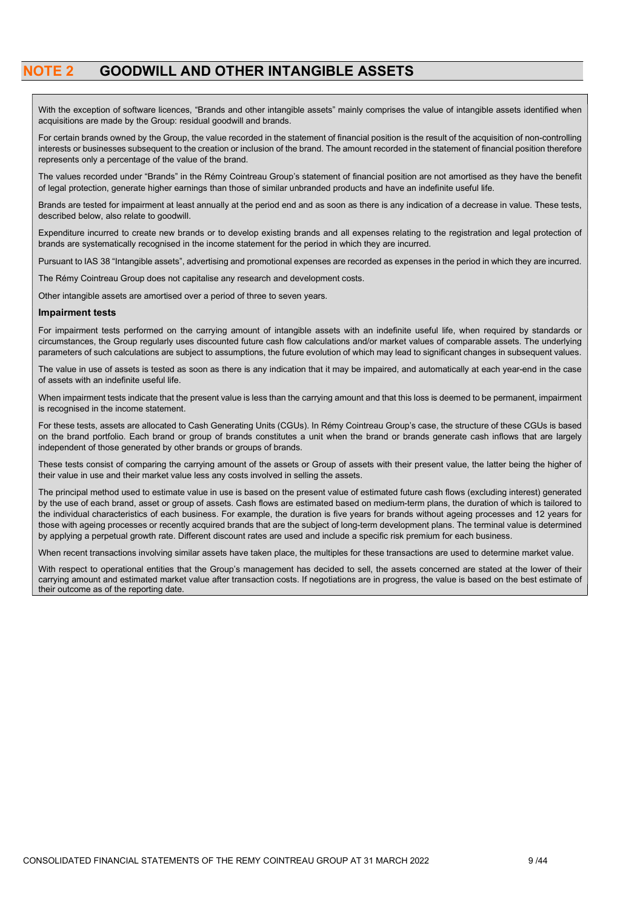# NOTE 2 GOODWILL AND OTHER INTANGIBLE ASSETS

With the exception of software licences, "Brands and other intangible assets" mainly comprises the value of intangible assets identified when acquisitions are made by the Group: residual goodwill and brands.

For certain brands owned by the Group, the value recorded in the statement of financial position is the result of the acquisition of non-controlling interests or businesses subsequent to the creation or inclusion of the brand. The amount recorded in the statement of financial position therefore represents only a percentage of the value of the brand.

The values recorded under "Brands" in the Rémy Cointreau Group's statement of financial position are not amortised as they have the benefit of legal protection, generate higher earnings than those of similar unbranded products and have an indefinite useful life.

Brands are tested for impairment at least annually at the period end and as soon as there is any indication of a decrease in value. These tests, described below, also relate to goodwill.

Expenditure incurred to create new brands or to develop existing brands and all expenses relating to the registration and legal protection of brands are systematically recognised in the income statement for the period in which they are incurred.

Pursuant to IAS 38 "Intangible assets", advertising and promotional expenses are recorded as expenses in the period in which they are incurred.

The Rémy Cointreau Group does not capitalise any research and development costs.

Other intangible assets are amortised over a period of three to seven years.

**Impairment tests**

For impairment tests performed on the carrying amount of intangible assets with an indefinite useful life, when required by standards or circumstances, the Group regularly uses discounted future cash flow calculations and/or market values of comparable assets. The underlying parameters of such calculations are subject to assumptions, the future evolution of which may lead to significant changes in subsequent values.

The value in use of assets is tested as soon as there is any indication that it may be impaired, and automatically at each year-end in the case of assets with an indefinite useful life.

When impairment tests indicate that the present value is less than the carrying amount and that this loss is deemed to be permanent, impairment is recognised in the income statement.

For these tests, assets are allocated to Cash Generating Units (CGUs). In Rémy Cointreau Group's case, the structure of these CGUs is based on the brand portfolio. Each brand or group of brands constitutes a unit when the brand or brands generate cash inflows that are largely independent of those generated by other brands or groups of brands.

These tests consist of comparing the carrying amount of the assets or Group of assets with their present value, the latter being the higher of their value in use and their market value less any costs involved in selling the assets.

The principal method used to estimate value in use is based on the present value of estimated future cash flows (excluding interest) generated by the use of each brand, asset or group of assets. Cash flows are estimated based on medium-term plans, the duration of which is tailored to the individual characteristics of each business. For example, the duration is five years for brands without ageing processes and 12 years for those with ageing processes or recently acquired brands that are the subject of long-term development plans. The terminal value is determined by applying a perpetual growth rate. Different discount rates are used and include a specific risk premium for each business.

When recent transactions involving similar assets have taken place, the multiples for these transactions are used to determine market value.

With respect to operational entities that the Group's management has decided to sell, the assets concerned are stated at the lower of their carrying amount and estimated market value after transaction costs. If negotiations are in progress, the value is based on the best estimate of their outcome as of the reporting date.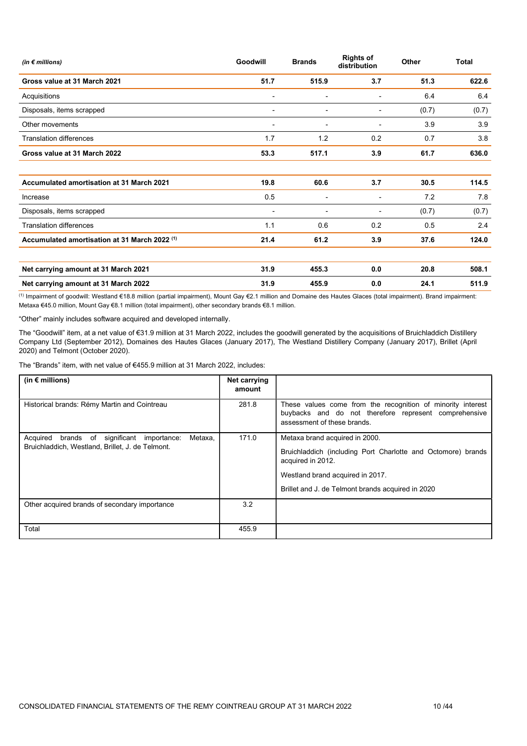| *(in € millions)* | Goodwill | Brands | Rights of distribution | Other | Total |
|---|---|---|---|---|---|
| **Gross value at 31 March 2021** | **51.7** | **515.9** | **3.7** | **51.3** | **622.6** |
| Acquisitions | - | - | - | 6.4 | 6.4 |
| Disposals, items scrapped | - | - | - | (0.7) | (0.7) |
| Other movements | - | - | - | 3.9 | 3.9 |
| Translation differences | 1.7 | 1.2 | 0.2 | 0.7 | 3.8 |
| **Gross value at 31 March 2022** | **53.3** | **517.1** | **3.9** | **61.7** | **636.0** |
| | | | | | |
| **Accumulated amortisation at 31 March 2021** | **19.8** | **60.6** | **3.7** | **30.5** | **114.5** |
| Increase | 0.5 | - | - | 7.2 | 7.8 |
| Disposals, items scrapped | - | - | - | (0.7) | (0.7) |
| Translation differences | 1.1 | 0.6 | 0.2 | 0.5 | 2.4 |
| **Accumulated amortisation at 31 March 2022 [(1)]** | **21.4** | **61.2** | **3.9** | **37.6** | **124.0** |
| | | | | | |
| **Net carrying amount at 31 March 2021** | **31.9** | **455.3** | **0.0** | **20.8** | **508.1** |
| **Net carrying amount at 31 March 2022** | **31.9** | **455.9** | **0.0** | **24.1** | **511.9** |

[(1)] Impairment of goodwill: Westland €18.8 million (partial impairment), Mount Gay €2.1 million and Domaine des Hautes Glaces (total impairment). Brand impairment: Metaxa €45.0 million, Mount Gay €8.1 million (total impairment), other secondary brands €8.1 million.

"Other" mainly includes software acquired and developed internally.

The "Goodwill" item, at a net value of €31.9 million at 31 March 2022, includes the goodwill generated by the acquisitions of Bruichladdich Distillery Company Ltd (September 2012), Domaines des Hautes Glaces (January 2017), The Westland Distillery Company (January 2017), Brillet (April 2020) and Telmont (October 2020).

The "Brands" item, with net value of €455.9 million at 31 March 2022, includes:

| (in € millions) | Net carrying amount | |
|---|---|---|
| Historical brands: Rémy Martin and Cointreau | 281.8 | These values come from the recognition of minority interest buybacks and do not therefore represent comprehensive assessment of these brands. |
| Acquired brands of significant importance: Metaxa, Bruichladdich, Westland, Brillet, J. de Telmont. | 171.0 | Metaxa brand acquired in 2000.<br><br>Bruichladdich (including Port Charlotte and Octomore) brands acquired in 2012.<br><br>Westland brand acquired in 2017.<br><br>Brillet and J. de Telmont brands acquired in 2020 |
| Other acquired brands of secondary importance | 3.2 | |
| Total | 455.9 | |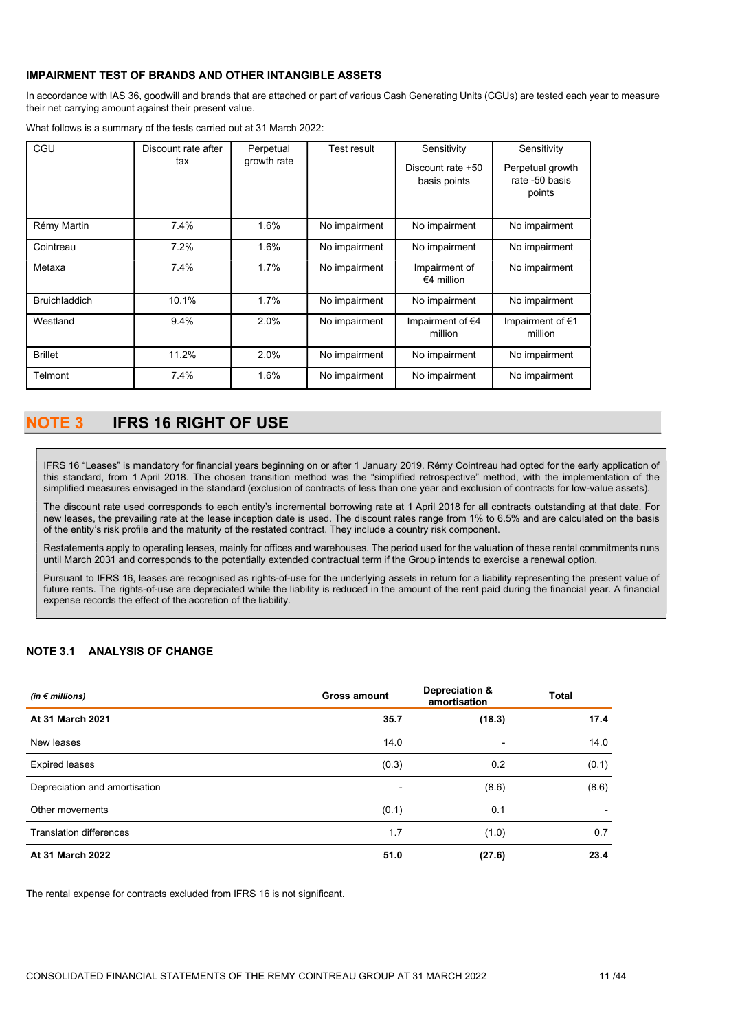### IMPAIRMENT TEST OF BRANDS AND OTHER INTANGIBLE ASSETS

In accordance with IAS 36, goodwill and brands that are attached or part of various Cash Generating Units (CGUs) are tested each year to measure their net carrying amount against their present value.

What follows is a summary of the tests carried out at 31 March 2022:

| CGU | Discount rate after tax | Perpetual growth rate | Test result | Sensitivity<br>Discount rate +50 basis points | Sensitivity<br>Perpetual growth rate -50 basis points |
|---|---|---|---|---|---|
| Rémy Martin | 7.4% | 1.6% | No impairment | No impairment | No impairment |
| Cointreau | 7.2% | 1.6% | No impairment | No impairment | No impairment |
| Metaxa | 7.4% | 1.7% | No impairment | Impairment of €4 million | No impairment |
| Bruichladdich | 10.1% | 1.7% | No impairment | No impairment | No impairment |
| Westland | 9.4% | 2.0% | No impairment | Impairment of €4 million | Impairment of €1 million |
| Brillet | 11.2% | 2.0% | No impairment | No impairment | No impairment |
| Telmont | 7.4% | 1.6% | No impairment | No impairment | No impairment |

## NOTE 3 IFRS 16 RIGHT OF USE

IFRS 16 "Leases" is mandatory for financial years beginning on or after 1 January 2019. Rémy Cointreau had opted for the early application of this standard, from 1 April 2018. The chosen transition method was the "simplified retrospective" method, with the implementation of the simplified measures envisaged in the standard (exclusion of contracts of less than one year and exclusion of contracts for low-value assets).

The discount rate used corresponds to each entity's incremental borrowing rate at 1 April 2018 for all contracts outstanding at that date. For new leases, the prevailing rate at the lease inception date is used. The discount rates range from 1% to 6.5% and are calculated on the basis of the entity's risk profile and the maturity of the restated contract. They include a country risk component.

Restatements apply to operating leases, mainly for offices and warehouses. The period used for the valuation of these rental commitments runs until March 2031 and corresponds to the potentially extended contractual term if the Group intends to exercise a renewal option.

Pursuant to IFRS 16, leases are recognised as rights-of-use for the underlying assets in return for a liability representing the present value of future rents. The rights-of-use are depreciated while the liability is reduced in the amount of the rent paid during the financial year. A financial expense records the effect of the accretion of the liability.

### NOTE 3.1 ANALYSIS OF CHANGE

| *(in € millions)* | Gross amount | Depreciation & amortisation | Total |
|---|---|---|---|
| **At 31 March 2021** | **35.7** | **(18.3)** | **17.4** |
| New leases | 14.0 | - | 14.0 |
| Expired leases | (0.3) | 0.2 | (0.1) |
| Depreciation and amortisation | - | (8.6) | (8.6) |
| Other movements | (0.1) | 0.1 | - |
| Translation differences | 1.7 | (1.0) | 0.7 |
| **At 31 March 2022** | **51.0** | **(27.6)** | **23.4** |

The rental expense for contracts excluded from IFRS 16 is not significant.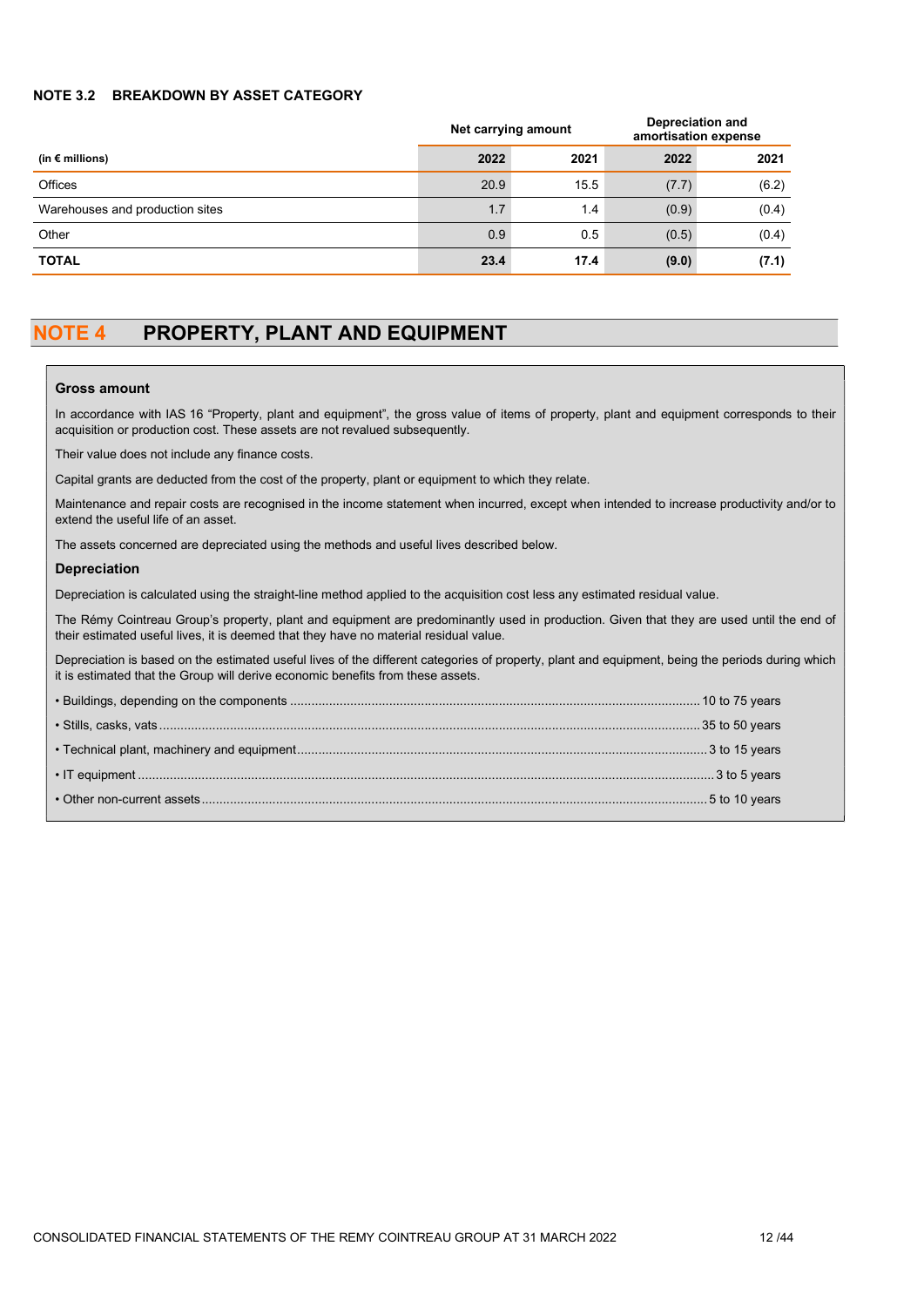### NOTE 3.2 BREAKDOWN BY ASSET CATEGORY

| | Net carrying amount | | Depreciation and amortisation expense | |
|---|---|---|---|---|
| **(in € millions)** | **2022** | **2021** | **2022** | **2021** |
| Offices | 20.9 | 15.5 | (7.7) | (6.2) |
| Warehouses and production sites | 1.7 | 1.4 | (0.9) | (0.4) |
| Other | 0.9 | 0.5 | (0.5) | (0.4) |
| **TOTAL** | **23.4** | **17.4** | **(9.0)** | **(7.1)** |

## NOTE 4 PROPERTY, PLANT AND EQUIPMENT

### Gross amount

In accordance with IAS 16 "Property, plant and equipment", the gross value of items of property, plant and equipment corresponds to their acquisition or production cost. These assets are not revalued subsequently.

Their value does not include any finance costs.

Capital grants are deducted from the cost of the property, plant or equipment to which they relate.

Maintenance and repair costs are recognised in the income statement when incurred, except when intended to increase productivity and/or to extend the useful life of an asset.

The assets concerned are depreciated using the methods and useful lives described below.

### Depreciation

Depreciation is calculated using the straight-line method applied to the acquisition cost less any estimated residual value.

The Rémy Cointreau Group's property, plant and equipment are predominantly used in production. Given that they are used until the end of their estimated useful lives, it is deemed that they have no material residual value.

Depreciation is based on the estimated useful lives of the different categories of property, plant and equipment, being the periods during which it is estimated that the Group will derive economic benefits from these assets.

- Buildings, depending on the components ........ 10 to 75 years
- Stills, casks, vats ........ 35 to 50 years
- Technical plant, machinery and equipment ........ 3 to 15 years
- IT equipment ........ 3 to 5 years
- Other non-current assets ........ 5 to 10 years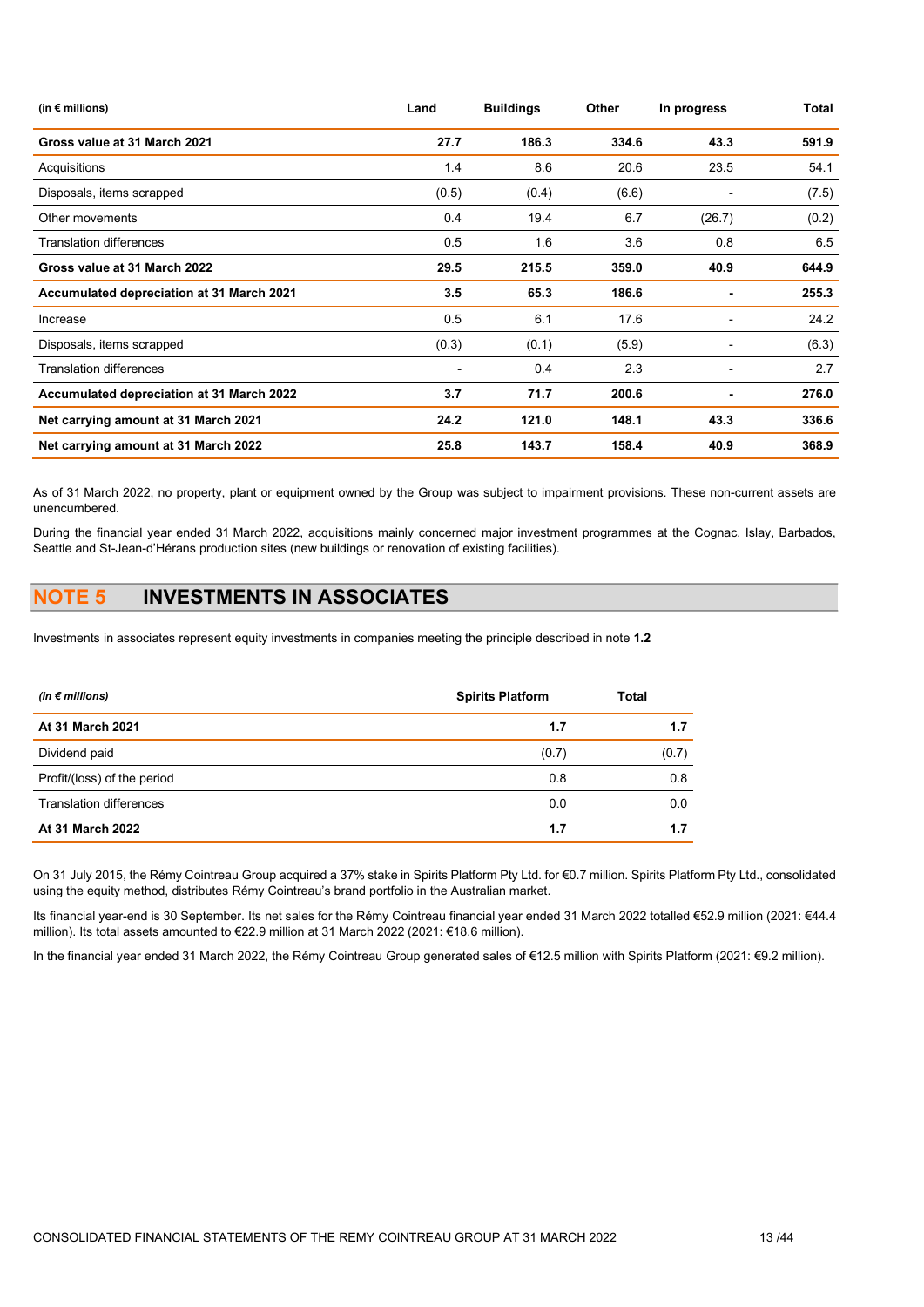| (in € millions) | Land | Buildings | Other | In progress | Total |
|---|---|---|---|---|---|
| **Gross value at 31 March 2021** | **27.7** | **186.3** | **334.6** | **43.3** | **591.9** |
| Acquisitions | 1.4 | 8.6 | 20.6 | 23.5 | 54.1 |
| Disposals, items scrapped | (0.5) | (0.4) | (6.6) | - | (7.5) |
| Other movements | 0.4 | 19.4 | 6.7 | (26.7) | (0.2) |
| Translation differences | 0.5 | 1.6 | 3.6 | 0.8 | 6.5 |
| **Gross value at 31 March 2022** | **29.5** | **215.5** | **359.0** | **40.9** | **644.9** |
| **Accumulated depreciation at 31 March 2021** | **3.5** | **65.3** | **186.6** | **-** | **255.3** |
| Increase | 0.5 | 6.1 | 17.6 | - | 24.2 |
| Disposals, items scrapped | (0.3) | (0.1) | (5.9) | - | (6.3) |
| Translation differences | - | 0.4 | 2.3 | - | 2.7 |
| **Accumulated depreciation at 31 March 2022** | **3.7** | **71.7** | **200.6** | **-** | **276.0** |
| **Net carrying amount at 31 March 2021** | **24.2** | **121.0** | **148.1** | **43.3** | **336.6** |
| **Net carrying amount at 31 March 2022** | **25.8** | **143.7** | **158.4** | **40.9** | **368.9** |

As of 31 March 2022, no property, plant or equipment owned by the Group was subject to impairment provisions. These non-current assets are unencumbered.

During the financial year ended 31 March 2022, acquisitions mainly concerned major investment programmes at the Cognac, Islay, Barbados, Seattle and St-Jean-d'Hérans production sites (new buildings or renovation of existing facilities).

# NOTE 5 INVESTMENTS IN ASSOCIATES

Investments in associates represent equity investments in companies meeting the principle described in note **1.2**

| *(in € millions)* | Spirits Platform | Total |
|---|---|---|
| **At 31 March 2021** | **1.7** | **1.7** |
| Dividend paid | (0.7) | (0.7) |
| Profit/(loss) of the period | 0.8 | 0.8 |
| Translation differences | 0.0 | 0.0 |
| **At 31 March 2022** | **1.7** | **1.7** |

On 31 July 2015, the Rémy Cointreau Group acquired a 37% stake in Spirits Platform Pty Ltd. for €0.7 million. Spirits Platform Pty Ltd., consolidated using the equity method, distributes Rémy Cointreau's brand portfolio in the Australian market.

Its financial year-end is 30 September. Its net sales for the Rémy Cointreau financial year ended 31 March 2022 totalled €52.9 million (2021: €44.4 million). Its total assets amounted to €22.9 million at 31 March 2022 (2021: €18.6 million).

In the financial year ended 31 March 2022, the Rémy Cointreau Group generated sales of €12.5 million with Spirits Platform (2021: €9.2 million).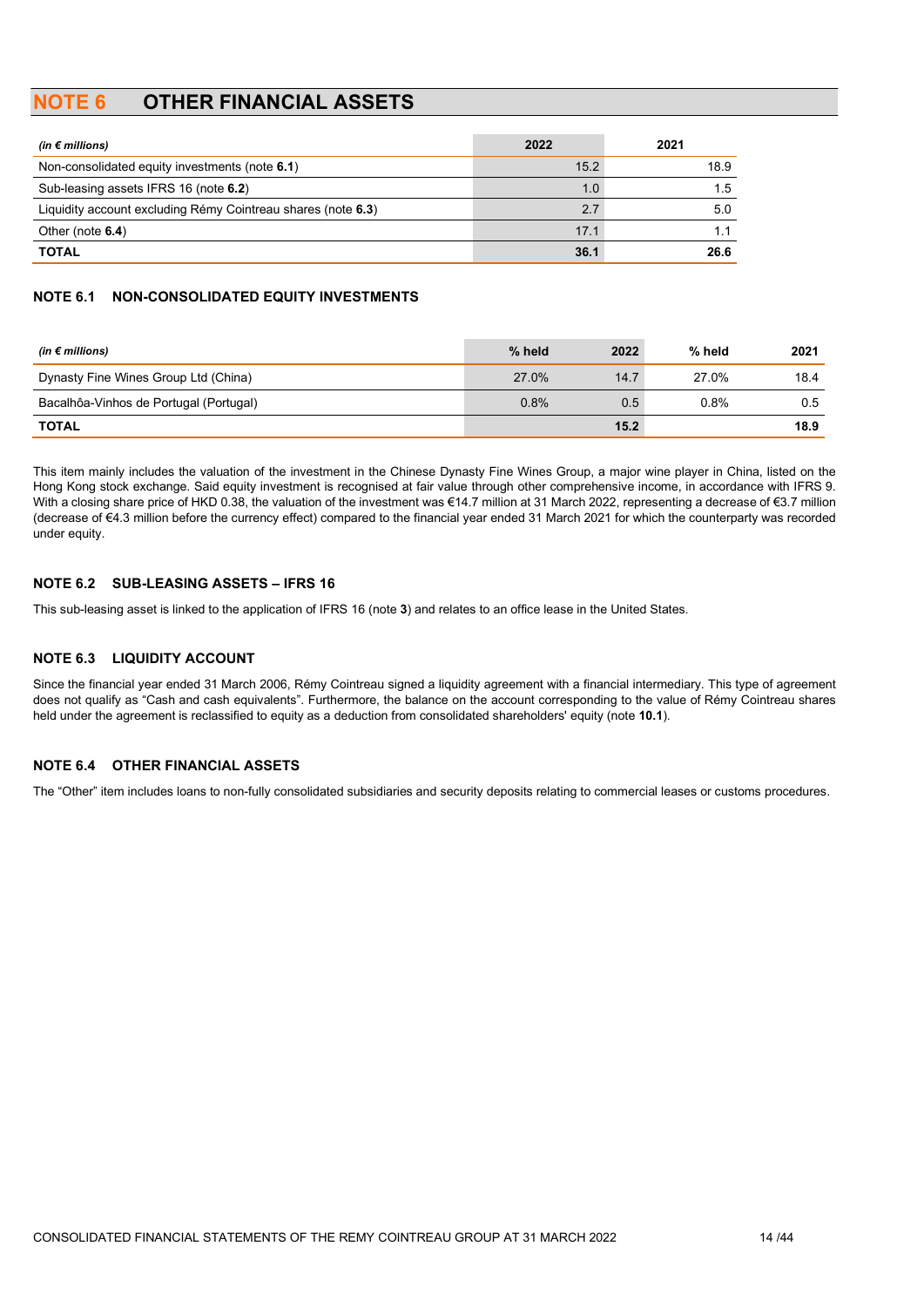## NOTE 6 OTHER FINANCIAL ASSETS

| *(in € millions)* | 2022 | 2021 |
|---|---|---|
| Non-consolidated equity investments (note **6.1**) | 15.2 | 18.9 |
| Sub-leasing assets IFRS 16 (note **6.2**) | 1.0 | 1.5 |
| Liquidity account excluding Rémy Cointreau shares (note **6.3**) | 2.7 | 5.0 |
| Other (note **6.4**) | 17.1 | 1.1 |
| **TOTAL** | **36.1** | **26.6** |

### NOTE 6.1 NON-CONSOLIDATED EQUITY INVESTMENTS

| *(in € millions)* | % held | 2022 | % held | 2021 |
|---|---|---|---|---|
| Dynasty Fine Wines Group Ltd (China) | 27.0% | 14.7 | 27.0% | 18.4 |
| Bacalhôa-Vinhos de Portugal (Portugal) | 0.8% | 0.5 | 0.8% | 0.5 |
| **TOTAL** | | **15.2** | | **18.9** |

This item mainly includes the valuation of the investment in the Chinese Dynasty Fine Wines Group, a major wine player in China, listed on the Hong Kong stock exchange. Said equity investment is recognised at fair value through other comprehensive income, in accordance with IFRS 9. With a closing share price of HKD 0.38, the valuation of the investment was €14.7 million at 31 March 2022, representing a decrease of €3.7 million (decrease of €4.3 million before the currency effect) compared to the financial year ended 31 March 2021 for which the counterparty was recorded under equity.

### NOTE 6.2 SUB-LEASING ASSETS – IFRS 16

This sub-leasing asset is linked to the application of IFRS 16 (note **3**) and relates to an office lease in the United States.

### NOTE 6.3 LIQUIDITY ACCOUNT

Since the financial year ended 31 March 2006, Rémy Cointreau signed a liquidity agreement with a financial intermediary. This type of agreement does not qualify as "Cash and cash equivalents". Furthermore, the balance on the account corresponding to the value of Rémy Cointreau shares held under the agreement is reclassified to equity as a deduction from consolidated shareholders' equity (note **10.1**).

### NOTE 6.4 OTHER FINANCIAL ASSETS

The "Other" item includes loans to non-fully consolidated subsidiaries and security deposits relating to commercial leases or customs procedures.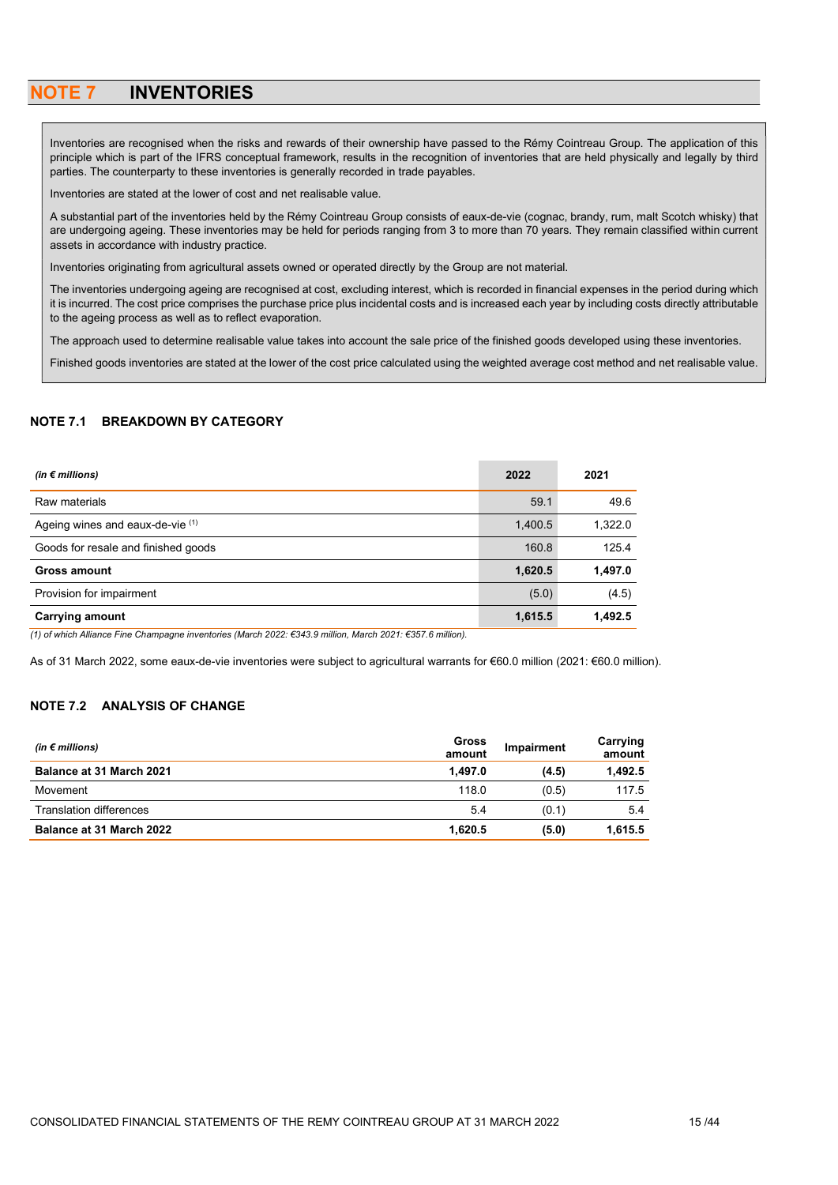# NOTE 7 INVENTORIES

Inventories are recognised when the risks and rewards of their ownership have passed to the Rémy Cointreau Group. The application of this principle which is part of the IFRS conceptual framework, results in the recognition of inventories that are held physically and legally by third parties. The counterparty to these inventories is generally recorded in trade payables.

Inventories are stated at the lower of cost and net realisable value.

A substantial part of the inventories held by the Rémy Cointreau Group consists of eaux-de-vie (cognac, brandy, rum, malt Scotch whisky) that are undergoing ageing. These inventories may be held for periods ranging from 3 to more than 70 years. They remain classified within current assets in accordance with industry practice.

Inventories originating from agricultural assets owned or operated directly by the Group are not material.

The inventories undergoing ageing are recognised at cost, excluding interest, which is recorded in financial expenses in the period during which it is incurred. The cost price comprises the purchase price plus incidental costs and is increased each year by including costs directly attributable to the ageing process as well as to reflect evaporation.

The approach used to determine realisable value takes into account the sale price of the finished goods developed using these inventories.

Finished goods inventories are stated at the lower of the cost price calculated using the weighted average cost method and net realisable value.

## NOTE 7.1 BREAKDOWN BY CATEGORY

| *(in € millions)* | 2022 | 2021 |
|---|---|---|
| Raw materials | 59.1 | 49.6 |
| Ageing wines and eaux-de-vie [1] | 1,400.5 | 1,322.0 |
| Goods for resale and finished goods | 160.8 | 125.4 |
| **Gross amount** | **1,620.5** | **1,497.0** |
| Provision for impairment | (5.0) | (4.5) |
| **Carrying amount** | **1,615.5** | **1,492.5** |

*(1) of which Alliance Fine Champagne inventories (March 2022: €343.9 million, March 2021: €357.6 million).*

As of 31 March 2022, some eaux-de-vie inventories were subject to agricultural warrants for €60.0 million (2021: €60.0 million).

## NOTE 7.2 ANALYSIS OF CHANGE

| *(in € millions)* | Gross amount | Impairment | Carrying amount |
|---|---|---|---|
| **Balance at 31 March 2021** | **1,497.0** | **(4.5)** | **1,492.5** |
| Movement | 118.0 | (0.5) | 117.5 |
| Translation differences | 5.4 | (0.1) | 5.4 |
| **Balance at 31 March 2022** | **1,620.5** | **(5.0)** | **1,615.5** |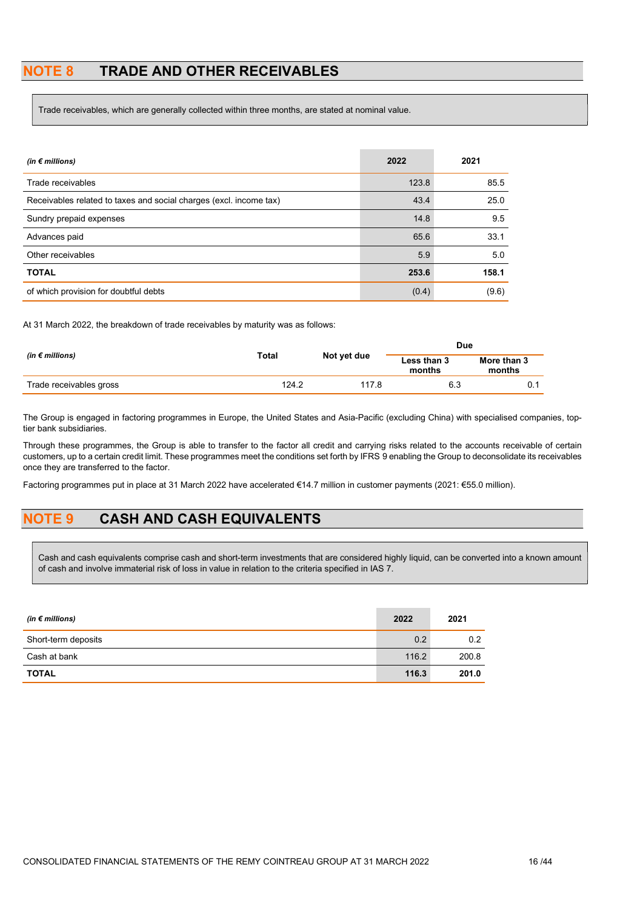# NOTE 8 TRADE AND OTHER RECEIVABLES

Trade receivables, which are generally collected within three months, are stated at nominal value.

| *(in € millions)* | 2022 | 2021 |
|---|---|---|
| Trade receivables | 123.8 | 85.5 |
| Receivables related to taxes and social charges (excl. income tax) | 43.4 | 25.0 |
| Sundry prepaid expenses | 14.8 | 9.5 |
| Advances paid | 65.6 | 33.1 |
| Other receivables | 5.9 | 5.0 |
| **TOTAL** | **253.6** | **158.1** |
| of which provision for doubtful debts | (0.4) | (9.6) |

At 31 March 2022, the breakdown of trade receivables by maturity was as follows:

| *(in € millions)* | Total | Not yet due | Due | |
|---|---|---|---|---|
| | | | Less than 3 months | More than 3 months |
| Trade receivables gross | 124.2 | 117.8 | 6.3 | 0.1 |

The Group is engaged in factoring programmes in Europe, the United States and Asia-Pacific (excluding China) with specialised companies, top-tier bank subsidiaries.

Through these programmes, the Group is able to transfer to the factor all credit and carrying risks related to the accounts receivable of certain customers, up to a certain credit limit. These programmes meet the conditions set forth by IFRS 9 enabling the Group to deconsolidate its receivables once they are transferred to the factor.

Factoring programmes put in place at 31 March 2022 have accelerated €14.7 million in customer payments (2021: €55.0 million).

# NOTE 9 CASH AND CASH EQUIVALENTS

Cash and cash equivalents comprise cash and short-term investments that are considered highly liquid, can be converted into a known amount of cash and involve immaterial risk of loss in value in relation to the criteria specified in IAS 7.

| *(in € millions)* | 2022 | 2021 |
|---|---|---|
| Short-term deposits | 0.2 | 0.2 |
| Cash at bank | 116.2 | 200.8 |
| **TOTAL** | **116.3** | **201.0** |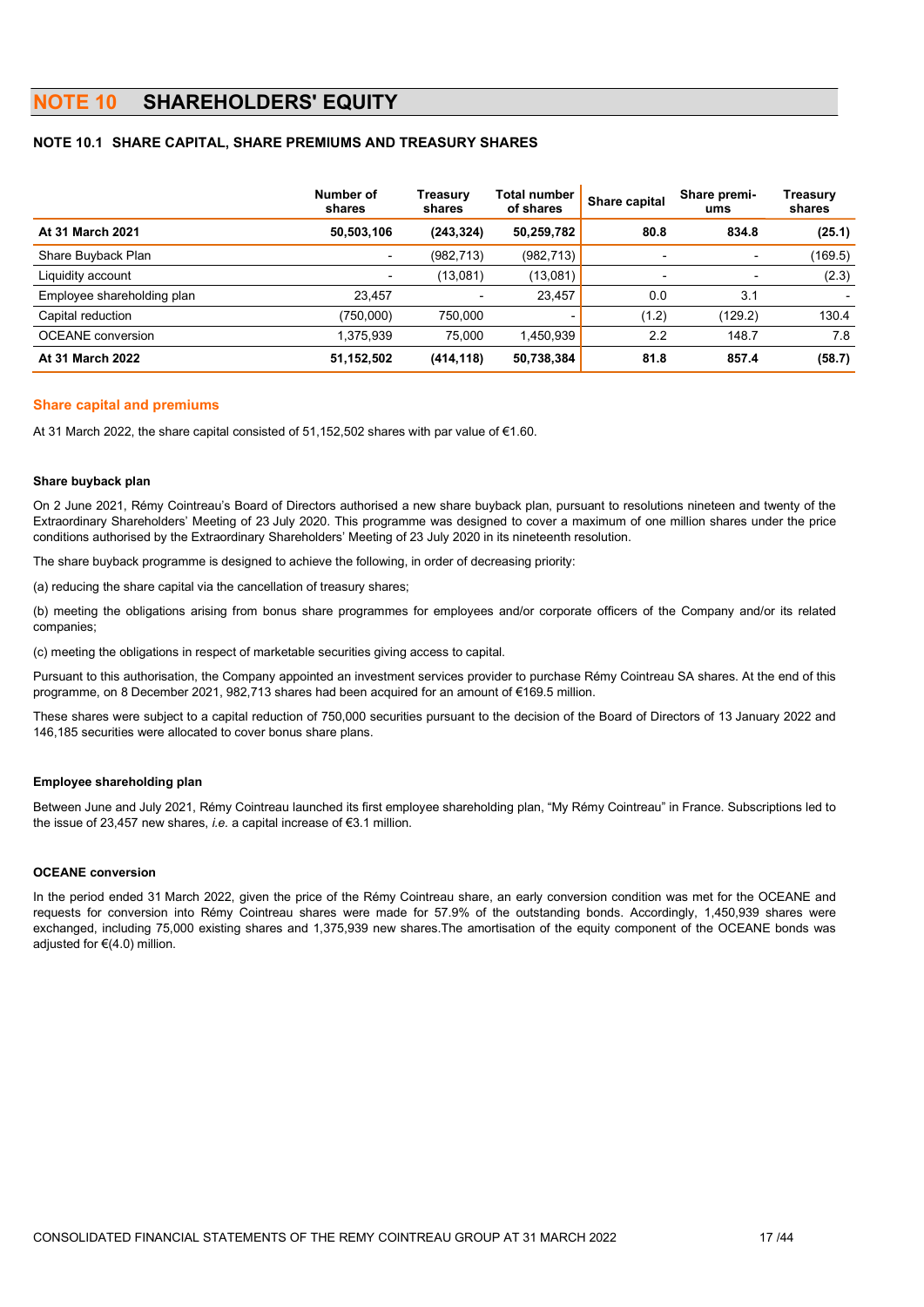# NOTE 10 SHAREHOLDERS' EQUITY

## NOTE 10.1 SHARE CAPITAL, SHARE PREMIUMS AND TREASURY SHARES

| | Number of shares | Treasury shares | Total number of shares | Share capital | Share premiums | Treasury shares |
|---|---|---|---|---|---|---|
| **At 31 March 2021** | **50,503,106** | **(243,324)** | **50,259,782** | **80.8** | **834.8** | **(25.1)** |
| Share Buyback Plan | - | (982,713) | (982,713) | - | - | (169.5) |
| Liquidity account | - | (13,081) | (13,081) | - | - | (2.3) |
| Employee shareholding plan | 23,457 | - | 23,457 | 0.0 | 3.1 | - |
| Capital reduction | (750,000) | 750,000 | - | (1.2) | (129.2) | 130.4 |
| OCEANE conversion | 1,375,939 | 75,000 | 1,450,939 | 2.2 | 148.7 | 7.8 |
| **At 31 March 2022** | **51,152,502** | **(414,118)** | **50,738,384** | **81.8** | **857.4** | **(58.7)** |

### Share capital and premiums

At 31 March 2022, the share capital consisted of 51,152,502 shares with par value of €1.60.

**Share buyback plan**

On 2 June 2021, Rémy Cointreau's Board of Directors authorised a new share buyback plan, pursuant to resolutions nineteen and twenty of the Extraordinary Shareholders' Meeting of 23 July 2020. This programme was designed to cover a maximum of one million shares under the price conditions authorised by the Extraordinary Shareholders' Meeting of 23 July 2020 in its nineteenth resolution.

The share buyback programme is designed to achieve the following, in order of decreasing priority:

(a) reducing the share capital via the cancellation of treasury shares;

(b) meeting the obligations arising from bonus share programmes for employees and/or corporate officers of the Company and/or its related companies;

(c) meeting the obligations in respect of marketable securities giving access to capital.

Pursuant to this authorisation, the Company appointed an investment services provider to purchase Rémy Cointreau SA shares. At the end of this programme, on 8 December 2021, 982,713 shares had been acquired for an amount of €169.5 million.

These shares were subject to a capital reduction of 750,000 securities pursuant to the decision of the Board of Directors of 13 January 2022 and 146,185 securities were allocated to cover bonus share plans.

**Employee shareholding plan**

Between June and July 2021, Rémy Cointreau launched its first employee shareholding plan, "My Rémy Cointreau" in France. Subscriptions led to the issue of 23,457 new shares, *i.e.* a capital increase of €3.1 million.

**OCEANE conversion**

In the period ended 31 March 2022, given the price of the Rémy Cointreau share, an early conversion condition was met for the OCEANE and requests for conversion into Rémy Cointreau shares were made for 57.9% of the outstanding bonds. Accordingly, 1,450,939 shares were exchanged, including 75,000 existing shares and 1,375,939 new shares.The amortisation of the equity component of the OCEANE bonds was adjusted for €(4.0) million.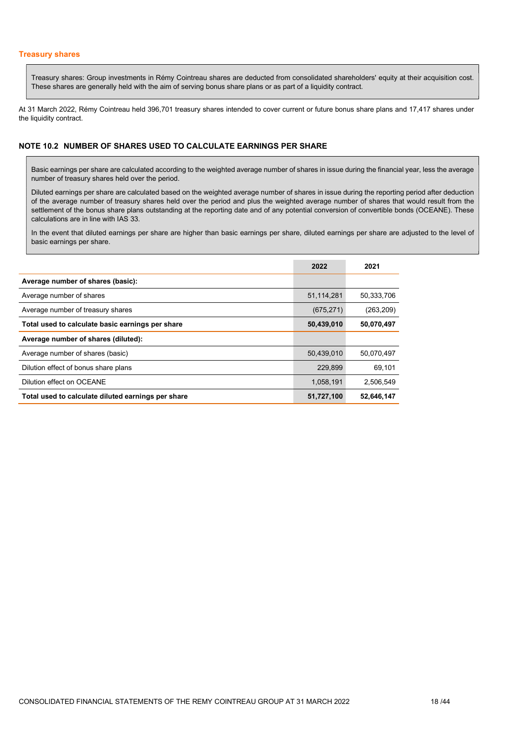### Treasury shares

Treasury shares: Group investments in Rémy Cointreau shares are deducted from consolidated shareholders' equity at their acquisition cost. These shares are generally held with the aim of serving bonus share plans or as part of a liquidity contract.

At 31 March 2022, Rémy Cointreau held 396,701 treasury shares intended to cover current or future bonus share plans and 17,417 shares under the liquidity contract.

## NOTE 10.2 NUMBER OF SHARES USED TO CALCULATE EARNINGS PER SHARE

Basic earnings per share are calculated according to the weighted average number of shares in issue during the financial year, less the average number of treasury shares held over the period.

Diluted earnings per share are calculated based on the weighted average number of shares in issue during the reporting period after deduction of the average number of treasury shares held over the period and plus the weighted average number of shares that would result from the settlement of the bonus share plans outstanding at the reporting date and of any potential conversion of convertible bonds (OCEANE). These calculations are in line with IAS 33.

In the event that diluted earnings per share are higher than basic earnings per share, diluted earnings per share are adjusted to the level of basic earnings per share.

| | 2022 | 2021 |
|---|---|---|
| **Average number of shares (basic):** | | |
| Average number of shares | 51,114,281 | 50,333,706 |
| Average number of treasury shares | (675,271) | (263,209) |
| **Total used to calculate basic earnings per share** | **50,439,010** | **50,070,497** |
| **Average number of shares (diluted):** | | |
| Average number of shares (basic) | 50,439,010 | 50,070,497 |
| Dilution effect of bonus share plans | 229,899 | 69,101 |
| Dilution effect on OCEANE | 1,058,191 | 2,506,549 |
| **Total used to calculate diluted earnings per share** | **51,727,100** | **52,646,147** |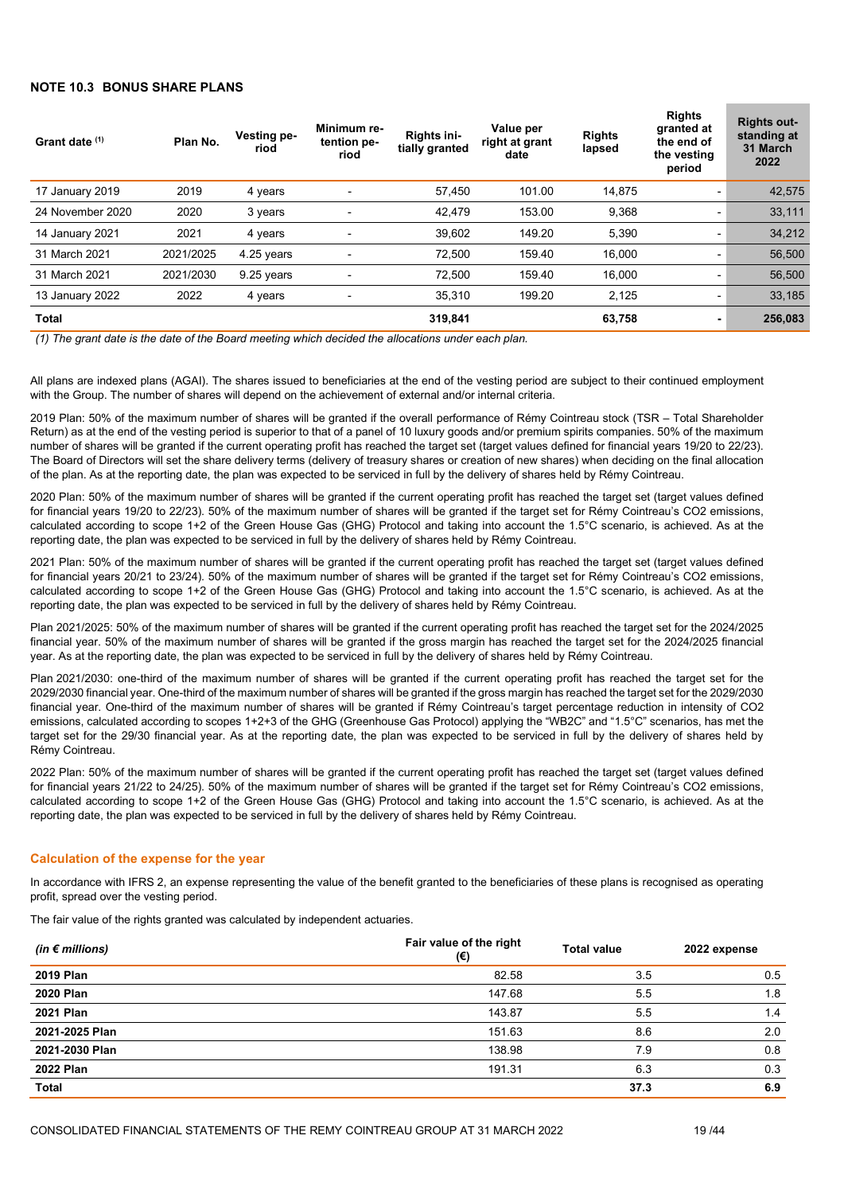## NOTE 10.3 BONUS SHARE PLANS

| Grant date [1] | Plan No. | Vesting period | Minimum retention period | Rights initially granted | Value per right at grant date | Rights lapsed | Rights granted at the end of the vesting period | Rights outstanding at 31 March 2022 |
|---|---|---|---|---|---|---|---|---|
| 17 January 2019 | 2019 | 4 years | - | 57,450 | 101.00 | 14,875 | - | 42,575 |
| 24 November 2020 | 2020 | 3 years | - | 42,479 | 153.00 | 9,368 | - | 33,111 |
| 14 January 2021 | 2021 | 4 years | - | 39,602 | 149.20 | 5,390 | - | 34,212 |
| 31 March 2021 | 2021/2025 | 4.25 years | - | 72,500 | 159.40 | 16,000 | - | 56,500 |
| 31 March 2021 | 2021/2030 | 9.25 years | - | 72,500 | 159.40 | 16,000 | - | 56,500 |
| 13 January 2022 | 2022 | 4 years | - | 35,310 | 199.20 | 2,125 | - | 33,185 |
| **Total** | | | | **319,841** | | **63,758** | **-** | **256,083** |

*(1) The grant date is the date of the Board meeting which decided the allocations under each plan.*

All plans are indexed plans (AGAI). The shares issued to beneficiaries at the end of the vesting period are subject to their continued employment with the Group. The number of shares will depend on the achievement of external and/or internal criteria.

2019 Plan: 50% of the maximum number of shares will be granted if the overall performance of Rémy Cointreau stock (TSR – Total Shareholder Return) as at the end of the vesting period is superior to that of a panel of 10 luxury goods and/or premium spirits companies. 50% of the maximum number of shares will be granted if the current operating profit has reached the target set (target values defined for financial years 19/20 to 22/23). The Board of Directors will set the share delivery terms (delivery of treasury shares or creation of new shares) when deciding on the final allocation of the plan. As at the reporting date, the plan was expected to be serviced in full by the delivery of shares held by Rémy Cointreau.

2020 Plan: 50% of the maximum number of shares will be granted if the current operating profit has reached the target set (target values defined for financial years 19/20 to 22/23). 50% of the maximum number of shares will be granted if the target set for Rémy Cointreau's CO2 emissions, calculated according to scope 1+2 of the Green House Gas (GHG) Protocol and taking into account the 1.5°C scenario, is achieved. As at the reporting date, the plan was expected to be serviced in full by the delivery of shares held by Rémy Cointreau.

2021 Plan: 50% of the maximum number of shares will be granted if the current operating profit has reached the target set (target values defined for financial years 20/21 to 23/24). 50% of the maximum number of shares will be granted if the target set for Rémy Cointreau's CO2 emissions, calculated according to scope 1+2 of the Green House Gas (GHG) Protocol and taking into account the 1.5°C scenario, is achieved. As at the reporting date, the plan was expected to be serviced in full by the delivery of shares held by Rémy Cointreau.

Plan 2021/2025: 50% of the maximum number of shares will be granted if the current operating profit has reached the target set for the 2024/2025 financial year. 50% of the maximum number of shares will be granted if the gross margin has reached the target set for the 2024/2025 financial year. As at the reporting date, the plan was expected to be serviced in full by the delivery of shares held by Rémy Cointreau.

Plan 2021/2030: one-third of the maximum number of shares will be granted if the current operating profit has reached the target set for the 2029/2030 financial year. One-third of the maximum number of shares will be granted if the gross margin has reached the target set for the 2029/2030 financial year. One-third of the maximum number of shares will be granted if Rémy Cointreau's target percentage reduction in intensity of CO2 emissions, calculated according to scopes 1+2+3 of the GHG (Greenhouse Gas Protocol) applying the "WB2C" and "1.5°C" scenarios, has met the target set for the 29/30 financial year. As at the reporting date, the plan was expected to be serviced in full by the delivery of shares held by Rémy Cointreau.

2022 Plan: 50% of the maximum number of shares will be granted if the current operating profit has reached the target set (target values defined for financial years 21/22 to 24/25). 50% of the maximum number of shares will be granted if the target set for Rémy Cointreau's CO2 emissions, calculated according to scope 1+2 of the Green House Gas (GHG) Protocol and taking into account the 1.5°C scenario, is achieved. As at the reporting date, the plan was expected to be serviced in full by the delivery of shares held by Rémy Cointreau.

### Calculation of the expense for the year

In accordance with IFRS 2, an expense representing the value of the benefit granted to the beneficiaries of these plans is recognised as operating profit, spread over the vesting period.

The fair value of the rights granted was calculated by independent actuaries.

| *(in € millions)* | Fair value of the right (€) | Total value | 2022 expense |
|---|---|---|---|
| **2019 Plan** | 82.58 | 3.5 | 0.5 |
| **2020 Plan** | 147.68 | 5.5 | 1.8 |
| **2021 Plan** | 143.87 | 5.5 | 1.4 |
| **2021-2025 Plan** | 151.63 | 8.6 | 2.0 |
| **2021-2030 Plan** | 138.98 | 7.9 | 0.8 |
| **2022 Plan** | 191.31 | 6.3 | 0.3 |
| **Total** | | **37.3** | **6.9** |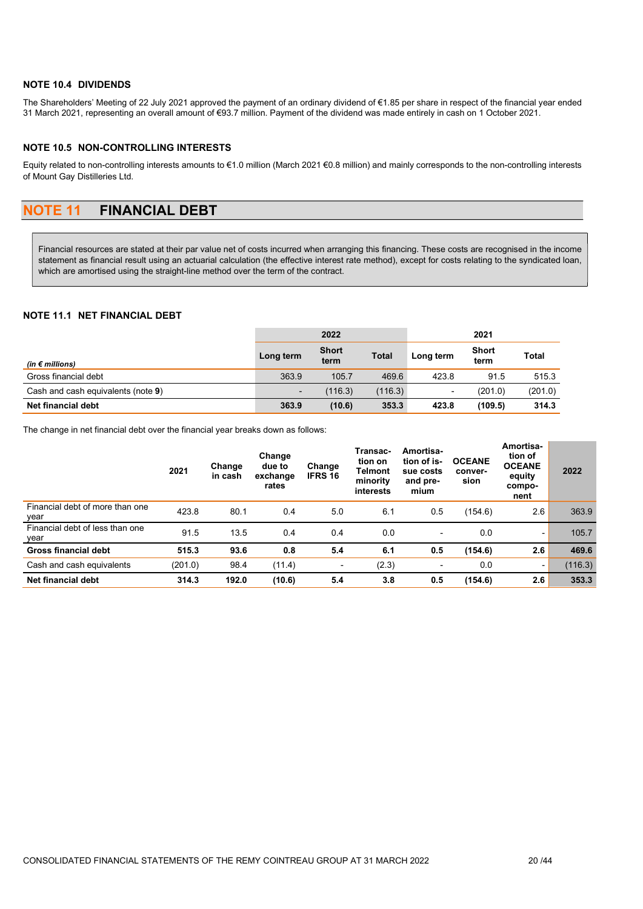### NOTE 10.4 DIVIDENDS

The Shareholders' Meeting of 22 July 2021 approved the payment of an ordinary dividend of €1.85 per share in respect of the financial year ended 31 March 2021, representing an overall amount of €93.7 million. Payment of the dividend was made entirely in cash on 1 October 2021.

### NOTE 10.5 NON-CONTROLLING INTERESTS

Equity related to non-controlling interests amounts to €1.0 million (March 2021 €0.8 million) and mainly corresponds to the non-controlling interests of Mount Gay Distilleries Ltd.

## NOTE 11 FINANCIAL DEBT

Financial resources are stated at their par value net of costs incurred when arranging this financing. These costs are recognised in the income statement as financial result using an actuarial calculation (the effective interest rate method), except for costs relating to the syndicated loan, which are amortised using the straight-line method over the term of the contract.

### NOTE 11.1 NET FINANCIAL DEBT

| | 2022 | | | 2021 | | |
|---|---|---|---|---|---|---|
| *(in € millions)* | Long term | Short term | Total | Long term | Short term | Total |
| Gross financial debt | 363.9 | 105.7 | 469.6 | 423.8 | 91.5 | 515.3 |
| Cash and cash equivalents (note **9**) | - | (116.3) | (116.3) | - | (201.0) | (201.0) |
| **Net financial debt** | **363.9** | **(10.6)** | **353.3** | **423.8** | **(109.5)** | **314.3** |

The change in net financial debt over the financial year breaks down as follows:

| | 2021 | Change in cash | Change due to exchange rates | Change IFRS 16 | Transaction on Telmont minority interests | Amortisation of issue costs and premium | OCEANE conversion | Amortisation of OCEANE equity component | 2022 |
|---|---|---|---|---|---|---|---|---|---|
| Financial debt of more than one year | 423.8 | 80.1 | 0.4 | 5.0 | 6.1 | 0.5 | (154.6) | 2.6 | 363.9 |
| Financial debt of less than one year | 91.5 | 13.5 | 0.4 | 0.4 | 0.0 | - | 0.0 | - | 105.7 |
| **Gross financial debt** | **515.3** | **93.6** | **0.8** | **5.4** | **6.1** | **0.5** | **(154.6)** | **2.6** | **469.6** |
| Cash and cash equivalents | (201.0) | 98.4 | (11.4) | - | (2.3) | - | 0.0 | - | (116.3) |
| **Net financial debt** | **314.3** | **192.0** | **(10.6)** | **5.4** | **3.8** | **0.5** | **(154.6)** | **2.6** | **353.3** |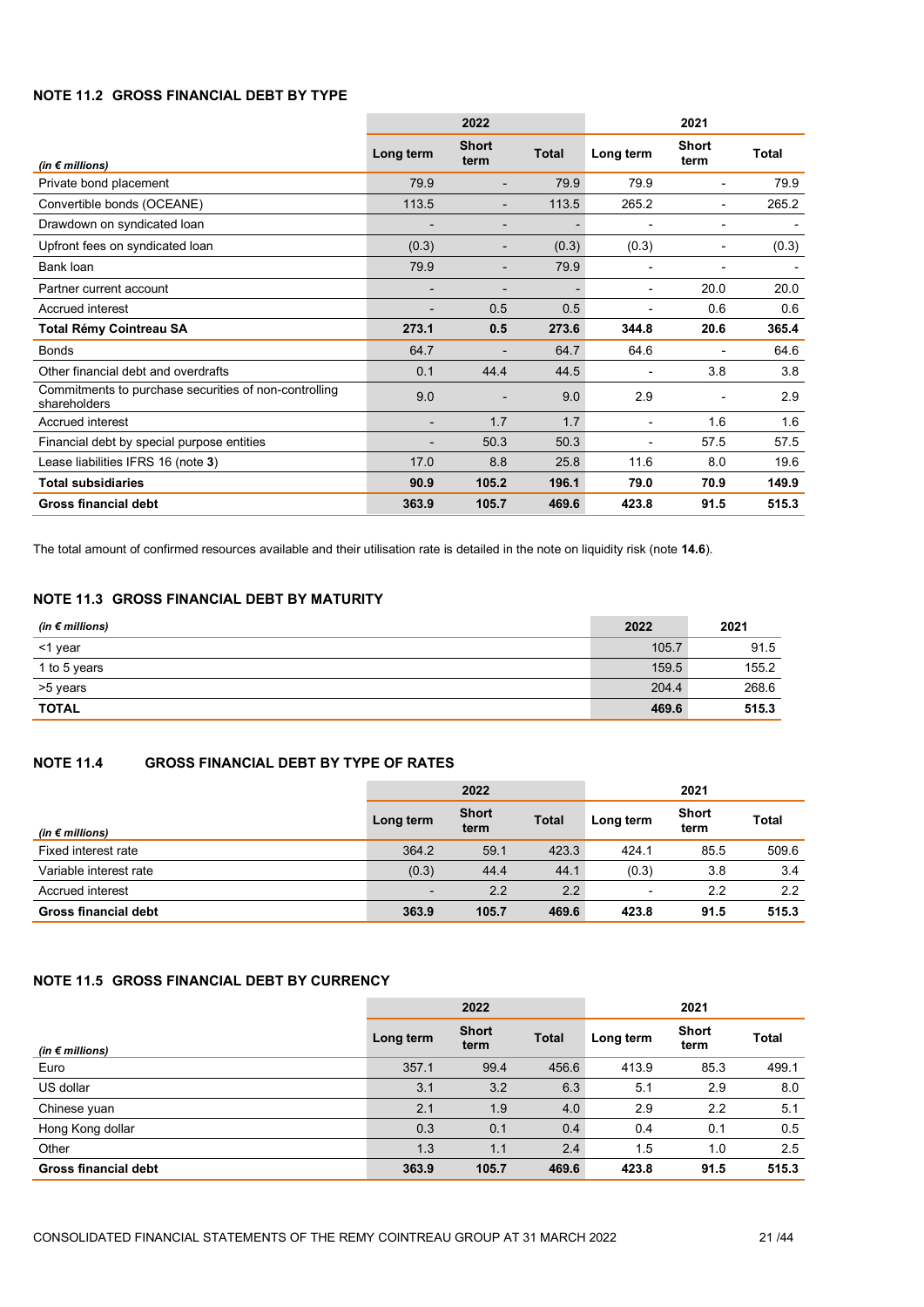### NOTE 11.2 GROSS FINANCIAL DEBT BY TYPE

| | 2022 | | | 2021 | | |
|---|---|---|---|---|---|---|
| *(in € millions)* | Long term | Short term | Total | Long term | Short term | Total |
| Private bond placement | 79.9 | - | 79.9 | 79.9 | - | 79.9 |
| Convertible bonds (OCEANE) | 113.5 | - | 113.5 | 265.2 | - | 265.2 |
| Drawdown on syndicated loan | - | - | - | - | - | - |
| Upfront fees on syndicated loan | (0.3) | - | (0.3) | (0.3) | - | (0.3) |
| Bank loan | 79.9 | - | 79.9 | - | - | - |
| Partner current account | - | - | - | - | 20.0 | 20.0 |
| Accrued interest | - | 0.5 | 0.5 | - | 0.6 | 0.6 |
| **Total Rémy Cointreau SA** | **273.1** | **0.5** | **273.6** | **344.8** | **20.6** | **365.4** |
| Bonds | 64.7 | - | 64.7 | 64.6 | - | 64.6 |
| Other financial debt and overdrafts | 0.1 | 44.4 | 44.5 | - | 3.8 | 3.8 |
| Commitments to purchase securities of non-controlling shareholders | 9.0 | - | 9.0 | 2.9 | - | 2.9 |
| Accrued interest | - | 1.7 | 1.7 | - | 1.6 | 1.6 |
| Financial debt by special purpose entities | - | 50.3 | 50.3 | - | 57.5 | 57.5 |
| Lease liabilities IFRS 16 (note **3**) | 17.0 | 8.8 | 25.8 | 11.6 | 8.0 | 19.6 |
| **Total subsidiaries** | **90.9** | **105.2** | **196.1** | **79.0** | **70.9** | **149.9** |
| **Gross financial debt** | **363.9** | **105.7** | **469.6** | **423.8** | **91.5** | **515.3** |

The total amount of confirmed resources available and their utilisation rate is detailed in the note on liquidity risk (note **14.6**).

### NOTE 11.3 GROSS FINANCIAL DEBT BY MATURITY

| *(in € millions)* | 2022 | 2021 |
|---|---|---|
| <1 year | 105.7 | 91.5 |
| 1 to 5 years | 159.5 | 155.2 |
| >5 years | 204.4 | 268.6 |
| **TOTAL** | **469.6** | **515.3** |

### NOTE 11.4 GROSS FINANCIAL DEBT BY TYPE OF RATES

| | 2022 | | | 2021 | | |
|---|---|---|---|---|---|---|
| *(in € millions)* | Long term | Short term | Total | Long term | Short term | Total |
| Fixed interest rate | 364.2 | 59.1 | 423.3 | 424.1 | 85.5 | 509.6 |
| Variable interest rate | (0.3) | 44.4 | 44.1 | (0.3) | 3.8 | 3.4 |
| Accrued interest | - | 2.2 | 2.2 | - | 2.2 | 2.2 |
| **Gross financial debt** | **363.9** | **105.7** | **469.6** | **423.8** | **91.5** | **515.3** |

### NOTE 11.5 GROSS FINANCIAL DEBT BY CURRENCY

| | 2022 | | | 2021 | | |
|---|---|---|---|---|---|---|
| *(in € millions)* | Long term | Short term | Total | Long term | Short term | Total |
| Euro | 357.1 | 99.4 | 456.6 | 413.9 | 85.3 | 499.1 |
| US dollar | 3.1 | 3.2 | 6.3 | 5.1 | 2.9 | 8.0 |
| Chinese yuan | 2.1 | 1.9 | 4.0 | 2.9 | 2.2 | 5.1 |
| Hong Kong dollar | 0.3 | 0.1 | 0.4 | 0.4 | 0.1 | 0.5 |
| Other | 1.3 | 1.1 | 2.4 | 1.5 | 1.0 | 2.5 |
| **Gross financial debt** | **363.9** | **105.7** | **469.6** | **423.8** | **91.5** | **515.3** |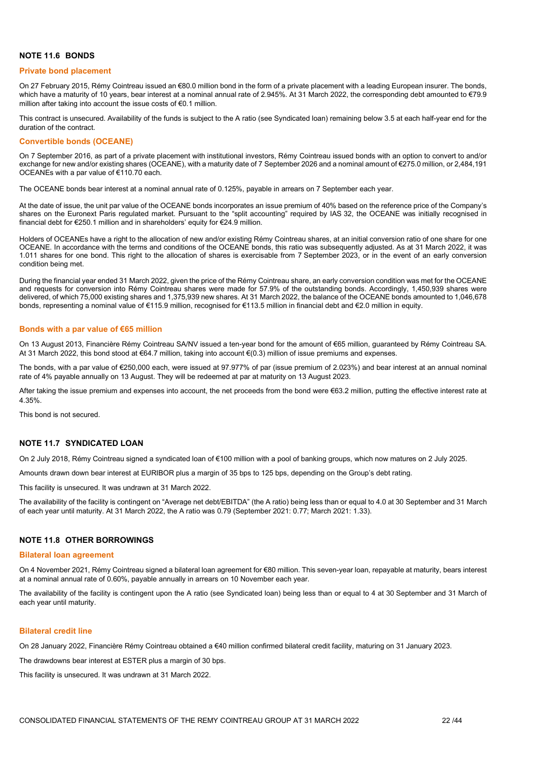## NOTE 11.6 BONDS

### Private bond placement

On 27 February 2015, Rémy Cointreau issued an €80.0 million bond in the form of a private placement with a leading European insurer. The bonds, which have a maturity of 10 years, bear interest at a nominal annual rate of 2.945%. At 31 March 2022, the corresponding debt amounted to €79.9 million after taking into account the issue costs of €0.1 million.

This contract is unsecured. Availability of the funds is subject to the A ratio (see Syndicated loan) remaining below 3.5 at each half-year end for the duration of the contract.

### Convertible bonds (OCEANE)

On 7 September 2016, as part of a private placement with institutional investors, Rémy Cointreau issued bonds with an option to convert to and/or exchange for new and/or existing shares (OCEANE), with a maturity date of 7 September 2026 and a nominal amount of €275.0 million, or 2,484,191 OCEANEs with a par value of €110.70 each.

The OCEANE bonds bear interest at a nominal annual rate of 0.125%, payable in arrears on 7 September each year.

At the date of issue, the unit par value of the OCEANE bonds incorporates an issue premium of 40% based on the reference price of the Company's shares on the Euronext Paris regulated market. Pursuant to the "split accounting" required by IAS 32, the OCEANE was initially recognised in financial debt for €250.1 million and in shareholders' equity for €24.9 million.

Holders of OCEANEs have a right to the allocation of new and/or existing Rémy Cointreau shares, at an initial conversion ratio of one share for one OCEANE. In accordance with the terms and conditions of the OCEANE bonds, this ratio was subsequently adjusted. As at 31 March 2022, it was 1.011 shares for one bond. This right to the allocation of shares is exercisable from 7 September 2023, or in the event of an early conversion condition being met.

During the financial year ended 31 March 2022, given the price of the Rémy Cointreau share, an early conversion condition was met for the OCEANE and requests for conversion into Rémy Cointreau shares were made for 57.9% of the outstanding bonds. Accordingly, 1,450,939 shares were delivered, of which 75,000 existing shares and 1,375,939 new shares. At 31 March 2022, the balance of the OCEANE bonds amounted to 1,046,678 bonds, representing a nominal value of €115.9 million, recognised for €113.5 million in financial debt and €2.0 million in equity.

### Bonds with a par value of €65 million

On 13 August 2013, Financière Rémy Cointreau SA/NV issued a ten-year bond for the amount of €65 million, guaranteed by Rémy Cointreau SA. At 31 March 2022, this bond stood at €64.7 million, taking into account €(0.3) million of issue premiums and expenses.

The bonds, with a par value of €250,000 each, were issued at 97.977% of par (issue premium of 2.023%) and bear interest at an annual nominal rate of 4% payable annually on 13 August. They will be redeemed at par at maturity on 13 August 2023.

After taking the issue premium and expenses into account, the net proceeds from the bond were €63.2 million, putting the effective interest rate at 4.35%.

This bond is not secured.

## NOTE 11.7 SYNDICATED LOAN

On 2 July 2018, Rémy Cointreau signed a syndicated loan of €100 million with a pool of banking groups, which now matures on 2 July 2025.

Amounts drawn down bear interest at EURIBOR plus a margin of 35 bps to 125 bps, depending on the Group's debt rating.

This facility is unsecured. It was undrawn at 31 March 2022.

The availability of the facility is contingent on "Average net debt/EBITDA" (the A ratio) being less than or equal to 4.0 at 30 September and 31 March of each year until maturity. At 31 March 2022, the A ratio was 0.79 (September 2021: 0.77; March 2021: 1.33).

## NOTE 11.8 OTHER BORROWINGS

### Bilateral loan agreement

On 4 November 2021, Rémy Cointreau signed a bilateral loan agreement for €80 million. This seven-year loan, repayable at maturity, bears interest at a nominal annual rate of 0.60%, payable annually in arrears on 10 November each year.

The availability of the facility is contingent upon the A ratio (see Syndicated loan) being less than or equal to 4 at 30 September and 31 March of each year until maturity.

### Bilateral credit line

On 28 January 2022, Financière Rémy Cointreau obtained a €40 million confirmed bilateral credit facility, maturing on 31 January 2023.

The drawdowns bear interest at ESTER plus a margin of 30 bps.

This facility is unsecured. It was undrawn at 31 March 2022.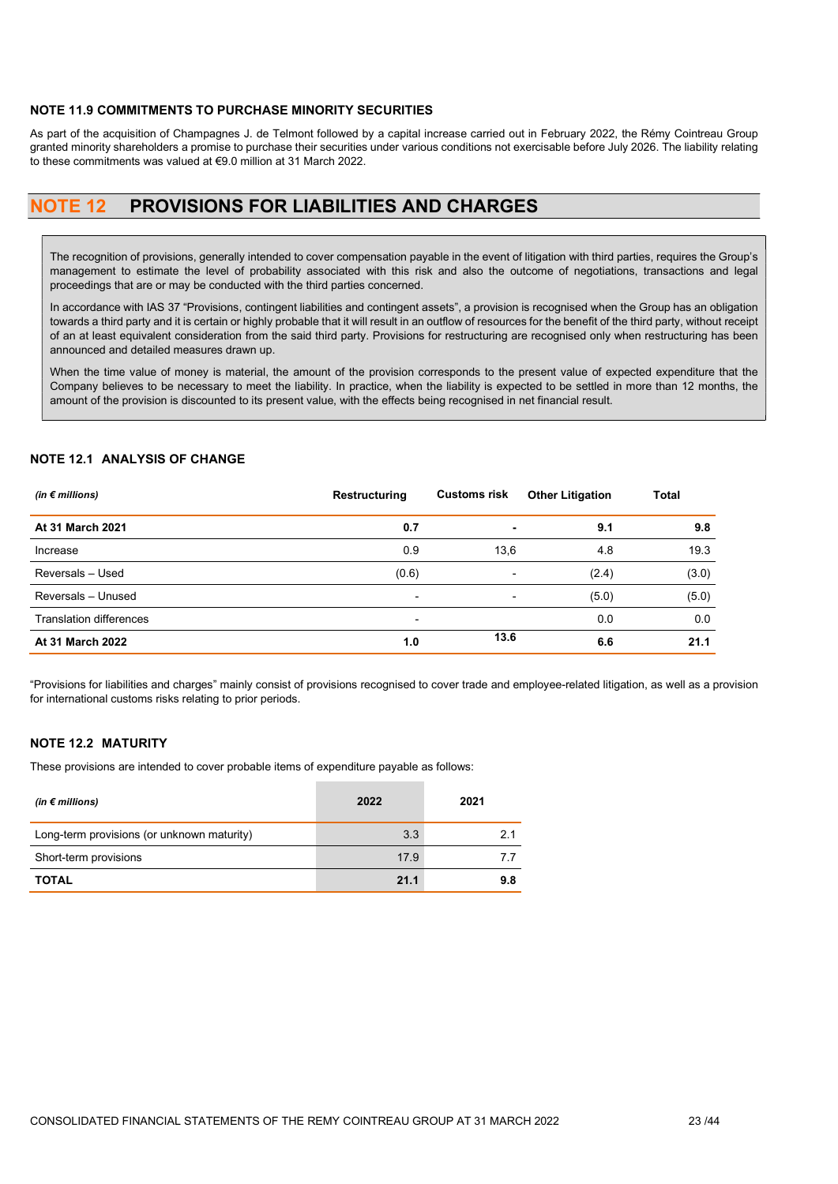### NOTE 11.9 COMMITMENTS TO PURCHASE MINORITY SECURITIES

As part of the acquisition of Champagnes J. de Telmont followed by a capital increase carried out in February 2022, the Rémy Cointreau Group granted minority shareholders a promise to purchase their securities under various conditions not exercisable before July 2026. The liability relating to these commitments was valued at €9.0 million at 31 March 2022.

# NOTE 12 PROVISIONS FOR LIABILITIES AND CHARGES

The recognition of provisions, generally intended to cover compensation payable in the event of litigation with third parties, requires the Group's management to estimate the level of probability associated with this risk and also the outcome of negotiations, transactions and legal proceedings that are or may be conducted with the third parties concerned.

In accordance with IAS 37 "Provisions, contingent liabilities and contingent assets", a provision is recognised when the Group has an obligation towards a third party and it is certain or highly probable that it will result in an outflow of resources for the benefit of the third party, without receipt of an at least equivalent consideration from the said third party. Provisions for restructuring are recognised only when restructuring has been announced and detailed measures drawn up.

When the time value of money is material, the amount of the provision corresponds to the present value of expected expenditure that the Company believes to be necessary to meet the liability. In practice, when the liability is expected to be settled in more than 12 months, the amount of the provision is discounted to its present value, with the effects being recognised in net financial result.

### NOTE 12.1 ANALYSIS OF CHANGE

| *(in € millions)* | Restructuring | Customs risk | Other Litigation | Total |
|---|---|---|---|---|
| **At 31 March 2021** | **0.7** | **-** | **9.1** | **9.8** |
| Increase | 0.9 | 13,6 | 4.8 | 19.3 |
| Reversals – Used | (0.6) | - | (2.4) | (3.0) |
| Reversals – Unused | - | - | (5.0) | (5.0) |
| Translation differences | - | | 0.0 | 0.0 |
| **At 31 March 2022** | **1.0** | **13.6** | **6.6** | **21.1** |

"Provisions for liabilities and charges" mainly consist of provisions recognised to cover trade and employee-related litigation, as well as a provision for international customs risks relating to prior periods.

### NOTE 12.2 MATURITY

These provisions are intended to cover probable items of expenditure payable as follows:

| *(in € millions)* | 2022 | 2021 |
|---|---|---|
| Long-term provisions (or unknown maturity) | 3.3 | 2.1 |
| Short-term provisions | 17.9 | 7.7 |
| **TOTAL** | **21.1** | **9.8** |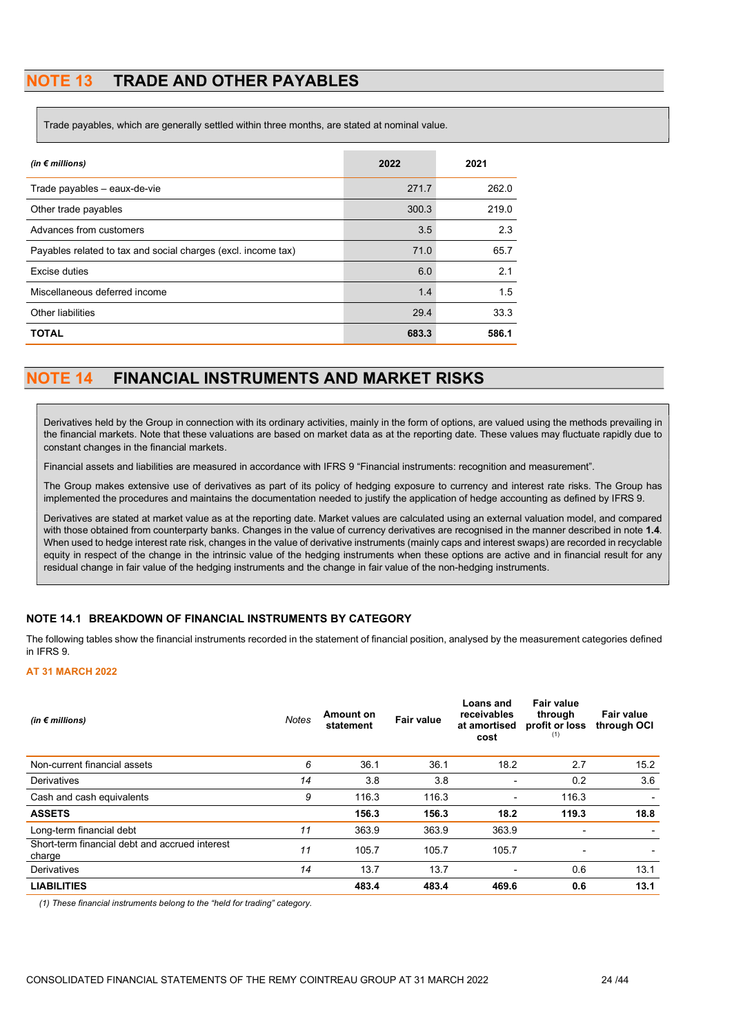## NOTE 13 TRADE AND OTHER PAYABLES

Trade payables, which are generally settled within three months, are stated at nominal value.

| *(in € millions)* | 2022 | 2021 |
|---|---|---|
| Trade payables – eaux-de-vie | 271.7 | 262.0 |
| Other trade payables | 300.3 | 219.0 |
| Advances from customers | 3.5 | 2.3 |
| Payables related to tax and social charges (excl. income tax) | 71.0 | 65.7 |
| Excise duties | 6.0 | 2.1 |
| Miscellaneous deferred income | 1.4 | 1.5 |
| Other liabilities | 29.4 | 33.3 |
| **TOTAL** | **683.3** | **586.1** |

## NOTE 14 FINANCIAL INSTRUMENTS AND MARKET RISKS

Derivatives held by the Group in connection with its ordinary activities, mainly in the form of options, are valued using the methods prevailing in the financial markets. Note that these valuations are based on market data as at the reporting date. These values may fluctuate rapidly due to constant changes in the financial markets.

Financial assets and liabilities are measured in accordance with IFRS 9 "Financial instruments: recognition and measurement".

The Group makes extensive use of derivatives as part of its policy of hedging exposure to currency and interest rate risks. The Group has implemented the procedures and maintains the documentation needed to justify the application of hedge accounting as defined by IFRS 9.

Derivatives are stated at market value as at the reporting date. Market values are calculated using an external valuation model, and compared with those obtained from counterparty banks. Changes in the value of currency derivatives are recognised in the manner described in note **1.4**. When used to hedge interest rate risk, changes in the value of derivative instruments (mainly caps and interest swaps) are recorded in recyclable equity in respect of the change in the intrinsic value of the hedging instruments when these options are active and in financial result for any residual change in fair value of the hedging instruments and the change in fair value of the non-hedging instruments.

### NOTE 14.1 BREAKDOWN OF FINANCIAL INSTRUMENTS BY CATEGORY

The following tables show the financial instruments recorded in the statement of financial position, analysed by the measurement categories defined in IFRS 9.

**AT 31 MARCH 2022**

| *(in € millions)* | *Notes* | Amount on statement | Fair value | Loans and receivables at amortised cost | Fair value through profit or loss [(1)] | Fair value through OCI |
|---|---|---|---|---|---|---|
| Non-current financial assets | *6* | 36.1 | 36.1 | 18.2 | 2.7 | 15.2 |
| Derivatives | *14* | 3.8 | 3.8 | - | 0.2 | 3.6 |
| Cash and cash equivalents | *9* | 116.3 | 116.3 | - | 116.3 | - |
| **ASSETS** | | **156.3** | **156.3** | **18.2** | **119.3** | **18.8** |
| Long-term financial debt | *11* | 363.9 | 363.9 | 363.9 | - | - |
| Short-term financial debt and accrued interest charge | *11* | 105.7 | 105.7 | 105.7 | - | - |
| Derivatives | *14* | 13.7 | 13.7 | - | 0.6 | 13.1 |
| **LIABILITIES** | | **483.4** | **483.4** | **469.6** | **0.6** | **13.1** |

*(1) These financial instruments belong to the "held for trading" category.*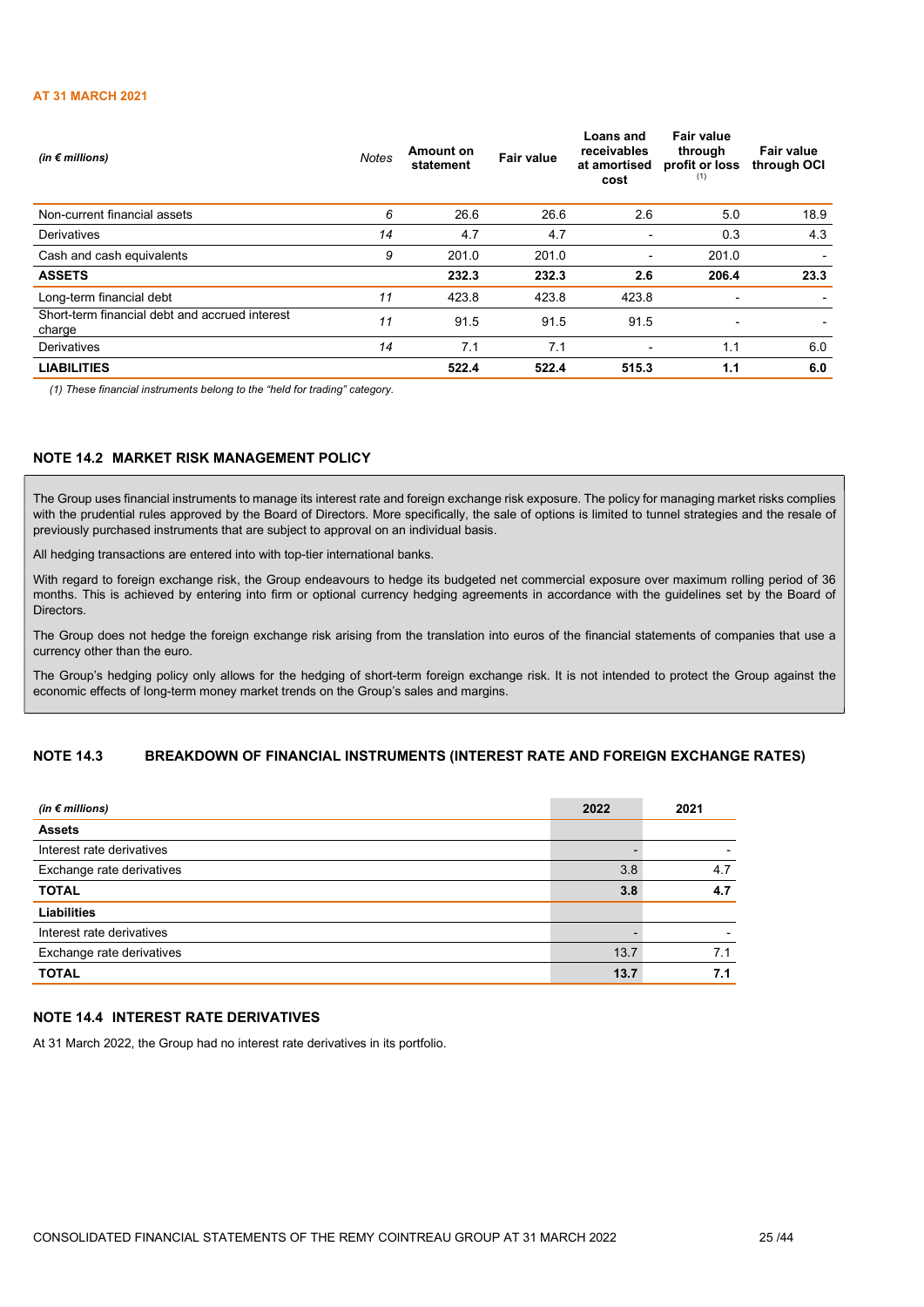**AT 31 MARCH 2021**

| *(in € millions)* | *Notes* | Amount on statement | Fair value | Loans and receivables at amortised cost | Fair value through profit or loss [(1)] | Fair value through OCI |
|---|---|---|---|---|---|---|
| Non-current financial assets | *6* | 26.6 | 26.6 | 2.6 | 5.0 | 18.9 |
| Derivatives | *14* | 4.7 | 4.7 | - | 0.3 | 4.3 |
| Cash and cash equivalents | *9* | 201.0 | 201.0 | - | 201.0 | - |
| **ASSETS** | | **232.3** | **232.3** | **2.6** | **206.4** | **23.3** |
| Long-term financial debt | *11* | 423.8 | 423.8 | 423.8 | - | - |
| Short-term financial debt and accrued interest charge | *11* | 91.5 | 91.5 | 91.5 | - | - |
| Derivatives | *14* | 7.1 | 7.1 | - | 1.1 | 6.0 |
| **LIABILITIES** | | **522.4** | **522.4** | **515.3** | **1.1** | **6.0** |

*(1) These financial instruments belong to the "held for trading" category.*

## NOTE 14.2 MARKET RISK MANAGEMENT POLICY

The Group uses financial instruments to manage its interest rate and foreign exchange risk exposure. The policy for managing market risks complies with the prudential rules approved by the Board of Directors. More specifically, the sale of options is limited to tunnel strategies and the resale of previously purchased instruments that are subject to approval on an individual basis.

All hedging transactions are entered into with top-tier international banks.

With regard to foreign exchange risk, the Group endeavours to hedge its budgeted net commercial exposure over maximum rolling period of 36 months. This is achieved by entering into firm or optional currency hedging agreements in accordance with the guidelines set by the Board of Directors.

The Group does not hedge the foreign exchange risk arising from the translation into euros of the financial statements of companies that use a currency other than the euro.

The Group's hedging policy only allows for the hedging of short-term foreign exchange risk. It is not intended to protect the Group against the economic effects of long-term money market trends on the Group's sales and margins.

## NOTE 14.3 BREAKDOWN OF FINANCIAL INSTRUMENTS (INTEREST RATE AND FOREIGN EXCHANGE RATES)

| *(in € millions)* | 2022 | 2021 |
|---|---|---|
| **Assets** | | |
| Interest rate derivatives | - | - |
| Exchange rate derivatives | 3.8 | 4.7 |
| **TOTAL** | **3.8** | **4.7** |
| **Liabilities** | | |
| Interest rate derivatives | - | - |
| Exchange rate derivatives | 13.7 | 7.1 |
| **TOTAL** | **13.7** | **7.1** |

## NOTE 14.4 INTEREST RATE DERIVATIVES

At 31 March 2022, the Group had no interest rate derivatives in its portfolio.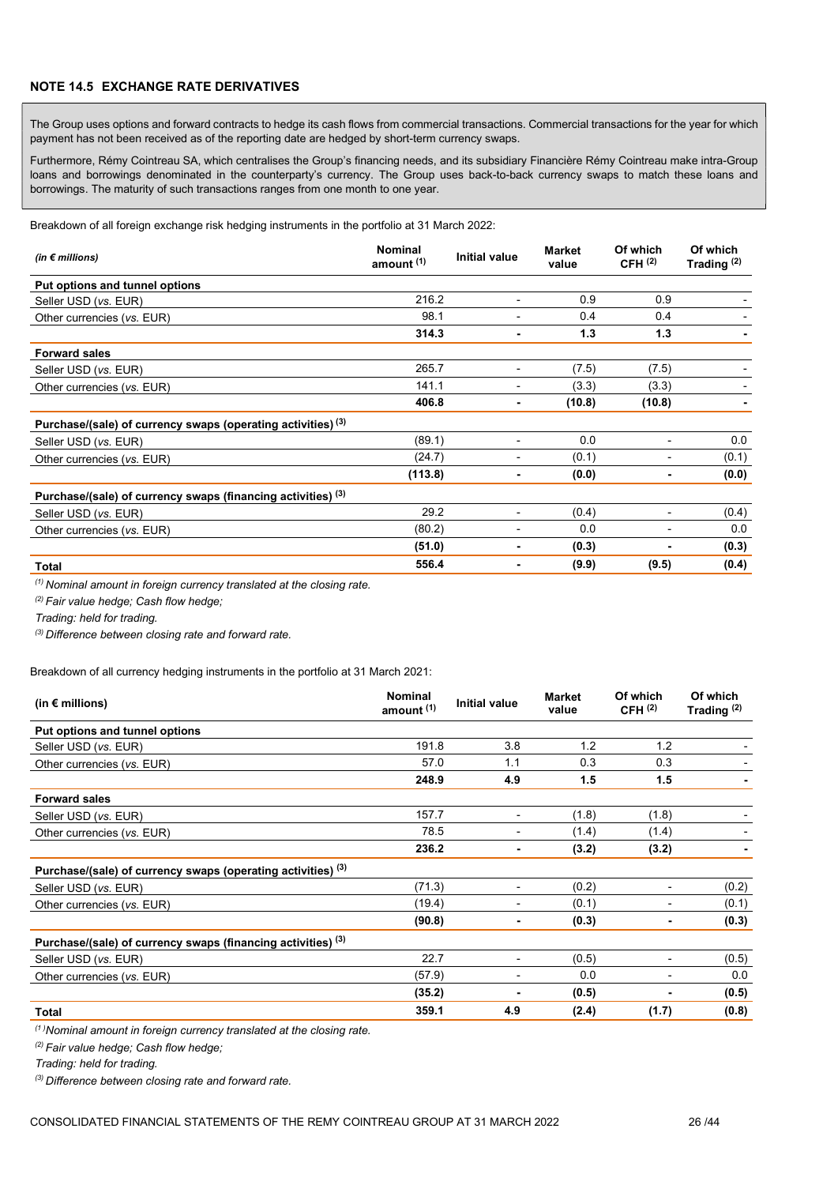## NOTE 14.5 EXCHANGE RATE DERIVATIVES

The Group uses options and forward contracts to hedge its cash flows from commercial transactions. Commercial transactions for the year for which payment has not been received as of the reporting date are hedged by short-term currency swaps.

Furthermore, Rémy Cointreau SA, which centralises the Group's financing needs, and its subsidiary Financière Rémy Cointreau make intra-Group loans and borrowings denominated in the counterparty's currency. The Group uses back-to-back currency swaps to match these loans and borrowings. The maturity of such transactions ranges from one month to one year.

Breakdown of all foreign exchange risk hedging instruments in the portfolio at 31 March 2022:

| *(in € millions)* | Nominal amount [1] | Initial value | Market value | Of which CFH [2] | Of which Trading [2] |
|---|---|---|---|---|---|
| **Put options and tunnel options** | | | | | |
| Seller USD (*vs.* EUR) | 216.2 | - | 0.9 | 0.9 | - |
| Other currencies (*vs.* EUR) | 98.1 | - | 0.4 | 0.4 | - |
| | **314.3** | **-** | **1.3** | **1.3** | **-** |
| **Forward sales** | | | | | |
| Seller USD (*vs.* EUR) | 265.7 | - | (7.5) | (7.5) | - |
| Other currencies (*vs.* EUR) | 141.1 | - | (3.3) | (3.3) | - |
| | **406.8** | **-** | **(10.8)** | **(10.8)** | **-** |
| **Purchase/(sale) of currency swaps (operating activities) [3]** | | | | | |
| Seller USD (*vs.* EUR) | (89.1) | - | 0.0 | - | 0.0 |
| Other currencies (*vs.* EUR) | (24.7) | - | (0.1) | - | (0.1) |
| | **(113.8)** | **-** | **(0.0)** | **-** | **(0.0)** |
| **Purchase/(sale) of currency swaps (financing activities) [3]** | | | | | |
| Seller USD (*vs.* EUR) | 29.2 | - | (0.4) | - | (0.4) |
| Other currencies (*vs.* EUR) | (80.2) | - | 0.0 | - | 0.0 |
| | **(51.0)** | **-** | **(0.3)** | **-** | **(0.3)** |
| **Total** | **556.4** | **-** | **(9.9)** | **(9.5)** | **(0.4)** |

*[1] Nominal amount in foreign currency translated at the closing rate.*

*[2] Fair value hedge; Cash flow hedge;*

*Trading: held for trading.*

*[3] Difference between closing rate and forward rate.*

Breakdown of all currency hedging instruments in the portfolio at 31 March 2021:

| (in € millions) | Nominal amount [1] | Initial value | Market value | Of which CFH [2] | Of which Trading [2] |
|---|---|---|---|---|---|
| **Put options and tunnel options** | | | | | |
| Seller USD (*vs.* EUR) | 191.8 | 3.8 | 1.2 | 1.2 | - |
| Other currencies (*vs.* EUR) | 57.0 | 1.1 | 0.3 | 0.3 | - |
| | **248.9** | **4.9** | **1.5** | **1.5** | **-** |
| **Forward sales** | | | | | |
| Seller USD (*vs.* EUR) | 157.7 | - | (1.8) | (1.8) | - |
| Other currencies (*vs.* EUR) | 78.5 | - | (1.4) | (1.4) | - |
| | **236.2** | **-** | **(3.2)** | **(3.2)** | **-** |
| **Purchase/(sale) of currency swaps (operating activities) [3]** | | | | | |
| Seller USD (*vs.* EUR) | (71.3) | - | (0.2) | - | (0.2) |
| Other currencies (*vs.* EUR) | (19.4) | - | (0.1) | - | (0.1) |
| | **(90.8)** | **-** | **(0.3)** | **-** | **(0.3)** |
| **Purchase/(sale) of currency swaps (financing activities) [3]** | | | | | |
| Seller USD (*vs.* EUR) | 22.7 | - | (0.5) | - | (0.5) |
| Other currencies (*vs.* EUR) | (57.9) | - | 0.0 | - | 0.0 |
| | **(35.2)** | **-** | **(0.5)** | **-** | **(0.5)** |
| **Total** | **359.1** | **4.9** | **(2.4)** | **(1.7)** | **(0.8)** |

*[1] Nominal amount in foreign currency translated at the closing rate.*

*[2] Fair value hedge; Cash flow hedge;*

*Trading: held for trading.*

*[3] Difference between closing rate and forward rate.*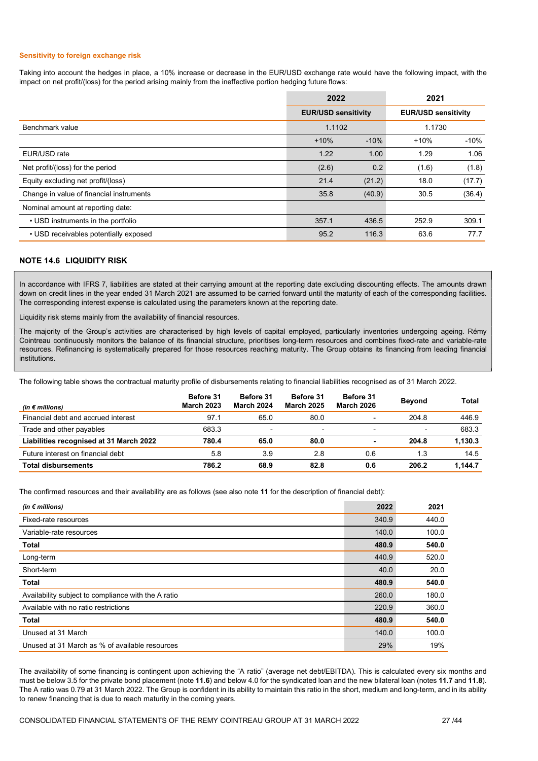**Sensitivity to foreign exchange risk**

Taking into account the hedges in place, a 10% increase or decrease in the EUR/USD exchange rate would have the following impact, with the impact on net profit/(loss) for the period arising mainly from the ineffective portion hedging future flows:

| | 2022 | | 2021 | |
|---|---|---|---|---|
| | EUR/USD sensitivity | | EUR/USD sensitivity | |
| Benchmark value | 1.1102 | | 1.1730 | |
| | +10% | -10% | +10% | -10% |
| EUR/USD rate | 1.22 | 1.00 | 1.29 | 1.06 |
| Net profit/(loss) for the period | (2.6) | 0.2 | (1.6) | (1.8) |
| Equity excluding net profit/(loss) | 21.4 | (21.2) | 18.0 | (17.7) |
| Change in value of financial instruments | 35.8 | (40.9) | 30.5 | (36.4) |
| Nominal amount at reporting date: | | | | |
| • USD instruments in the portfolio | 357.1 | 436.5 | 252.9 | 309.1 |
| • USD receivables potentially exposed | 95.2 | 116.3 | 63.6 | 77.7 |

## NOTE 14.6 LIQUIDITY RISK

In accordance with IFRS 7, liabilities are stated at their carrying amount at the reporting date excluding discounting effects. The amounts drawn down on credit lines in the year ended 31 March 2021 are assumed to be carried forward until the maturity of each of the corresponding facilities. The corresponding interest expense is calculated using the parameters known at the reporting date.

Liquidity risk stems mainly from the availability of financial resources.

The majority of the Group's activities are characterised by high levels of capital employed, particularly inventories undergoing ageing. Rémy Cointreau continuously monitors the balance of its financial structure, prioritises long-term resources and combines fixed-rate and variable-rate resources. Refinancing is systematically prepared for those resources reaching maturity. The Group obtains its financing from leading financial institutions.

The following table shows the contractual maturity profile of disbursements relating to financial liabilities recognised as of 31 March 2022.

| *(in € millions)* | Before 31 March 2023 | Before 31 March 2024 | Before 31 March 2025 | Before 31 March 2026 | Beyond | Total |
|---|---|---|---|---|---|---|
| Financial debt and accrued interest | 97.1 | 65.0 | 80.0 | - | 204.8 | 446.9 |
| Trade and other payables | 683.3 | - | - | - | - | 683.3 |
| **Liabilities recognised at 31 March 2022** | **780.4** | **65.0** | **80.0** | **-** | **204.8** | **1,130.3** |
| Future interest on financial debt | 5.8 | 3.9 | 2.8 | 0.6 | 1.3 | 14.5 |
| **Total disbursements** | **786.2** | **68.9** | **82.8** | **0.6** | **206.2** | **1,144.7** |

The confirmed resources and their availability are as follows (see also note **11** for the description of financial debt):

| *(in € millions)* | 2022 | 2021 |
|---|---|---|
| Fixed-rate resources | 340.9 | 440.0 |
| Variable-rate resources | 140.0 | 100.0 |
| **Total** | **480.9** | **540.0** |
| Long-term | 440.9 | 520.0 |
| Short-term | 40.0 | 20.0 |
| **Total** | **480.9** | **540.0** |
| Availability subject to compliance with the A ratio | 260.0 | 180.0 |
| Available with no ratio restrictions | 220.9 | 360.0 |
| **Total** | **480.9** | **540.0** |
| Unused at 31 March | 140.0 | 100.0 |
| Unused at 31 March as % of available resources | 29% | 19% |

The availability of some financing is contingent upon achieving the "A ratio" (average net debt/EBITDA). This is calculated every six months and must be below 3.5 for the private bond placement (note **11.6**) and below 4.0 for the syndicated loan and the new bilateral loan (notes **11.7** and **11.8**). The A ratio was 0.79 at 31 March 2022. The Group is confident in its ability to maintain this ratio in the short, medium and long-term, and in its ability to renew financing that is due to reach maturity in the coming years.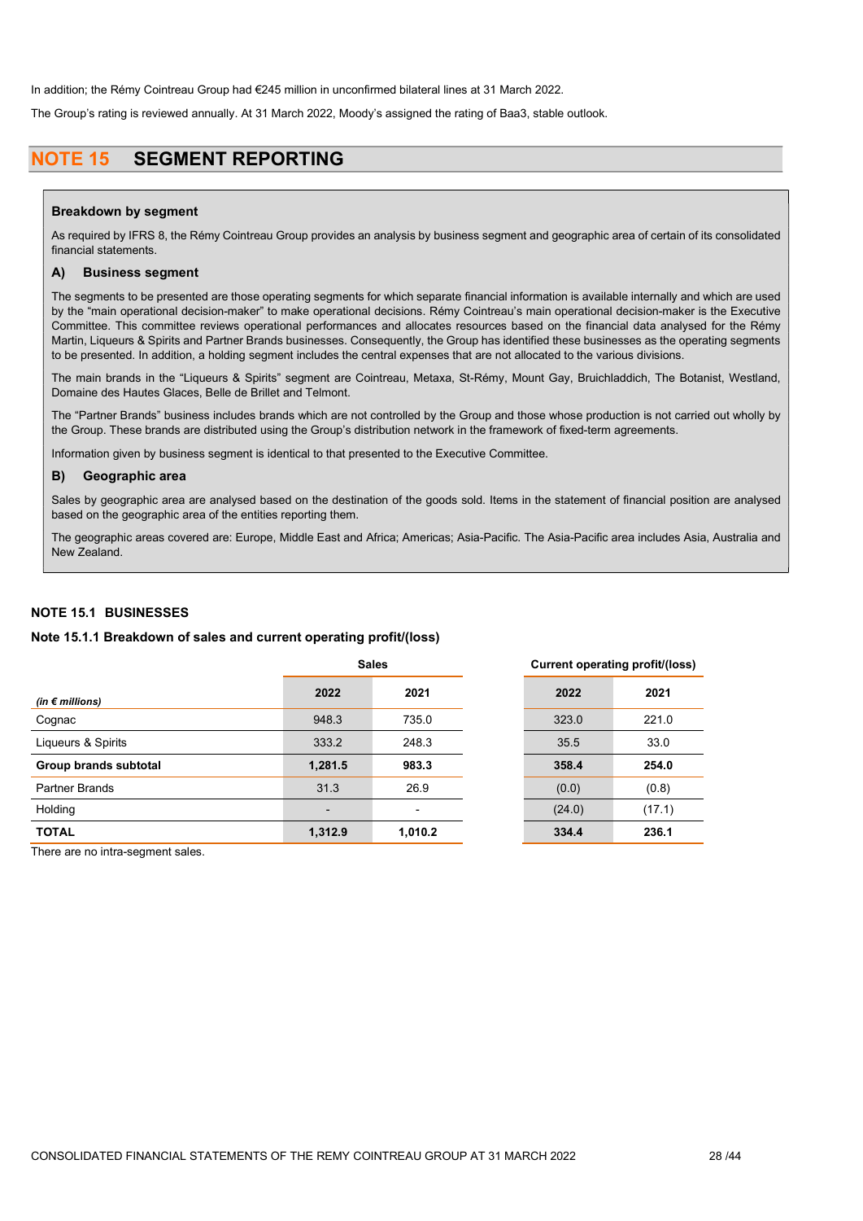In addition; the Rémy Cointreau Group had €245 million in unconfirmed bilateral lines at 31 March 2022.

The Group's rating is reviewed annually. At 31 March 2022, Moody's assigned the rating of Baa3, stable outlook.

# NOTE 15 SEGMENT REPORTING

**Breakdown by segment**

As required by IFRS 8, the Rémy Cointreau Group provides an analysis by business segment and geographic area of certain of its consolidated financial statements.

### A) Business segment

The segments to be presented are those operating segments for which separate financial information is available internally and which are used by the "main operational decision-maker" to make operational decisions. Rémy Cointreau's main operational decision-maker is the Executive Committee. This committee reviews operational performances and allocates resources based on the financial data analysed for the Rémy Martin, Liqueurs & Spirits and Partner Brands businesses. Consequently, the Group has identified these businesses as the operating segments to be presented. In addition, a holding segment includes the central expenses that are not allocated to the various divisions.

The main brands in the "Liqueurs & Spirits" segment are Cointreau, Metaxa, St-Rémy, Mount Gay, Bruichladdich, The Botanist, Westland, Domaine des Hautes Glaces, Belle de Brillet and Telmont.

The "Partner Brands" business includes brands which are not controlled by the Group and those whose production is not carried out wholly by the Group. These brands are distributed using the Group's distribution network in the framework of fixed-term agreements.

Information given by business segment is identical to that presented to the Executive Committee.

### B) Geographic area

Sales by geographic area are analysed based on the destination of the goods sold. Items in the statement of financial position are analysed based on the geographic area of the entities reporting them.

The geographic areas covered are: Europe, Middle East and Africa; Americas; Asia-Pacific. The Asia-Pacific area includes Asia, Australia and New Zealand.

## NOTE 15.1 BUSINESSES

### Note 15.1.1 Breakdown of sales and current operating profit/(loss)

| | Sales | | Current operating profit/(loss) | |
|---|---|---|---|---|
| *(in € millions)* | 2022 | 2021 | 2022 | 2021 |
| Cognac | 948.3 | 735.0 | 323.0 | 221.0 |
| Liqueurs & Spirits | 333.2 | 248.3 | 35.5 | 33.0 |
| **Group brands subtotal** | **1,281.5** | **983.3** | **358.4** | **254.0** |
| Partner Brands | 31.3 | 26.9 | (0.0) | (0.8) |
| Holding | - | - | (24.0) | (17.1) |
| **TOTAL** | **1,312.9** | **1,010.2** | **334.4** | **236.1** |

There are no intra-segment sales.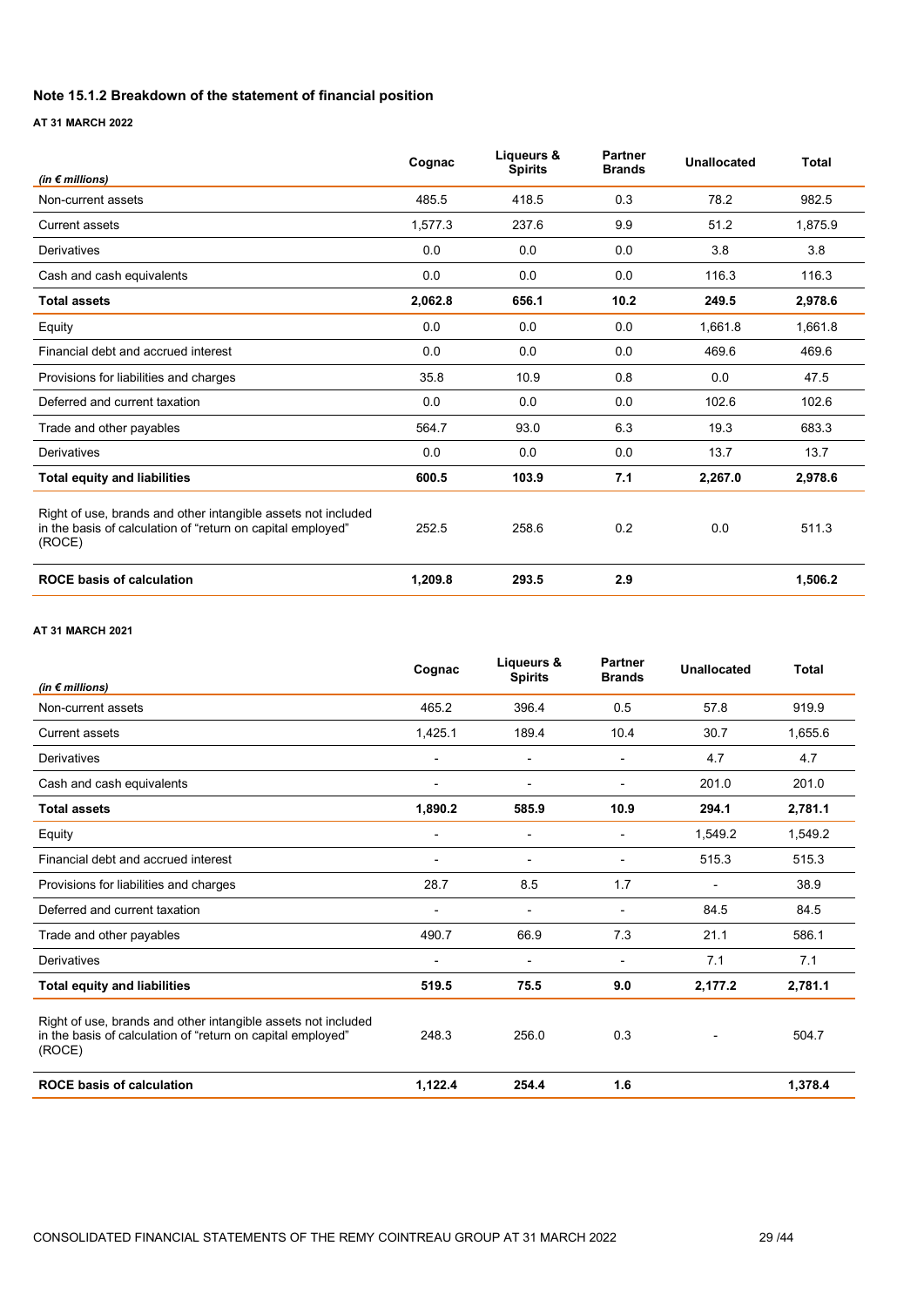### Note 15.1.2 Breakdown of the statement of financial position

**AT 31 MARCH 2022**

| *(in € millions)* | Cognac | Liqueurs & Spirits | Partner Brands | Unallocated | Total |
|---|---|---|---|---|---|
| Non-current assets | 485.5 | 418.5 | 0.3 | 78.2 | 982.5 |
| Current assets | 1,577.3 | 237.6 | 9.9 | 51.2 | 1,875.9 |
| Derivatives | 0.0 | 0.0 | 0.0 | 3.8 | 3.8 |
| Cash and cash equivalents | 0.0 | 0.0 | 0.0 | 116.3 | 116.3 |
| **Total assets** | **2,062.8** | **656.1** | **10.2** | **249.5** | **2,978.6** |
| Equity | 0.0 | 0.0 | 0.0 | 1,661.8 | 1,661.8 |
| Financial debt and accrued interest | 0.0 | 0.0 | 0.0 | 469.6 | 469.6 |
| Provisions for liabilities and charges | 35.8 | 10.9 | 0.8 | 0.0 | 47.5 |
| Deferred and current taxation | 0.0 | 0.0 | 0.0 | 102.6 | 102.6 |
| Trade and other payables | 564.7 | 93.0 | 6.3 | 19.3 | 683.3 |
| Derivatives | 0.0 | 0.0 | 0.0 | 13.7 | 13.7 |
| **Total equity and liabilities** | **600.5** | **103.9** | **7.1** | **2,267.0** | **2,978.6** |
| Right of use, brands and other intangible assets not included in the basis of calculation of "return on capital employed" (ROCE) | 252.5 | 258.6 | 0.2 | 0.0 | 511.3 |
| **ROCE basis of calculation** | **1,209.8** | **293.5** | **2.9** | | **1,506.2** |

**AT 31 MARCH 2021**

| *(in € millions)* | Cognac | Liqueurs & Spirits | Partner Brands | Unallocated | Total |
|---|---|---|---|---|---|
| Non-current assets | 465.2 | 396.4 | 0.5 | 57.8 | 919.9 |
| Current assets | 1,425.1 | 189.4 | 10.4 | 30.7 | 1,655.6 |
| Derivatives | - | - | - | 4.7 | 4.7 |
| Cash and cash equivalents | - | - | - | 201.0 | 201.0 |
| **Total assets** | **1,890.2** | **585.9** | **10.9** | **294.1** | **2,781.1** |
| Equity | - | - | - | 1,549.2 | 1,549.2 |
| Financial debt and accrued interest | - | - | - | 515.3 | 515.3 |
| Provisions for liabilities and charges | 28.7 | 8.5 | 1.7 | - | 38.9 |
| Deferred and current taxation | - | - | - | 84.5 | 84.5 |
| Trade and other payables | 490.7 | 66.9 | 7.3 | 21.1 | 586.1 |
| Derivatives | - | - | - | 7.1 | 7.1 |
| **Total equity and liabilities** | **519.5** | **75.5** | **9.0** | **2,177.2** | **2,781.1** |
| Right of use, brands and other intangible assets not included in the basis of calculation of "return on capital employed" (ROCE) | 248.3 | 256.0 | 0.3 | - | 504.7 |
| **ROCE basis of calculation** | **1,122.4** | **254.4** | **1.6** | | **1,378.4** |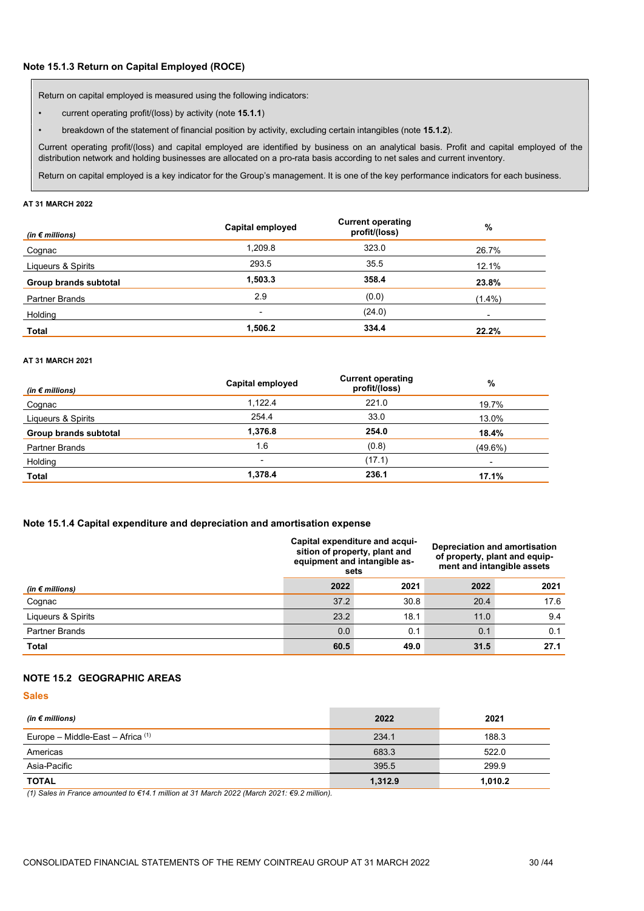### Note 15.1.3 Return on Capital Employed (ROCE)

Return on capital employed is measured using the following indicators:

- current operating profit/(loss) by activity (note **15.1.1**)
- breakdown of the statement of financial position by activity, excluding certain intangibles (note **15.1.2**).

Current operating profit/(loss) and capital employed are identified by business on an analytical basis. Profit and capital employed of the distribution network and holding businesses are allocated on a pro-rata basis according to net sales and current inventory.

Return on capital employed is a key indicator for the Group's management. It is one of the key performance indicators for each business.

**AT 31 MARCH 2022**

| *(in € millions)* | Capital employed | Current operating profit/(loss) | % |
|---|---|---|---|
| Cognac | 1,209.8 | 323.0 | 26.7% |
| Liqueurs & Spirits | 293.5 | 35.5 | 12.1% |
| **Group brands subtotal** | **1,503.3** | **358.4** | **23.8%** |
| Partner Brands | 2.9 | (0.0) | (1.4%) |
| Holding | - | (24.0) | - |
| **Total** | **1,506.2** | **334.4** | **22.2%** |

**AT 31 MARCH 2021**

| *(in € millions)* | Capital employed | Current operating profit/(loss) | % |
|---|---|---|---|
| Cognac | 1,122.4 | 221.0 | 19.7% |
| Liqueurs & Spirits | 254.4 | 33.0 | 13.0% |
| **Group brands subtotal** | **1,376.8** | **254.0** | **18.4%** |
| Partner Brands | 1.6 | (0.8) | (49.6%) |
| Holding | - | (17.1) | - |
| **Total** | **1,378.4** | **236.1** | **17.1%** |

### Note 15.1.4 Capital expenditure and depreciation and amortisation expense

| | Capital expenditure and acquisition of property, plant and equipment and intangible assets | | Depreciation and amortisation of property, plant and equipment and intangible assets | |
|---|---|---|---|---|
| *(in € millions)* | **2022** | **2021** | **2022** | **2021** |
| Cognac | 37.2 | 30.8 | 20.4 | 17.6 |
| Liqueurs & Spirits | 23.2 | 18.1 | 11.0 | 9.4 |
| Partner Brands | 0.0 | 0.1 | 0.1 | 0.1 |
| **Total** | **60.5** | **49.0** | **31.5** | **27.1** |

## NOTE 15.2 GEOGRAPHIC AREAS

### Sales

| *(in € millions)* | 2022 | 2021 |
|---|---|---|
| Europe – Middle-East – Africa [1] | 234.1 | 188.3 |
| Americas | 683.3 | 522.0 |
| Asia-Pacific | 395.5 | 299.9 |
| **TOTAL** | **1,312.9** | **1,010.2** |

*(1) Sales in France amounted to €14.1 million at 31 March 2022 (March 2021: €9.2 million).*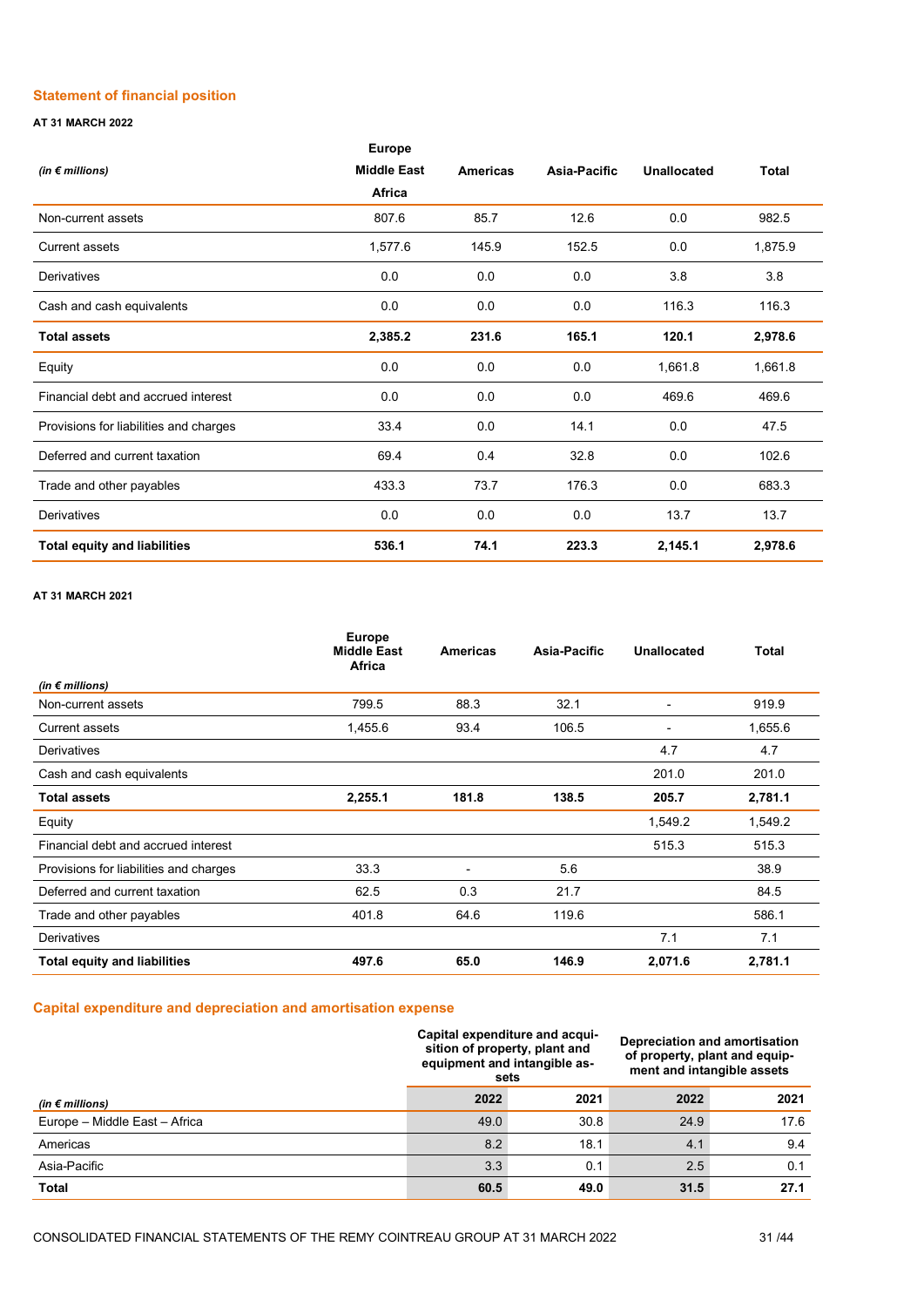## Statement of financial position

**AT 31 MARCH 2022**

| *(in € millions)* | Europe Middle East Africa | Americas | Asia-Pacific | Unallocated | Total |
|---|---|---|---|---|---|
| Non-current assets | 807.6 | 85.7 | 12.6 | 0.0 | 982.5 |
| Current assets | 1,577.6 | 145.9 | 152.5 | 0.0 | 1,875.9 |
| Derivatives | 0.0 | 0.0 | 0.0 | 3.8 | 3.8 |
| Cash and cash equivalents | 0.0 | 0.0 | 0.0 | 116.3 | 116.3 |
| **Total assets** | **2,385.2** | **231.6** | **165.1** | **120.1** | **2,978.6** |
| Equity | 0.0 | 0.0 | 0.0 | 1,661.8 | 1,661.8 |
| Financial debt and accrued interest | 0.0 | 0.0 | 0.0 | 469.6 | 469.6 |
| Provisions for liabilities and charges | 33.4 | 0.0 | 14.1 | 0.0 | 47.5 |
| Deferred and current taxation | 69.4 | 0.4 | 32.8 | 0.0 | 102.6 |
| Trade and other payables | 433.3 | 73.7 | 176.3 | 0.0 | 683.3 |
| Derivatives | 0.0 | 0.0 | 0.0 | 13.7 | 13.7 |
| **Total equity and liabilities** | **536.1** | **74.1** | **223.3** | **2,145.1** | **2,978.6** |

**AT 31 MARCH 2021**

| *(in € millions)* | Europe Middle East Africa | Americas | Asia-Pacific | Unallocated | Total |
|---|---|---|---|---|---|
| Non-current assets | 799.5 | 88.3 | 32.1 | - | 919.9 |
| Current assets | 1,455.6 | 93.4 | 106.5 | - | 1,655.6 |
| Derivatives | | | | 4.7 | 4.7 |
| Cash and cash equivalents | | | | 201.0 | 201.0 |
| **Total assets** | **2,255.1** | **181.8** | **138.5** | **205.7** | **2,781.1** |
| Equity | | | | 1,549.2 | 1,549.2 |
| Financial debt and accrued interest | | | | 515.3 | 515.3 |
| Provisions for liabilities and charges | 33.3 | - | 5.6 | | 38.9 |
| Deferred and current taxation | 62.5 | 0.3 | 21.7 | | 84.5 |
| Trade and other payables | 401.8 | 64.6 | 119.6 | | 586.1 |
| Derivatives | | | | 7.1 | 7.1 |
| **Total equity and liabilities** | **497.6** | **65.0** | **146.9** | **2,071.6** | **2,781.1** |

## Capital expenditure and depreciation and amortisation expense

| | Capital expenditure and acquisition of property, plant and equipment and intangible assets | | Depreciation and amortisation of property, plant and equipment and intangible assets | |
|---|---|---|---|---|
| *(in € millions)* | 2022 | 2021 | 2022 | 2021 |
| Europe – Middle East – Africa | 49.0 | 30.8 | 24.9 | 17.6 |
| Americas | 8.2 | 18.1 | 4.1 | 9.4 |
| Asia-Pacific | 3.3 | 0.1 | 2.5 | 0.1 |
| **Total** | **60.5** | **49.0** | **31.5** | **27.1** |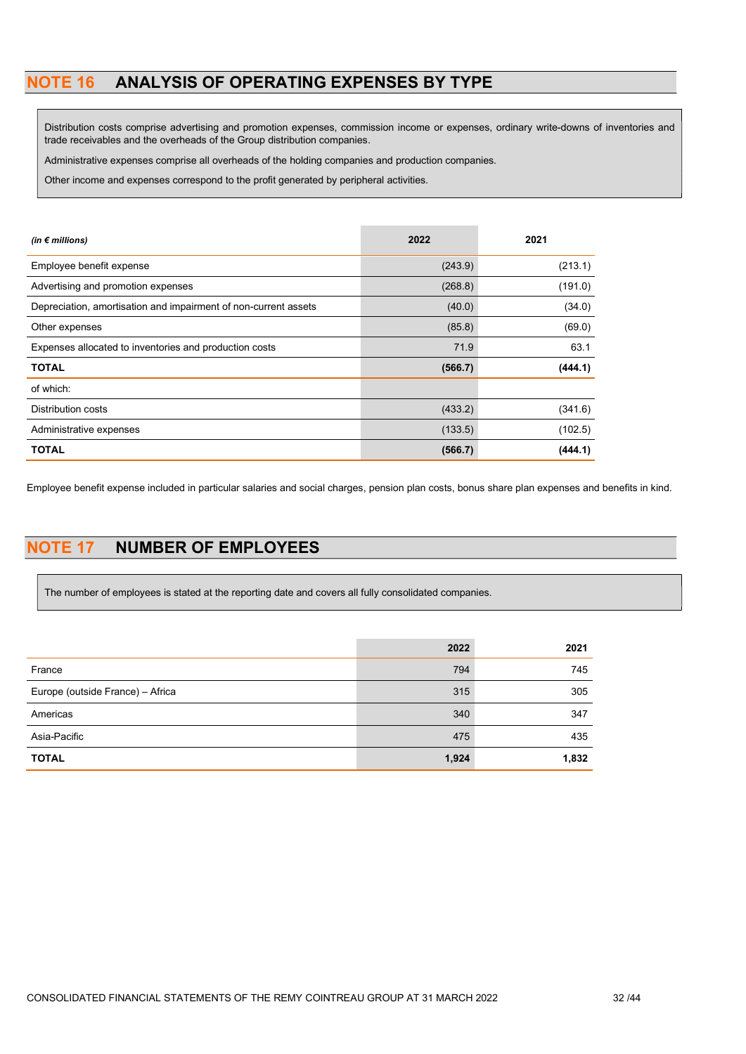## NOTE 16 ANALYSIS OF OPERATING EXPENSES BY TYPE

Distribution costs comprise advertising and promotion expenses, commission income or expenses, ordinary write-downs of inventories and trade receivables and the overheads of the Group distribution companies.

Administrative expenses comprise all overheads of the holding companies and production companies.

Other income and expenses correspond to the profit generated by peripheral activities.

| *(in € millions)* | 2022 | 2021 |
|---|---|---|
| Employee benefit expense | (243.9) | (213.1) |
| Advertising and promotion expenses | (268.8) | (191.0) |
| Depreciation, amortisation and impairment of non-current assets | (40.0) | (34.0) |
| Other expenses | (85.8) | (69.0) |
| Expenses allocated to inventories and production costs | 71.9 | 63.1 |
| **TOTAL** | **(566.7)** | **(444.1)** |
| of which: | | |
| Distribution costs | (433.2) | (341.6) |
| Administrative expenses | (133.5) | (102.5) |
| **TOTAL** | **(566.7)** | **(444.1)** |

Employee benefit expense included in particular salaries and social charges, pension plan costs, bonus share plan expenses and benefits in kind.

## NOTE 17 NUMBER OF EMPLOYEES

The number of employees is stated at the reporting date and covers all fully consolidated companies.

| | 2022 | 2021 |
|---|---|---|
| France | 794 | 745 |
| Europe (outside France) – Africa | 315 | 305 |
| Americas | 340 | 347 |
| Asia-Pacific | 475 | 435 |
| **TOTAL** | **1,924** | **1,832** |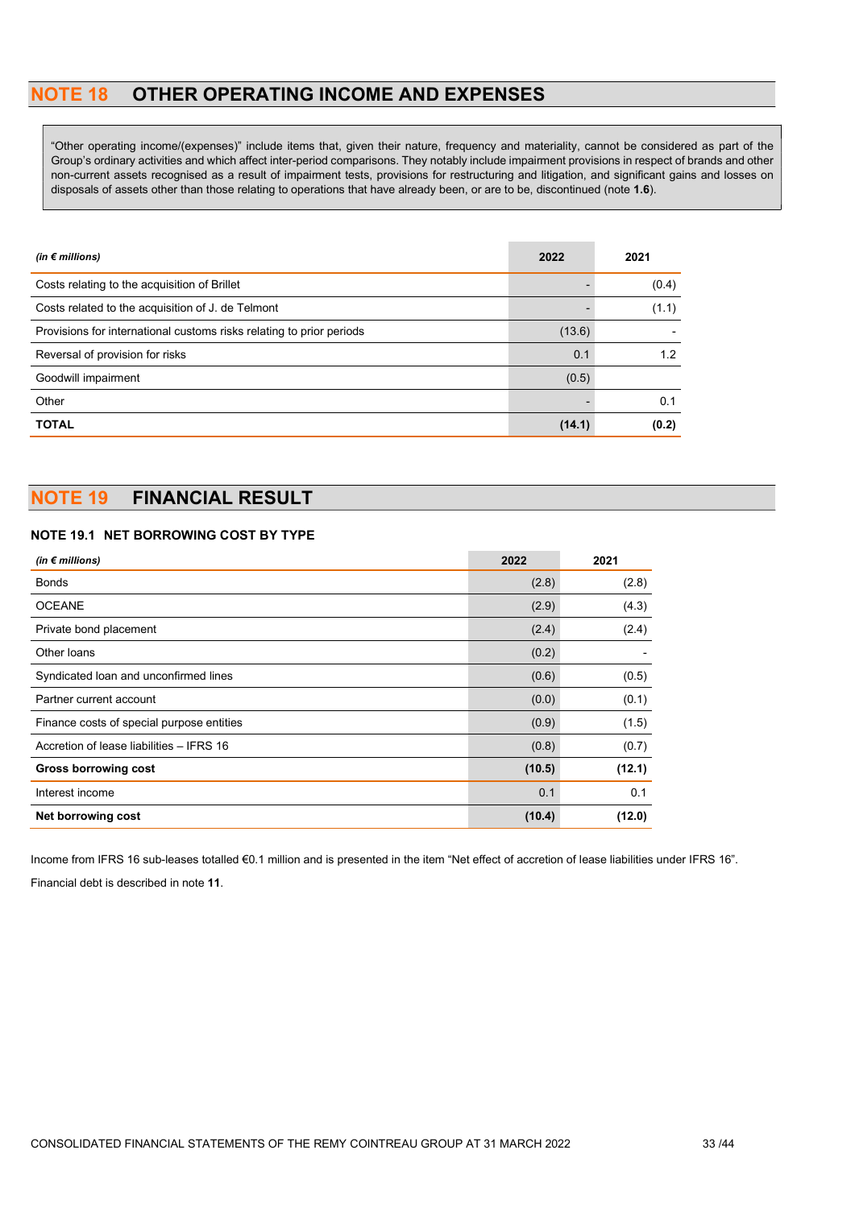# NOTE 18 OTHER OPERATING INCOME AND EXPENSES

"Other operating income/(expenses)" include items that, given their nature, frequency and materiality, cannot be considered as part of the Group's ordinary activities and which affect inter-period comparisons. They notably include impairment provisions in respect of brands and other non-current assets recognised as a result of impairment tests, provisions for restructuring and litigation, and significant gains and losses on disposals of assets other than those relating to operations that have already been, or are to be, discontinued (note **1.6**).

| *(in € millions)* | 2022 | 2021 |
|---|---|---|
| Costs relating to the acquisition of Brillet | - | (0.4) |
| Costs related to the acquisition of J. de Telmont | - | (1.1) |
| Provisions for international customs risks relating to prior periods | (13.6) | - |
| Reversal of provision for risks | 0.1 | 1.2 |
| Goodwill impairment | (0.5) | |
| Other | - | 0.1 |
| **TOTAL** | **(14.1)** | **(0.2)** |

# NOTE 19 FINANCIAL RESULT

## NOTE 19.1 NET BORROWING COST BY TYPE

| *(in € millions)* | 2022 | 2021 |
|---|---|---|
| Bonds | (2.8) | (2.8) |
| OCEANE | (2.9) | (4.3) |
| Private bond placement | (2.4) | (2.4) |
| Other loans | (0.2) | - |
| Syndicated loan and unconfirmed lines | (0.6) | (0.5) |
| Partner current account | (0.0) | (0.1) |
| Finance costs of special purpose entities | (0.9) | (1.5) |
| Accretion of lease liabilities – IFRS 16 | (0.8) | (0.7) |
| **Gross borrowing cost** | **(10.5)** | **(12.1)** |
| Interest income | 0.1 | 0.1 |
| **Net borrowing cost** | **(10.4)** | **(12.0)** |

Income from IFRS 16 sub-leases totalled €0.1 million and is presented in the item "Net effect of accretion of lease liabilities under IFRS 16".

Financial debt is described in note **11**.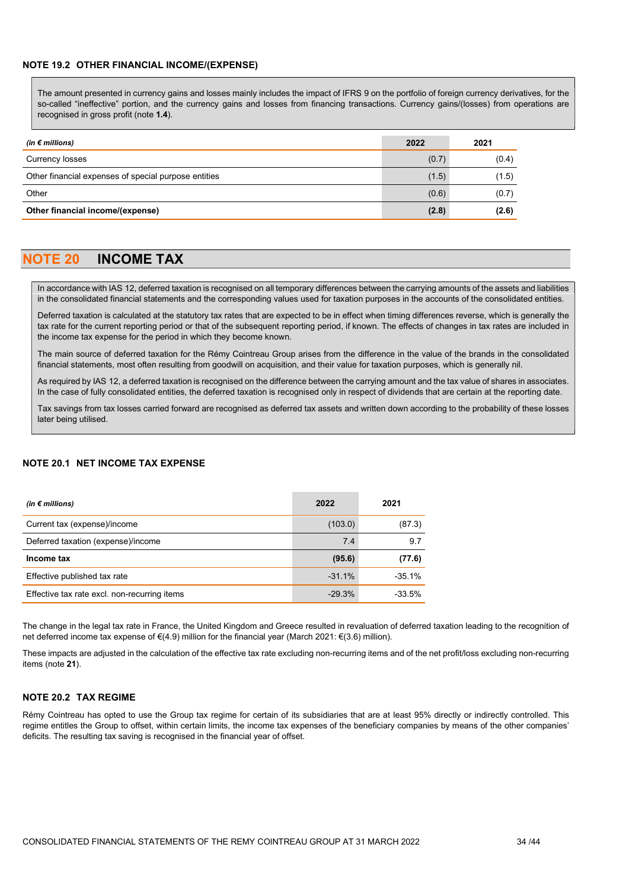### NOTE 19.2 OTHER FINANCIAL INCOME/(EXPENSE)

The amount presented in currency gains and losses mainly includes the impact of IFRS 9 on the portfolio of foreign currency derivatives, for the so-called "ineffective" portion, and the currency gains and losses from financing transactions. Currency gains/(losses) from operations are recognised in gross profit (note **1.4**).

| *(in € millions)* | 2022 | 2021 |
|---|---|---|
| Currency losses | (0.7) | (0.4) |
| Other financial expenses of special purpose entities | (1.5) | (1.5) |
| Other | (0.6) | (0.7) |
| **Other financial income/(expense)** | **(2.8)** | **(2.6)** |

## NOTE 20 INCOME TAX

In accordance with IAS 12, deferred taxation is recognised on all temporary differences between the carrying amounts of the assets and liabilities in the consolidated financial statements and the corresponding values used for taxation purposes in the accounts of the consolidated entities.

Deferred taxation is calculated at the statutory tax rates that are expected to be in effect when timing differences reverse, which is generally the tax rate for the current reporting period or that of the subsequent reporting period, if known. The effects of changes in tax rates are included in the income tax expense for the period in which they become known.

The main source of deferred taxation for the Rémy Cointreau Group arises from the difference in the value of the brands in the consolidated financial statements, most often resulting from goodwill on acquisition, and their value for taxation purposes, which is generally nil.

As required by IAS 12, a deferred taxation is recognised on the difference between the carrying amount and the tax value of shares in associates. In the case of fully consolidated entities, the deferred taxation is recognised only in respect of dividends that are certain at the reporting date.

Tax savings from tax losses carried forward are recognised as deferred tax assets and written down according to the probability of these losses later being utilised.

### NOTE 20.1 NET INCOME TAX EXPENSE

| *(in € millions)* | 2022 | 2021 |
|---|---|---|
| Current tax (expense)/income | (103.0) | (87.3) |
| Deferred taxation (expense)/income | 7.4 | 9.7 |
| **Income tax** | **(95.6)** | **(77.6)** |
| Effective published tax rate | -31.1% | -35.1% |
| Effective tax rate excl. non-recurring items | -29.3% | -33.5% |

The change in the legal tax rate in France, the United Kingdom and Greece resulted in revaluation of deferred taxation leading to the recognition of net deferred income tax expense of €(4.9) million for the financial year (March 2021: €(3.6) million).

These impacts are adjusted in the calculation of the effective tax rate excluding non-recurring items and of the net profit/loss excluding non-recurring items (note **21**).

### NOTE 20.2 TAX REGIME

Rémy Cointreau has opted to use the Group tax regime for certain of its subsidiaries that are at least 95% directly or indirectly controlled. This regime entitles the Group to offset, within certain limits, the income tax expenses of the beneficiary companies by means of the other companies' deficits. The resulting tax saving is recognised in the financial year of offset.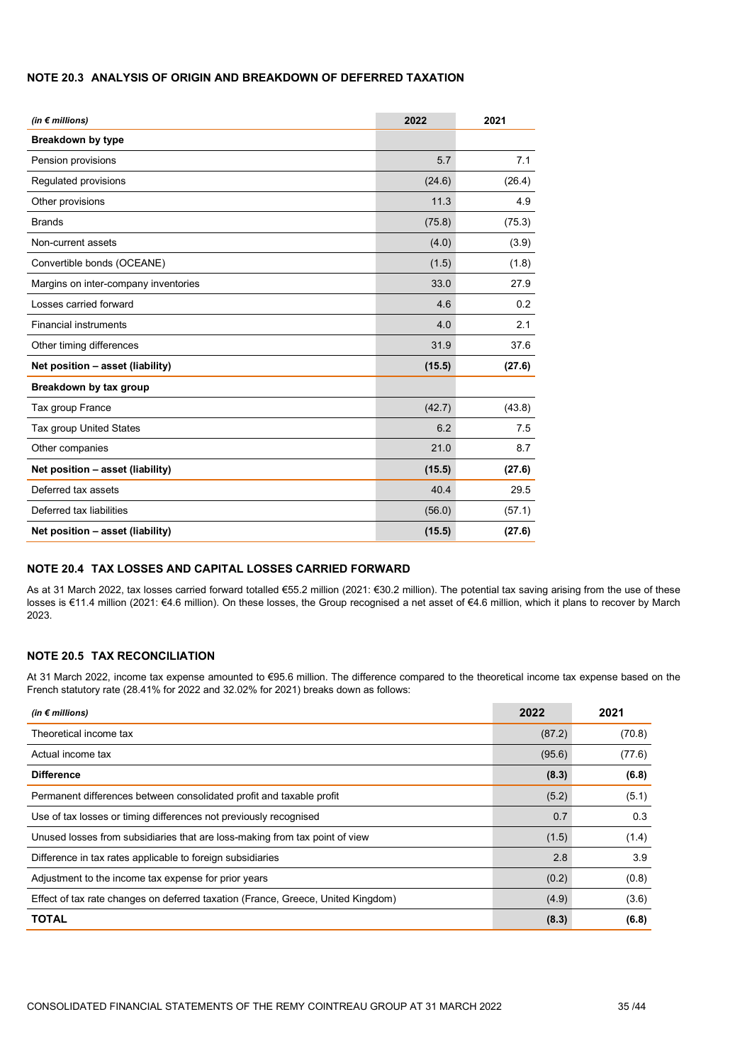### NOTE 20.3 ANALYSIS OF ORIGIN AND BREAKDOWN OF DEFERRED TAXATION

| *(in € millions)* | 2022 | 2021 |
|---|---|---|
| **Breakdown by type** | | |
| Pension provisions | 5.7 | 7.1 |
| Regulated provisions | (24.6) | (26.4) |
| Other provisions | 11.3 | 4.9 |
| Brands | (75.8) | (75.3) |
| Non-current assets | (4.0) | (3.9) |
| Convertible bonds (OCEANE) | (1.5) | (1.8) |
| Margins on inter-company inventories | 33.0 | 27.9 |
| Losses carried forward | 4.6 | 0.2 |
| Financial instruments | 4.0 | 2.1 |
| Other timing differences | 31.9 | 37.6 |
| **Net position – asset (liability)** | **(15.5)** | **(27.6)** |
| **Breakdown by tax group** | | |
| Tax group France | (42.7) | (43.8) |
| Tax group United States | 6.2 | 7.5 |
| Other companies | 21.0 | 8.7 |
| **Net position – asset (liability)** | **(15.5)** | **(27.6)** |
| Deferred tax assets | 40.4 | 29.5 |
| Deferred tax liabilities | (56.0) | (57.1) |
| **Net position – asset (liability)** | **(15.5)** | **(27.6)** |

### NOTE 20.4 TAX LOSSES AND CAPITAL LOSSES CARRIED FORWARD

As at 31 March 2022, tax losses carried forward totalled €55.2 million (2021: €30.2 million). The potential tax saving arising from the use of these losses is €11.4 million (2021: €4.6 million). On these losses, the Group recognised a net asset of €4.6 million, which it plans to recover by March 2023.

### NOTE 20.5 TAX RECONCILIATION

At 31 March 2022, income tax expense amounted to €95.6 million. The difference compared to the theoretical income tax expense based on the French statutory rate (28.41% for 2022 and 32.02% for 2021) breaks down as follows:

| *(in € millions)* | 2022 | 2021 |
|---|---|---|
| Theoretical income tax | (87.2) | (70.8) |
| Actual income tax | (95.6) | (77.6) |
| **Difference** | **(8.3)** | **(6.8)** |
| Permanent differences between consolidated profit and taxable profit | (5.2) | (5.1) |
| Use of tax losses or timing differences not previously recognised | 0.7 | 0.3 |
| Unused losses from subsidiaries that are loss-making from tax point of view | (1.5) | (1.4) |
| Difference in tax rates applicable to foreign subsidiaries | 2.8 | 3.9 |
| Adjustment to the income tax expense for prior years | (0.2) | (0.8) |
| Effect of tax rate changes on deferred taxation (France, Greece, United Kingdom) | (4.9) | (3.6) |
| **TOTAL** | **(8.3)** | **(6.8)** |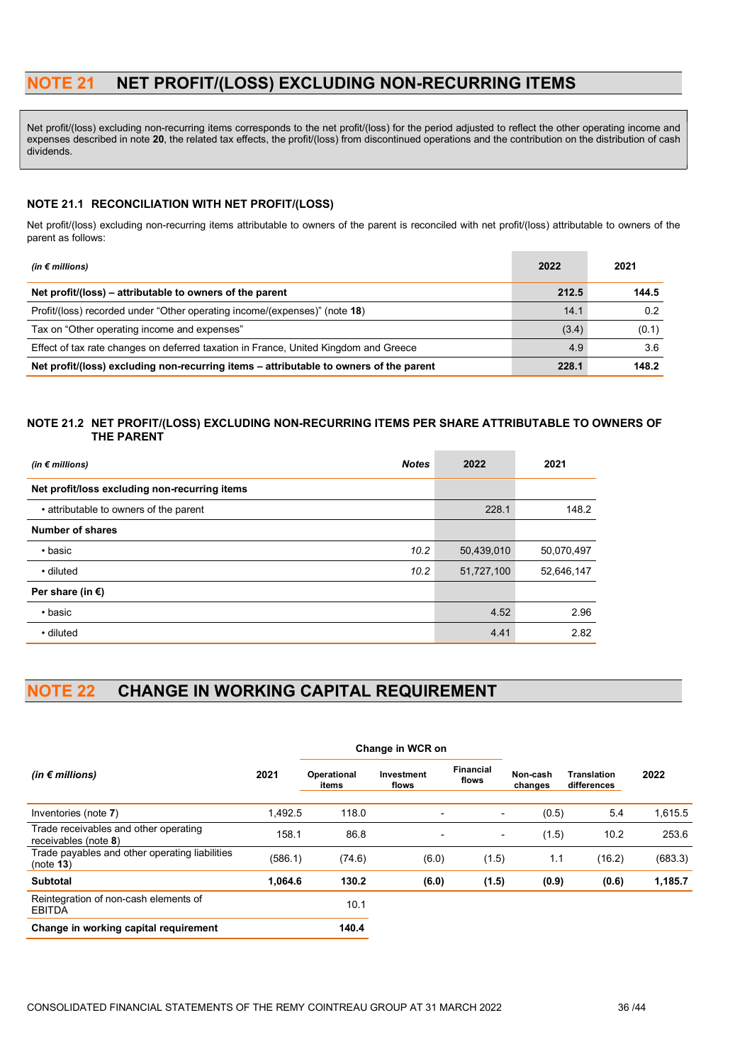# NOTE 21 NET PROFIT/(LOSS) EXCLUDING NON-RECURRING ITEMS

Net profit/(loss) excluding non-recurring items corresponds to the net profit/(loss) for the period adjusted to reflect the other operating income and expenses described in note **20**, the related tax effects, the profit/(loss) from discontinued operations and the contribution on the distribution of cash dividends.

### NOTE 21.1 RECONCILIATION WITH NET PROFIT/(LOSS)

Net profit/(loss) excluding non-recurring items attributable to owners of the parent is reconciled with net profit/(loss) attributable to owners of the parent as follows:

| *(in € millions)* | 2022 | 2021 |
|---|---|---|
| **Net profit/(loss) – attributable to owners of the parent** | **212.5** | **144.5** |
| Profit/(loss) recorded under "Other operating income/(expenses)" (note **18**) | 14.1 | 0.2 |
| Tax on "Other operating income and expenses" | (3.4) | (0.1) |
| Effect of tax rate changes on deferred taxation in France, United Kingdom and Greece | 4.9 | 3.6 |
| **Net profit/(loss) excluding non-recurring items – attributable to owners of the parent** | **228.1** | **148.2** |

### NOTE 21.2 NET PROFIT/(LOSS) EXCLUDING NON-RECURRING ITEMS PER SHARE ATTRIBUTABLE TO OWNERS OF THE PARENT

| *(in € millions)* | *Notes* | 2022 | 2021 |
|---|---|---|---|
| **Net profit/loss excluding non-recurring items** | | | |
| • attributable to owners of the parent | | 228.1 | 148.2 |
| **Number of shares** | | | |
| • basic | *10.2* | 50,439,010 | 50,070,497 |
| • diluted | *10.2* | 51,727,100 | 52,646,147 |
| **Per share (in €)** | | | |
| • basic | | 4.52 | 2.96 |
| • diluted | | 4.41 | 2.82 |

# NOTE 22 CHANGE IN WORKING CAPITAL REQUIREMENT

| | | Change in WCR on | | | | | |
|---|---|---|---|---|---|---|---|
| *(in € millions)* | 2021 | Operational items | Investment flows | Financial flows | Non-cash changes | Translation differences | 2022 |
| Inventories (note **7**) | 1,492.5 | 118.0 | - | - | (0.5) | 5.4 | 1,615.5 |
| Trade receivables and other operating receivables (note **8**) | 158.1 | 86.8 | - | - | (1.5) | 10.2 | 253.6 |
| Trade payables and other operating liabilities (note **13**) | (586.1) | (74.6) | (6.0) | (1.5) | 1.1 | (16.2) | (683.3) |
| **Subtotal** | **1,064.6** | **130.2** | **(6.0)** | **(1.5)** | **(0.9)** | **(0.6)** | **1,185.7** |
| Reintegration of non-cash elements of EBITDA | | 10.1 | | | | | |
| **Change in working capital requirement** | | **140.4** | | | | | |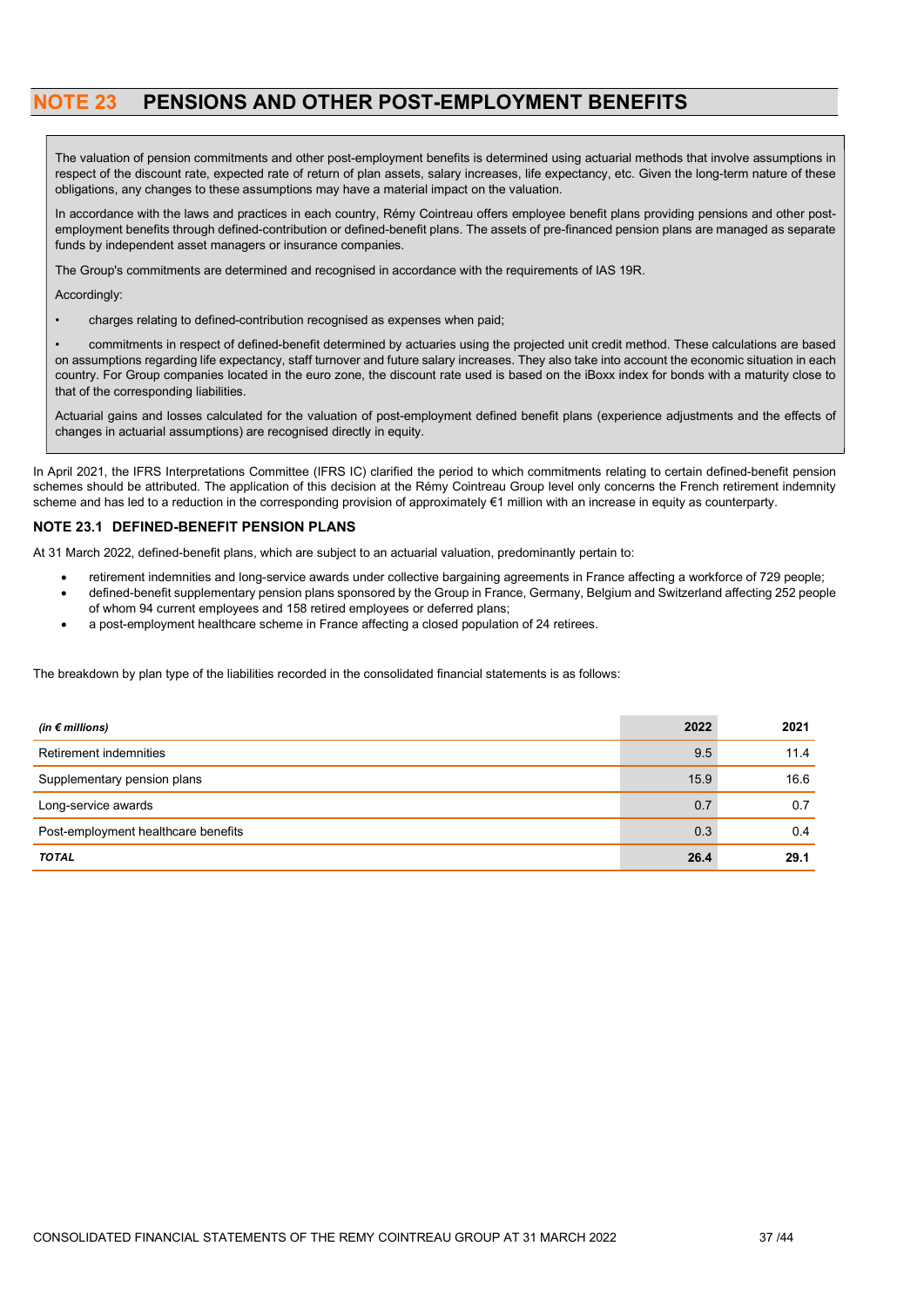# NOTE 23 PENSIONS AND OTHER POST-EMPLOYMENT BENEFITS

The valuation of pension commitments and other post-employment benefits is determined using actuarial methods that involve assumptions in respect of the discount rate, expected rate of return of plan assets, salary increases, life expectancy, etc. Given the long-term nature of these obligations, any changes to these assumptions may have a material impact on the valuation.

In accordance with the laws and practices in each country, Rémy Cointreau offers employee benefit plans providing pensions and other post-employment benefits through defined-contribution or defined-benefit plans. The assets of pre-financed pension plans are managed as separate funds by independent asset managers or insurance companies.

The Group's commitments are determined and recognised in accordance with the requirements of IAS 19R.

Accordingly:

- charges relating to defined-contribution recognised as expenses when paid;
- commitments in respect of defined-benefit determined by actuaries using the projected unit credit method. These calculations are based on assumptions regarding life expectancy, staff turnover and future salary increases. They also take into account the economic situation in each country. For Group companies located in the euro zone, the discount rate used is based on the iBoxx index for bonds with a maturity close to that of the corresponding liabilities.

Actuarial gains and losses calculated for the valuation of post-employment defined benefit plans (experience adjustments and the effects of changes in actuarial assumptions) are recognised directly in equity.

In April 2021, the IFRS Interpretations Committee (IFRS IC) clarified the period to which commitments relating to certain defined-benefit pension schemes should be attributed. The application of this decision at the Rémy Cointreau Group level only concerns the French retirement indemnity scheme and has led to a reduction in the corresponding provision of approximately €1 million with an increase in equity as counterparty.

## NOTE 23.1 DEFINED-BENEFIT PENSION PLANS

At 31 March 2022, defined-benefit plans, which are subject to an actuarial valuation, predominantly pertain to:

- retirement indemnities and long-service awards under collective bargaining agreements in France affecting a workforce of 729 people;
- defined-benefit supplementary pension plans sponsored by the Group in France, Germany, Belgium and Switzerland affecting 252 people of whom 94 current employees and 158 retired employees or deferred plans;
- a post-employment healthcare scheme in France affecting a closed population of 24 retirees.

The breakdown by plan type of the liabilities recorded in the consolidated financial statements is as follows:

| *(in € millions)* | 2022 | 2021 |
|---|---|---|
| Retirement indemnities | 9.5 | 11.4 |
| Supplementary pension plans | 15.9 | 16.6 |
| Long-service awards | 0.7 | 0.7 |
| Post-employment healthcare benefits | 0.3 | 0.4 |
| ***TOTAL*** | **26.4** | **29.1** |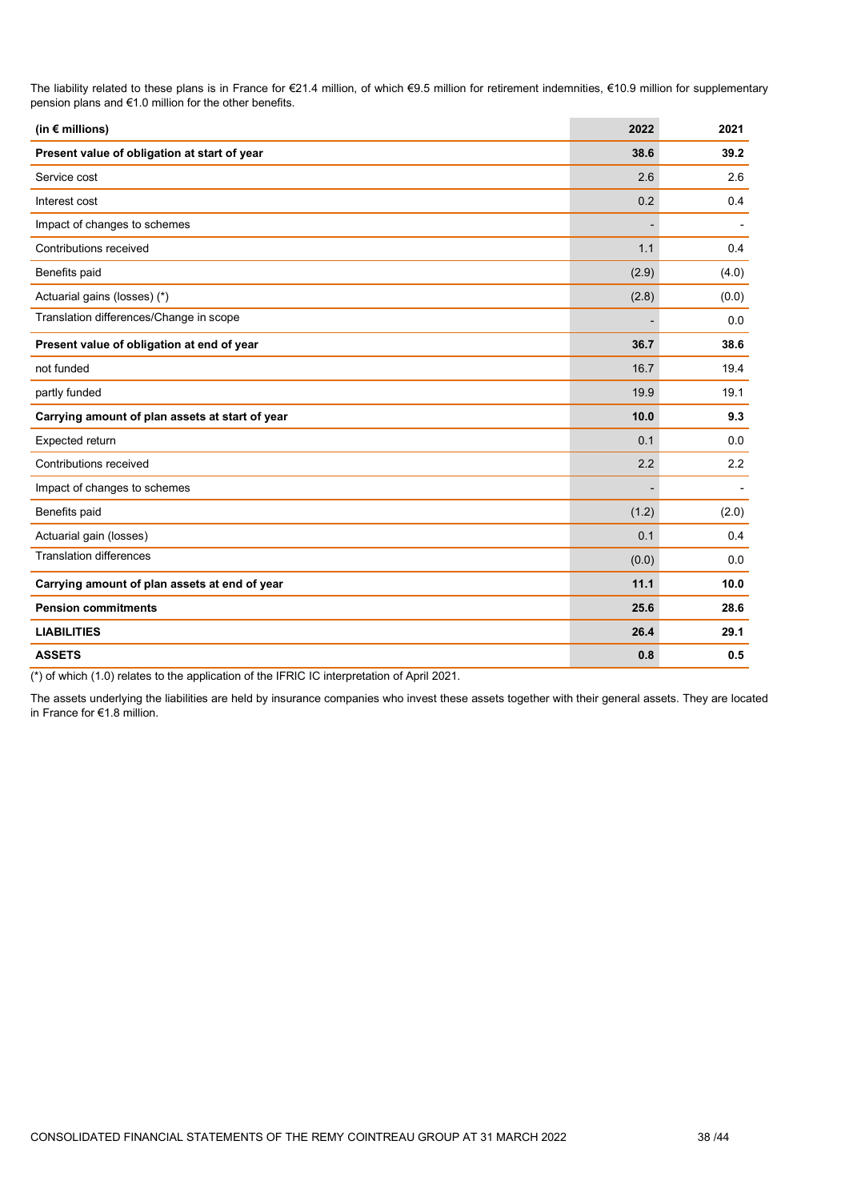The liability related to these plans is in France for €21.4 million, of which €9.5 million for retirement indemnities, €10.9 million for supplementary pension plans and €1.0 million for the other benefits.

| (in € millions) | 2022 | 2021 |
|---|---|---|
| **Present value of obligation at start of year** | **38.6** | **39.2** |
| Service cost | 2.6 | 2.6 |
| Interest cost | 0.2 | 0.4 |
| Impact of changes to schemes | - | - |
| Contributions received | 1.1 | 0.4 |
| Benefits paid | (2.9) | (4.0) |
| Actuarial gains (losses) (*) | (2.8) | (0.0) |
| Translation differences/Change in scope | - | 0.0 |
| **Present value of obligation at end of year** | **36.7** | **38.6** |
| not funded | 16.7 | 19.4 |
| partly funded | 19.9 | 19.1 |
| **Carrying amount of plan assets at start of year** | **10.0** | **9.3** |
| Expected return | 0.1 | 0.0 |
| Contributions received | 2.2 | 2.2 |
| Impact of changes to schemes | - | - |
| Benefits paid | (1.2) | (2.0) |
| Actuarial gain (losses) | 0.1 | 0.4 |
| Translation differences | (0.0) | 0.0 |
| **Carrying amount of plan assets at end of year** | **11.1** | **10.0** |
| **Pension commitments** | **25.6** | **28.6** |
| **LIABILITIES** | **26.4** | **29.1** |
| **ASSETS** | **0.8** | **0.5** |

(*) of which (1.0) relates to the application of the IFRIC IC interpretation of April 2021.

The assets underlying the liabilities are held by insurance companies who invest these assets together with their general assets. They are located in France for €1.8 million.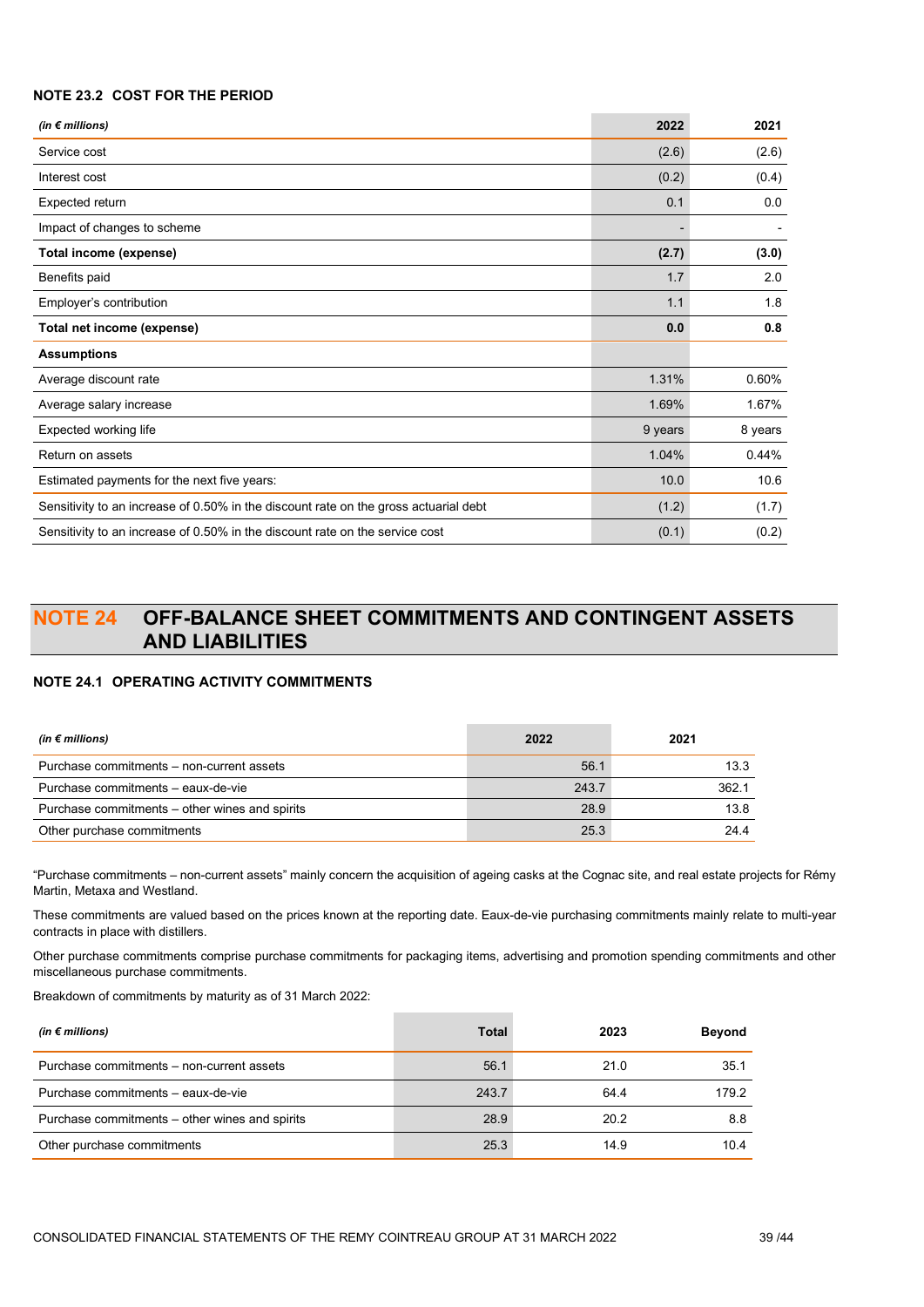### NOTE 23.2 COST FOR THE PERIOD

| *(in € millions)* | 2022 | 2021 |
|---|---|---|
| Service cost | (2.6) | (2.6) |
| Interest cost | (0.2) | (0.4) |
| Expected return | 0.1 | 0.0 |
| Impact of changes to scheme | - | - |
| **Total income (expense)** | **(2.7)** | **(3.0)** |
| Benefits paid | 1.7 | 2.0 |
| Employer's contribution | 1.1 | 1.8 |
| **Total net income (expense)** | **0.0** | **0.8** |
| **Assumptions** | | |
| Average discount rate | 1.31% | 0.60% |
| Average salary increase | 1.69% | 1.67% |
| Expected working life | 9 years | 8 years |
| Return on assets | 1.04% | 0.44% |
| Estimated payments for the next five years: | 10.0 | 10.6 |
| Sensitivity to an increase of 0.50% in the discount rate on the gross actuarial debt | (1.2) | (1.7) |
| Sensitivity to an increase of 0.50% in the discount rate on the service cost | (0.1) | (0.2) |

## NOTE 24 OFF-BALANCE SHEET COMMITMENTS AND CONTINGENT ASSETS AND LIABILITIES

### NOTE 24.1 OPERATING ACTIVITY COMMITMENTS

| *(in € millions)* | 2022 | 2021 |
|---|---|---|
| Purchase commitments – non-current assets | 56.1 | 13.3 |
| Purchase commitments – eaux-de-vie | 243.7 | 362.1 |
| Purchase commitments – other wines and spirits | 28.9 | 13.8 |
| Other purchase commitments | 25.3 | 24.4 |

"Purchase commitments – non-current assets" mainly concern the acquisition of ageing casks at the Cognac site, and real estate projects for Rémy Martin, Metaxa and Westland.

These commitments are valued based on the prices known at the reporting date. Eaux-de-vie purchasing commitments mainly relate to multi-year contracts in place with distillers.

Other purchase commitments comprise purchase commitments for packaging items, advertising and promotion spending commitments and other miscellaneous purchase commitments.

Breakdown of commitments by maturity as of 31 March 2022:

| *(in € millions)* | Total | 2023 | Beyond |
|---|---|---|---|
| Purchase commitments – non-current assets | 56.1 | 21.0 | 35.1 |
| Purchase commitments – eaux-de-vie | 243.7 | 64.4 | 179.2 |
| Purchase commitments – other wines and spirits | 28.9 | 20.2 | 8.8 |
| Other purchase commitments | 25.3 | 14.9 | 10.4 |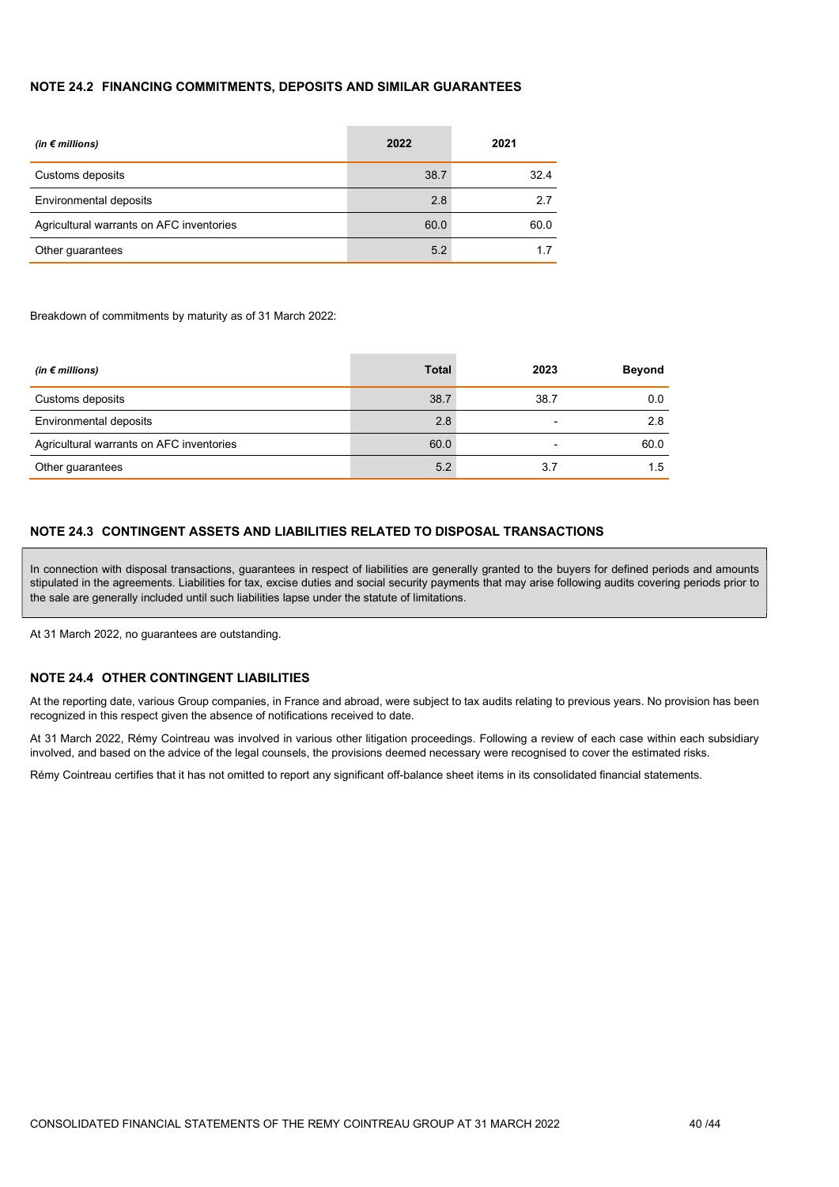### NOTE 24.2 FINANCING COMMITMENTS, DEPOSITS AND SIMILAR GUARANTEES

| *(in € millions)* | 2022 | 2021 |
|---|---|---|
| Customs deposits | 38.7 | 32.4 |
| Environmental deposits | 2.8 | 2.7 |
| Agricultural warrants on AFC inventories | 60.0 | 60.0 |
| Other guarantees | 5.2 | 1.7 |

Breakdown of commitments by maturity as of 31 March 2022:

| *(in € millions)* | Total | 2023 | Beyond |
|---|---|---|---|
| Customs deposits | 38.7 | 38.7 | 0.0 |
| Environmental deposits | 2.8 | - | 2.8 |
| Agricultural warrants on AFC inventories | 60.0 | - | 60.0 |
| Other guarantees | 5.2 | 3.7 | 1.5 |

### NOTE 24.3 CONTINGENT ASSETS AND LIABILITIES RELATED TO DISPOSAL TRANSACTIONS

In connection with disposal transactions, guarantees in respect of liabilities are generally granted to the buyers for defined periods and amounts stipulated in the agreements. Liabilities for tax, excise duties and social security payments that may arise following audits covering periods prior to the sale are generally included until such liabilities lapse under the statute of limitations.

At 31 March 2022, no guarantees are outstanding.

### NOTE 24.4 OTHER CONTINGENT LIABILITIES

At the reporting date, various Group companies, in France and abroad, were subject to tax audits relating to previous years. No provision has been recognized in this respect given the absence of notifications received to date.

At 31 March 2022, Rémy Cointreau was involved in various other litigation proceedings. Following a review of each case within each subsidiary involved, and based on the advice of the legal counsels, the provisions deemed necessary were recognised to cover the estimated risks.

Rémy Cointreau certifies that it has not omitted to report any significant off-balance sheet items in its consolidated financial statements.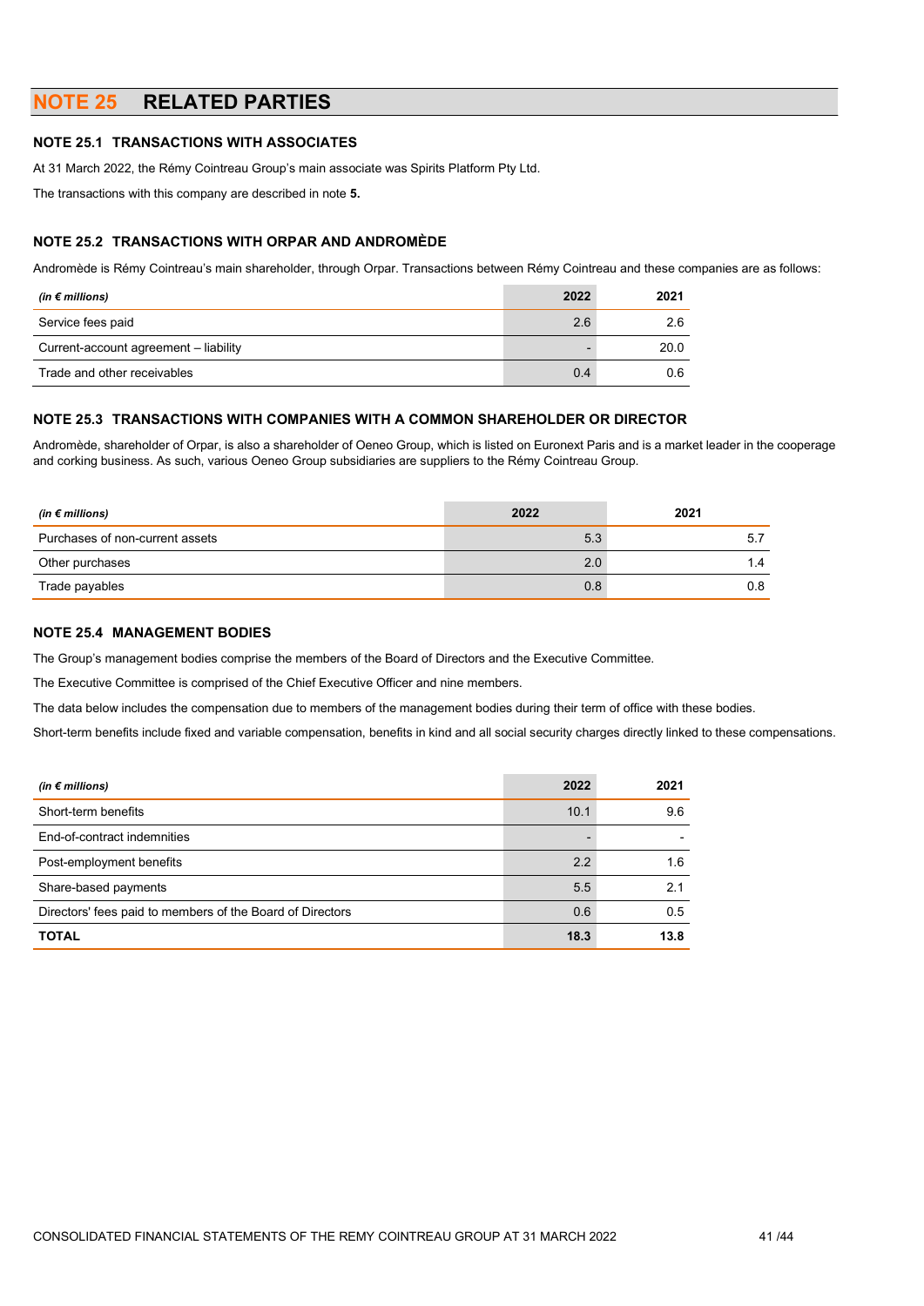# NOTE 25 RELATED PARTIES

## NOTE 25.1 TRANSACTIONS WITH ASSOCIATES

At 31 March 2022, the Rémy Cointreau Group's main associate was Spirits Platform Pty Ltd.

The transactions with this company are described in note **5.**

## NOTE 25.2 TRANSACTIONS WITH ORPAR AND ANDROMÈDE

Andromède is Rémy Cointreau's main shareholder, through Orpar. Transactions between Rémy Cointreau and these companies are as follows:

| *(in € millions)* | 2022 | 2021 |
|---|---|---|
| Service fees paid | 2.6 | 2.6 |
| Current-account agreement – liability | - | 20.0 |
| Trade and other receivables | 0.4 | 0.6 |

## NOTE 25.3 TRANSACTIONS WITH COMPANIES WITH A COMMON SHAREHOLDER OR DIRECTOR

Andromède, shareholder of Orpar, is also a shareholder of Oeneo Group, which is listed on Euronext Paris and is a market leader in the cooperage and corking business. As such, various Oeneo Group subsidiaries are suppliers to the Rémy Cointreau Group.

| *(in € millions)* | 2022 | 2021 |
|---|---|---|
| Purchases of non-current assets | 5.3 | 5.7 |
| Other purchases | 2.0 | 1.4 |
| Trade payables | 0.8 | 0.8 |

## NOTE 25.4 MANAGEMENT BODIES

The Group's management bodies comprise the members of the Board of Directors and the Executive Committee.

The Executive Committee is comprised of the Chief Executive Officer and nine members.

The data below includes the compensation due to members of the management bodies during their term of office with these bodies.

Short-term benefits include fixed and variable compensation, benefits in kind and all social security charges directly linked to these compensations.

| *(in € millions)* | 2022 | 2021 |
|---|---|---|
| Short-term benefits | 10.1 | 9.6 |
| End-of-contract indemnities | - | - |
| Post-employment benefits | 2.2 | 1.6 |
| Share-based payments | 5.5 | 2.1 |
| Directors' fees paid to members of the Board of Directors | 0.6 | 0.5 |
| **TOTAL** | **18.3** | **13.8** |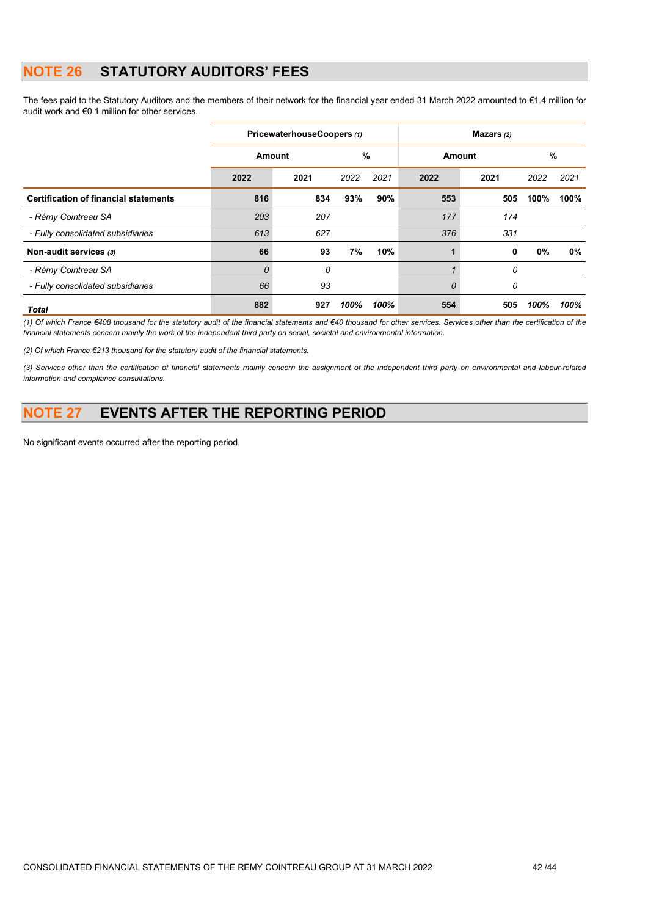# NOTE 26 STATUTORY AUDITORS' FEES

The fees paid to the Statutory Auditors and the members of their network for the financial year ended 31 March 2022 amounted to €1.4 million for audit work and €0.1 million for other services.

| | PricewaterhouseCoopers *(1)* | | | | Mazars *(2)* | | | |
|---|---|---|---|---|---|---|---|---|
| | Amount | | % | | Amount | | % | |
| | 2022 | 2021 | *2022* | *2021* | 2022 | 2021 | *2022* | *2021* |
| **Certification of financial statements** | **816** | **834** | **93%** | **90%** | **553** | **505** | **100%** | **100%** |
| *- Rémy Cointreau SA* | *203* | *207* | | | *177* | *174* | | |
| *- Fully consolidated subsidiaries* | *613* | *627* | | | *376* | *331* | | |
| **Non-audit services** *(3)* | **66** | **93** | **7%** | **10%** | **1** | **0** | **0%** | **0%** |
| *- Rémy Cointreau SA* | *0* | *0* | | | *1* | *0* | | |
| *- Fully consolidated subsidiaries* | *66* | *93* | | | *0* | *0* | | |
| ***Total*** | **882** | **927** | ***100%*** | ***100%*** | **554** | **505** | ***100%*** | ***100%*** |

*(1) Of which France €408 thousand for the statutory audit of the financial statements and €40 thousand for other services. Services other than the certification of the financial statements concern mainly the work of the independent third party on social, societal and environmental information.*

*(2) Of which France €213 thousand for the statutory audit of the financial statements.*

*(3) Services other than the certification of financial statements mainly concern the assignment of the independent third party on environmental and labour-related information and compliance consultations.*

# NOTE 27 EVENTS AFTER THE REPORTING PERIOD

No significant events occurred after the reporting period.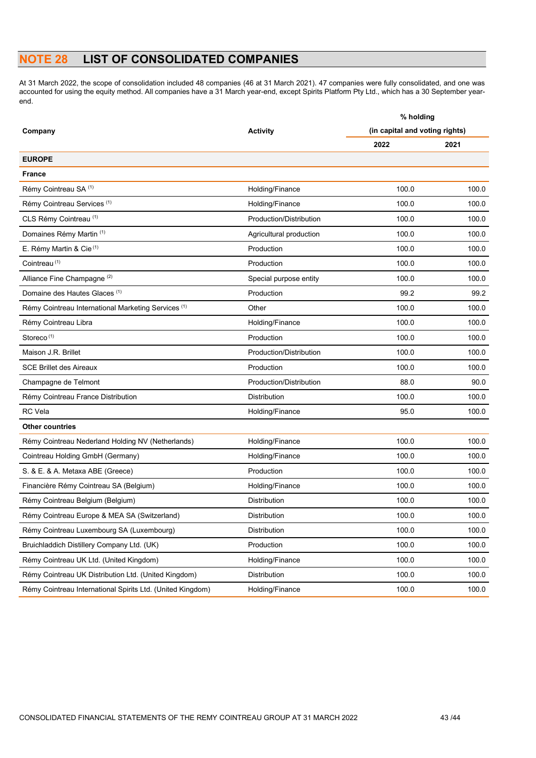## NOTE 28 LIST OF CONSOLIDATED COMPANIES

At 31 March 2022, the scope of consolidation included 48 companies (46 at 31 March 2021). 47 companies were fully consolidated, and one was accounted for using the equity method. All companies have a 31 March year-end, except Spirits Platform Pty Ltd., which has a 30 September year-end.

| Company | Activity | % holding (in capital and voting rights) | |
|---|---|---|---|
| | | 2022 | 2021 |
| **EUROPE** | | | |
| **France** | | | |
| Rémy Cointreau SA [(1)] | Holding/Finance | 100.0 | 100.0 |
| Rémy Cointreau Services [(1)] | Holding/Finance | 100.0 | 100.0 |
| CLS Rémy Cointreau [(1)] | Production/Distribution | 100.0 | 100.0 |
| Domaines Rémy Martin [(1)] | Agricultural production | 100.0 | 100.0 |
| E. Rémy Martin & Cie [(1)] | Production | 100.0 | 100.0 |
| Cointreau [(1)] | Production | 100.0 | 100.0 |
| Alliance Fine Champagne [(2)] | Special purpose entity | 100.0 | 100.0 |
| Domaine des Hautes Glaces [(1)] | Production | 99.2 | 99.2 |
| Rémy Cointreau International Marketing Services [(1)] | Other | 100.0 | 100.0 |
| Rémy Cointreau Libra | Holding/Finance | 100.0 | 100.0 |
| Storeco [(1)] | Production | 100.0 | 100.0 |
| Maison J.R. Brillet | Production/Distribution | 100.0 | 100.0 |
| SCE Brillet des Aireaux | Production | 100.0 | 100.0 |
| Champagne de Telmont | Production/Distribution | 88.0 | 90.0 |
| Rémy Cointreau France Distribution | Distribution | 100.0 | 100.0 |
| RC Vela | Holding/Finance | 95.0 | 100.0 |
| **Other countries** | | | |
| Rémy Cointreau Nederland Holding NV (Netherlands) | Holding/Finance | 100.0 | 100.0 |
| Cointreau Holding GmbH (Germany) | Holding/Finance | 100.0 | 100.0 |
| S. & E. & A. Metaxa ABE (Greece) | Production | 100.0 | 100.0 |
| Financière Rémy Cointreau SA (Belgium) | Holding/Finance | 100.0 | 100.0 |
| Rémy Cointreau Belgium (Belgium) | Distribution | 100.0 | 100.0 |
| Rémy Cointreau Europe & MEA SA (Switzerland) | Distribution | 100.0 | 100.0 |
| Rémy Cointreau Luxembourg SA (Luxembourg) | Distribution | 100.0 | 100.0 |
| Bruichladdich Distillery Company Ltd. (UK) | Production | 100.0 | 100.0 |
| Rémy Cointreau UK Ltd. (United Kingdom) | Holding/Finance | 100.0 | 100.0 |
| Rémy Cointreau UK Distribution Ltd. (United Kingdom) | Distribution | 100.0 | 100.0 |
| Rémy Cointreau International Spirits Ltd. (United Kingdom) | Holding/Finance | 100.0 | 100.0 |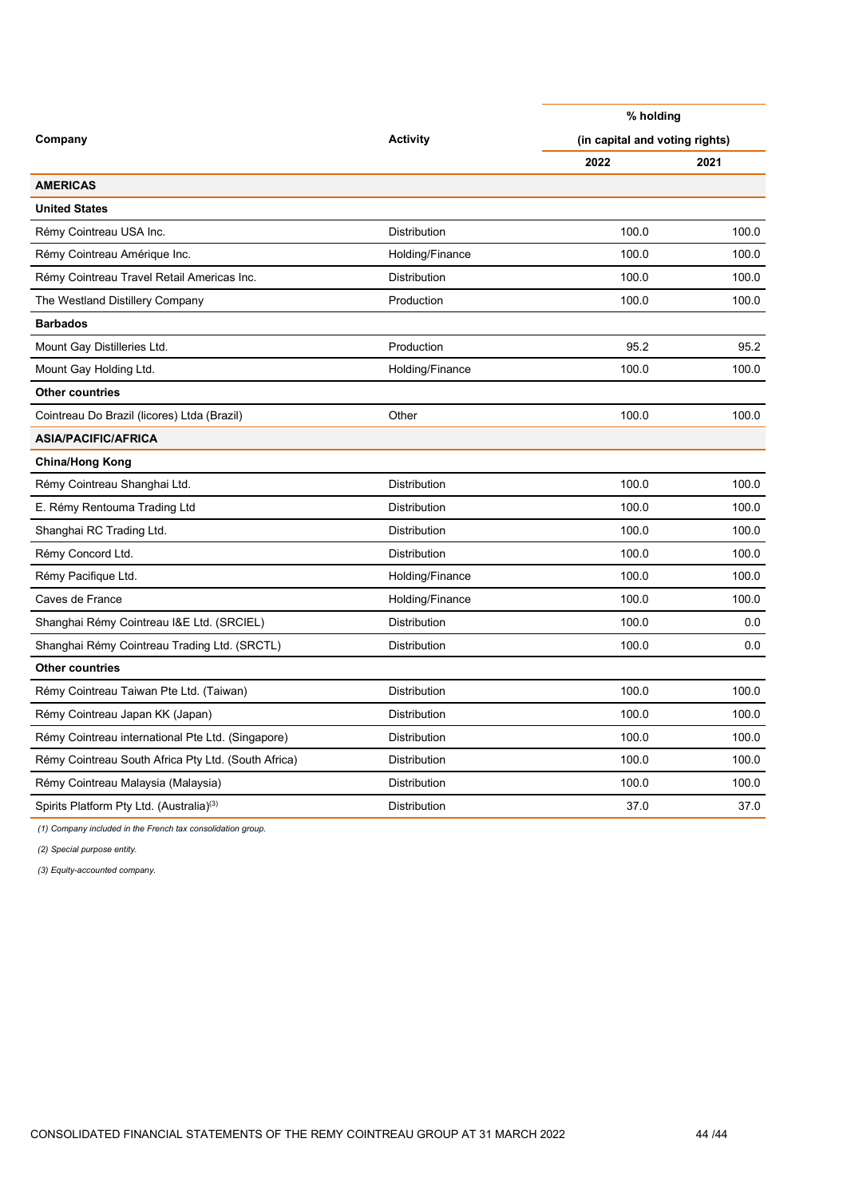| Company | Activity | % holding (in capital and voting rights) | |
|---|---|---|---|
| | | 2022 | 2021 |
| **AMERICAS** | | | |
| **United States** | | | |
| Rémy Cointreau USA Inc. | Distribution | 100.0 | 100.0 |
| Rémy Cointreau Amérique Inc. | Holding/Finance | 100.0 | 100.0 |
| Rémy Cointreau Travel Retail Americas Inc. | Distribution | 100.0 | 100.0 |
| The Westland Distillery Company | Production | 100.0 | 100.0 |
| **Barbados** | | | |
| Mount Gay Distilleries Ltd. | Production | 95.2 | 95.2 |
| Mount Gay Holding Ltd. | Holding/Finance | 100.0 | 100.0 |
| **Other countries** | | | |
| Cointreau Do Brazil (licores) Ltda (Brazil) | Other | 100.0 | 100.0 |
| **ASIA/PACIFIC/AFRICA** | | | |
| **China/Hong Kong** | | | |
| Rémy Cointreau Shanghai Ltd. | Distribution | 100.0 | 100.0 |
| E. Rémy Rentouma Trading Ltd | Distribution | 100.0 | 100.0 |
| Shanghai RC Trading Ltd. | Distribution | 100.0 | 100.0 |
| Rémy Concord Ltd. | Distribution | 100.0 | 100.0 |
| Rémy Pacifique Ltd. | Holding/Finance | 100.0 | 100.0 |
| Caves de France | Holding/Finance | 100.0 | 100.0 |
| Shanghai Rémy Cointreau I&E Ltd. (SRCIEL) | Distribution | 100.0 | 0.0 |
| Shanghai Rémy Cointreau Trading Ltd. (SRCTL) | Distribution | 100.0 | 0.0 |
| **Other countries** | | | |
| Rémy Cointreau Taiwan Pte Ltd. (Taiwan) | Distribution | 100.0 | 100.0 |
| Rémy Cointreau Japan KK (Japan) | Distribution | 100.0 | 100.0 |
| Rémy Cointreau international Pte Ltd. (Singapore) | Distribution | 100.0 | 100.0 |
| Rémy Cointreau South Africa Pty Ltd. (South Africa) | Distribution | 100.0 | 100.0 |
| Rémy Cointreau Malaysia (Malaysia) | Distribution | 100.0 | 100.0 |
| Spirits Platform Pty Ltd. (Australia)[3] | Distribution | 37.0 | 37.0 |

*(1) Company included in the French tax consolidation group.*

*(2) Special purpose entity.*

*(3) Equity-accounted company.*